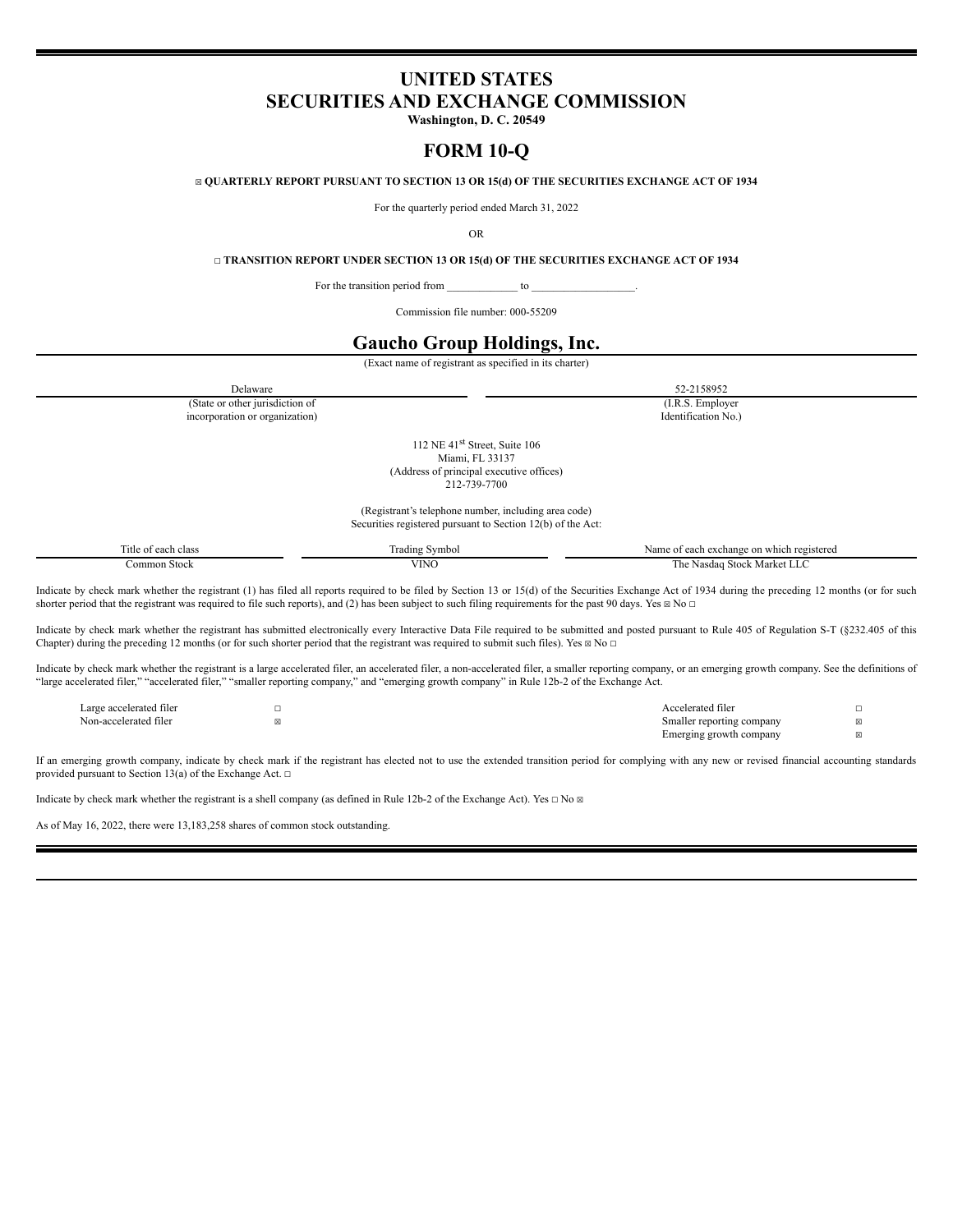# UNITED STATES
# SECURITIES AND EXCHANGE COMMISSION

**Washington, D. C. 20549**

# FORM 10-Q

☒ **QUARTERLY REPORT PURSUANT TO SECTION 13 OR 15(d) OF THE SECURITIES EXCHANGE ACT OF 1934**

For the quarterly period ended March 31, 2022

OR

☐ **TRANSITION REPORT UNDER SECTION 13 OR 15(d) OF THE SECURITIES EXCHANGE ACT OF 1934**

For the transition period from _____________ to ___________________.

Commission file number: 000-55209

# Gaucho Group Holdings, Inc.

(Exact name of registrant as specified in its charter)

| Delaware | 52-2158952 |
|---|---|
| (State or other jurisdiction of incorporation or organization) | (I.R.S. Employer Identification No.) |

112 NE 41st Street, Suite 106
Miami, FL 33137
(Address of principal executive offices)
212-739-7700

(Registrant's telephone number, including area code)
Securities registered pursuant to Section 12(b) of the Act:

| Title of each class | Trading Symbol | Name of each exchange on which registered |
|---|---|---|
| Common Stock | VINO | The Nasdaq Stock Market LLC |

Indicate by check mark whether the registrant (1) has filed all reports required to be filed by Section 13 or 15(d) of the Securities Exchange Act of 1934 during the preceding 12 months (or for such shorter period that the registrant was required to file such reports), and (2) has been subject to such filing requirements for the past 90 days. Yes ☒ No ☐

Indicate by check mark whether the registrant has submitted electronically every Interactive Data File required to be submitted and posted pursuant to Rule 405 of Regulation S-T (§232.405 of this Chapter) during the preceding 12 months (or for such shorter period that the registrant was required to submit such files). Yes ☒ No ☐

Indicate by check mark whether the registrant is a large accelerated filer, an accelerated filer, a non-accelerated filer, a smaller reporting company, or an emerging growth company. See the definitions of "large accelerated filer," "accelerated filer," "smaller reporting company," and "emerging growth company" in Rule 12b-2 of the Exchange Act.

| | | | |
|---|---|---|---|
| Large accelerated filer | ☐ | Accelerated filer | ☐ |
| Non-accelerated filer | ☒ | Smaller reporting company | ☒ |
| | | Emerging growth company | ☒ |

If an emerging growth company, indicate by check mark if the registrant has elected not to use the extended transition period for complying with any new or revised financial accounting standards provided pursuant to Section 13(a) of the Exchange Act. ☐

Indicate by check mark whether the registrant is a shell company (as defined in Rule 12b-2 of the Exchange Act). Yes ☐ No ☒

As of May 16, 2022, there were 13,183,258 shares of common stock outstanding.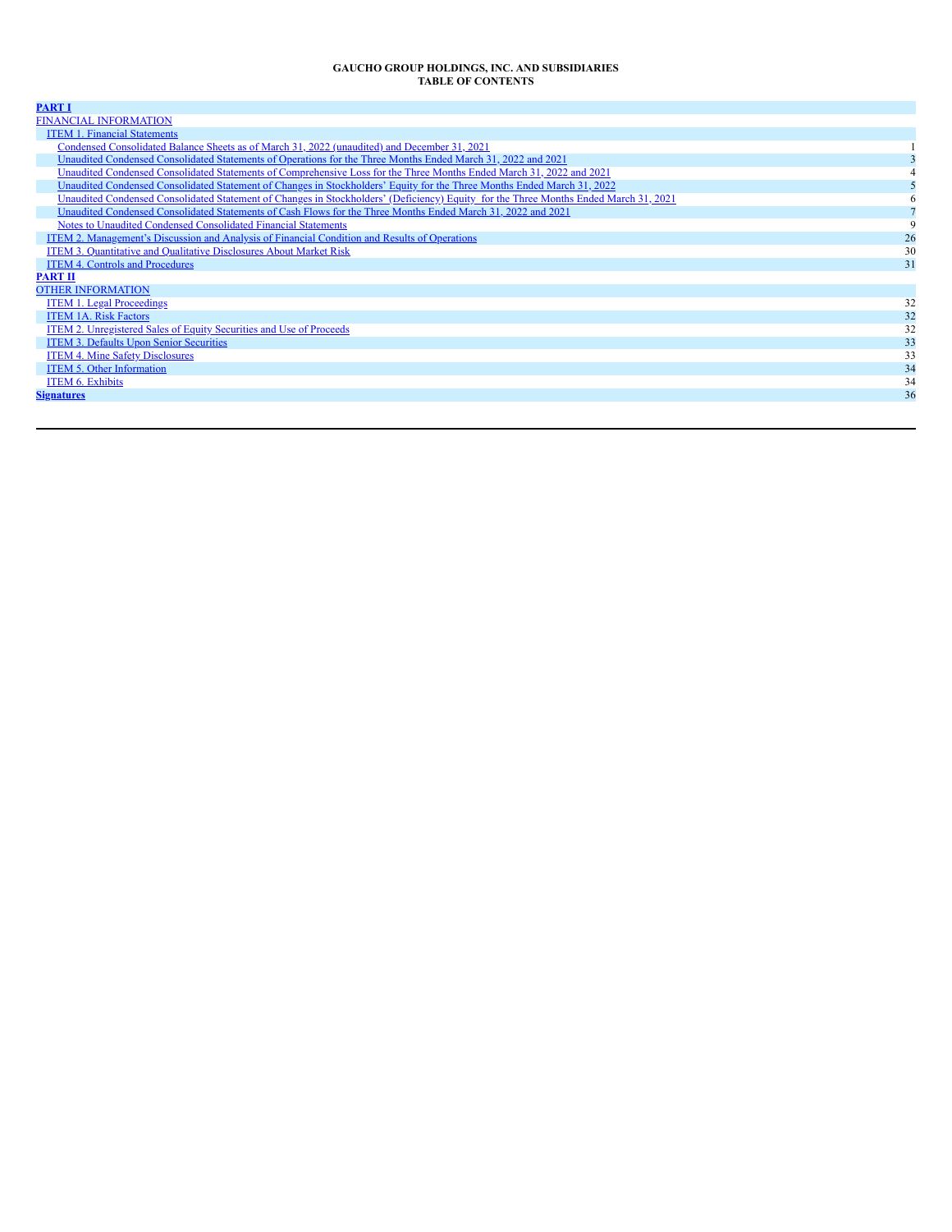**GAUCHO GROUP HOLDINGS, INC. AND SUBSIDIARIES**
**TABLE OF CONTENTS**

| | |
|---|---|
| **PART I** | |
| FINANCIAL INFORMATION | |
| ITEM 1. Financial Statements | |
| Condensed Consolidated Balance Sheets as of March 31, 2022 (unaudited) and December 31, 2021 | 1 |
| Unaudited Condensed Consolidated Statements of Operations for the Three Months Ended March 31, 2022 and 2021 | 3 |
| Unaudited Condensed Consolidated Statements of Comprehensive Loss for the Three Months Ended March 31, 2022 and 2021 | 4 |
| Unaudited Condensed Consolidated Statement of Changes in Stockholders' Equity for the Three Months Ended March 31, 2022 | 5 |
| Unaudited Condensed Consolidated Statement of Changes in Stockholders' (Deficiency) Equity for the Three Months Ended March 31, 2021 | 6 |
| Unaudited Condensed Consolidated Statements of Cash Flows for the Three Months Ended March 31, 2022 and 2021 | 7 |
| Notes to Unaudited Condensed Consolidated Financial Statements | 9 |
| ITEM 2. Management's Discussion and Analysis of Financial Condition and Results of Operations | 26 |
| ITEM 3. Quantitative and Qualitative Disclosures About Market Risk | 30 |
| ITEM 4. Controls and Procedures | 31 |
| **PART II** | |
| OTHER INFORMATION | |
| ITEM 1. Legal Proceedings | 32 |
| ITEM 1A. Risk Factors | 32 |
| ITEM 2. Unregistered Sales of Equity Securities and Use of Proceeds | 32 |
| ITEM 3. Defaults Upon Senior Securities | 33 |
| ITEM 4. Mine Safety Disclosures | 33 |
| ITEM 5. Other Information | 34 |
| ITEM 6. Exhibits | 34 |
| **Signatures** | 36 |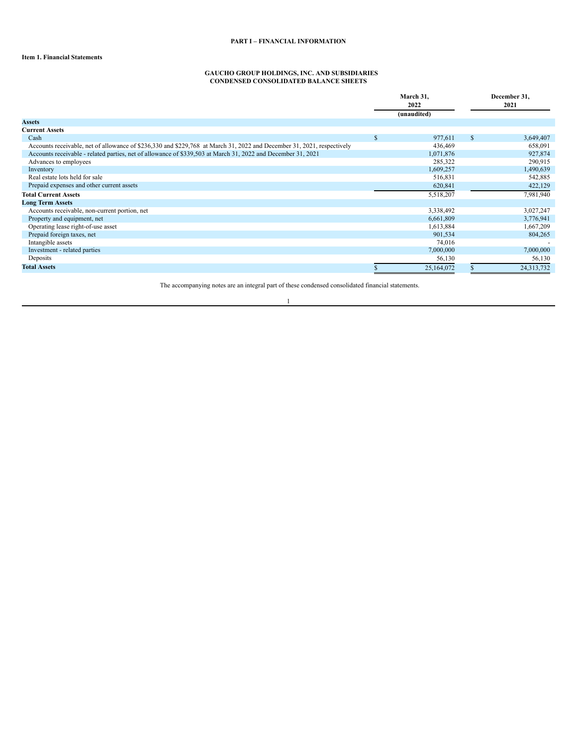**PART I – FINANCIAL INFORMATION**

**Item 1. Financial Statements**

**GAUCHO GROUP HOLDINGS, INC. AND SUBSIDIARIES**
**CONDENSED CONSOLIDATED BALANCE SHEETS**

| | March 31, 2022 (unaudited) | December 31, 2021 |
|---|---|---|
| **Assets** | | |
| **Current Assets** | | |
| Cash | $ 977,611 | $ 3,649,407 |
| Accounts receivable, net of allowance of $236,330 and $229,768 at March 31, 2022 and December 31, 2021, respectively | 436,469 | 658,091 |
| Accounts receivable - related parties, net of allowance of $339,503 at March 31, 2022 and December 31, 2021 | 1,071,876 | 927,874 |
| Advances to employees | 285,322 | 290,915 |
| Inventory | 1,609,257 | 1,490,639 |
| Real estate lots held for sale | 516,831 | 542,885 |
| Prepaid expenses and other current assets | 620,841 | 422,129 |
| **Total Current Assets** | 5,518,207 | 7,981,940 |
| **Long Term Assets** | | |
| Accounts receivable, non-current portion, net | 3,338,492 | 3,027,247 |
| Property and equipment, net | 6,661,809 | 3,776,941 |
| Operating lease right-of-use asset | 1,613,884 | 1,667,209 |
| Prepaid foreign taxes, net | 901,534 | 804,265 |
| Intangible assets | 74,016 | - |
| Investment - related parties | 7,000,000 | 7,000,000 |
| Deposits | 56,130 | 56,130 |
| **Total Assets** | $ 25,164,072 | $ 24,313,732 |

The accompanying notes are an integral part of these condensed consolidated financial statements.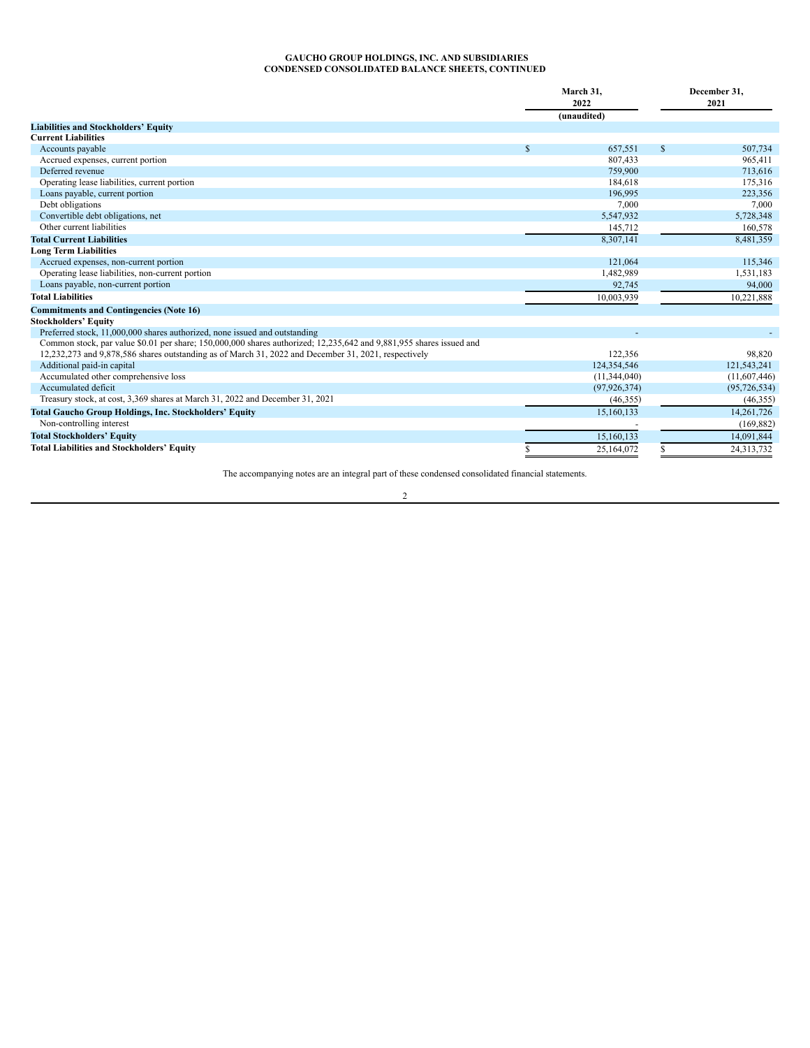**GAUCHO GROUP HOLDINGS, INC. AND SUBSIDIARIES**
**CONDENSED CONSOLIDATED BALANCE SHEETS, CONTINUED**

| | March 31, 2022 (unaudited) | December 31, 2021 |
|---|---|---|
| **Liabilities and Stockholders' Equity** | | |
| **Current Liabilities** | | |
| Accounts payable | $ 657,551 | $ 507,734 |
| Accrued expenses, current portion | 807,433 | 965,411 |
| Deferred revenue | 759,900 | 713,616 |
| Operating lease liabilities, current portion | 184,618 | 175,316 |
| Loans payable, current portion | 196,995 | 223,356 |
| Debt obligations | 7,000 | 7,000 |
| Convertible debt obligations, net | 5,547,932 | 5,728,348 |
| Other current liabilities | 145,712 | 160,578 |
| **Total Current Liabilities** | 8,307,141 | 8,481,359 |
| **Long Term Liabilities** | | |
| Accrued expenses, non-current portion | 121,064 | 115,346 |
| Operating lease liabilities, non-current portion | 1,482,989 | 1,531,183 |
| Loans payable, non-current portion | 92,745 | 94,000 |
| **Total Liabilities** | 10,003,939 | 10,221,888 |
| **Commitments and Contingencies (Note 16)** | | |
| **Stockholders' Equity** | | |
| Preferred stock, 11,000,000 shares authorized, none issued and outstanding | - | - |
| Common stock, par value $0.01 per share; 150,000,000 shares authorized; 12,235,642 and 9,881,955 shares issued and 12,232,273 and 9,878,586 shares outstanding as of March 31, 2022 and December 31, 2021, respectively | 122,356 | 98,820 |
| Additional paid-in capital | 124,354,546 | 121,543,241 |
| Accumulated other comprehensive loss | (11,344,040) | (11,607,446) |
| Accumulated deficit | (97,926,374) | (95,726,534) |
| Treasury stock, at cost, 3,369 shares at March 31, 2022 and December 31, 2021 | (46,355) | (46,355) |
| **Total Gaucho Group Holdings, Inc. Stockholders' Equity** | 15,160,133 | 14,261,726 |
| Non-controlling interest | - | (169,882) |
| **Total Stockholders' Equity** | 15,160,133 | 14,091,844 |
| **Total Liabilities and Stockholders' Equity** | $ 25,164,072 | $ 24,313,732 |

The accompanying notes are an integral part of these condensed consolidated financial statements.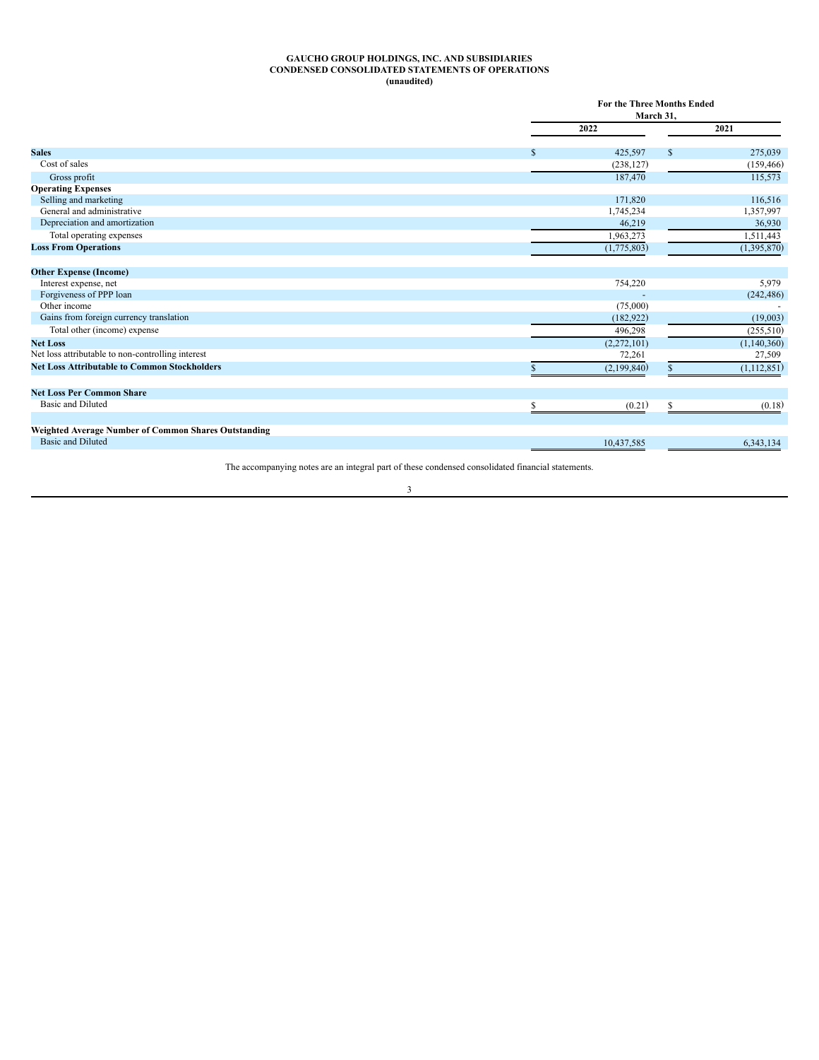**GAUCHO GROUP HOLDINGS, INC. AND SUBSIDIARIES**
**CONDENSED CONSOLIDATED STATEMENTS OF OPERATIONS**
**(unaudited)**

| | For the Three Months Ended March 31, | |
|---|---|---|
| | 2022 | 2021 |
| **Sales** | $ 425,597 | $ 275,039 |
| Cost of sales | (238,127) | (159,466) |
| Gross profit | 187,470 | 115,573 |
| **Operating Expenses** | | |
| Selling and marketing | 171,820 | 116,516 |
| General and administrative | 1,745,234 | 1,357,997 |
| Depreciation and amortization | 46,219 | 36,930 |
| Total operating expenses | 1,963,273 | 1,511,443 |
| **Loss From Operations** | (1,775,803) | (1,395,870) |
| | | |
| **Other Expense (Income)** | | |
| Interest expense, net | 754,220 | 5,979 |
| Forgiveness of PPP loan | - | (242,486) |
| Other income | (75,000) | - |
| Gains from foreign currency translation | (182,922) | (19,003) |
| Total other (income) expense | 496,298 | (255,510) |
| **Net Loss** | (2,272,101) | (1,140,360) |
| Net loss attributable to non-controlling interest | 72,261 | 27,509 |
| **Net Loss Attributable to Common Stockholders** | $ (2,199,840) | $ (1,112,851) |
| | | |
| **Net Loss Per Common Share** | | |
| Basic and Diluted | $ (0.21) | $ (0.18) |
| | | |
| **Weighted Average Number of Common Shares Outstanding** | | |
| Basic and Diluted | 10,437,585 | 6,343,134 |

The accompanying notes are an integral part of these condensed consolidated financial statements.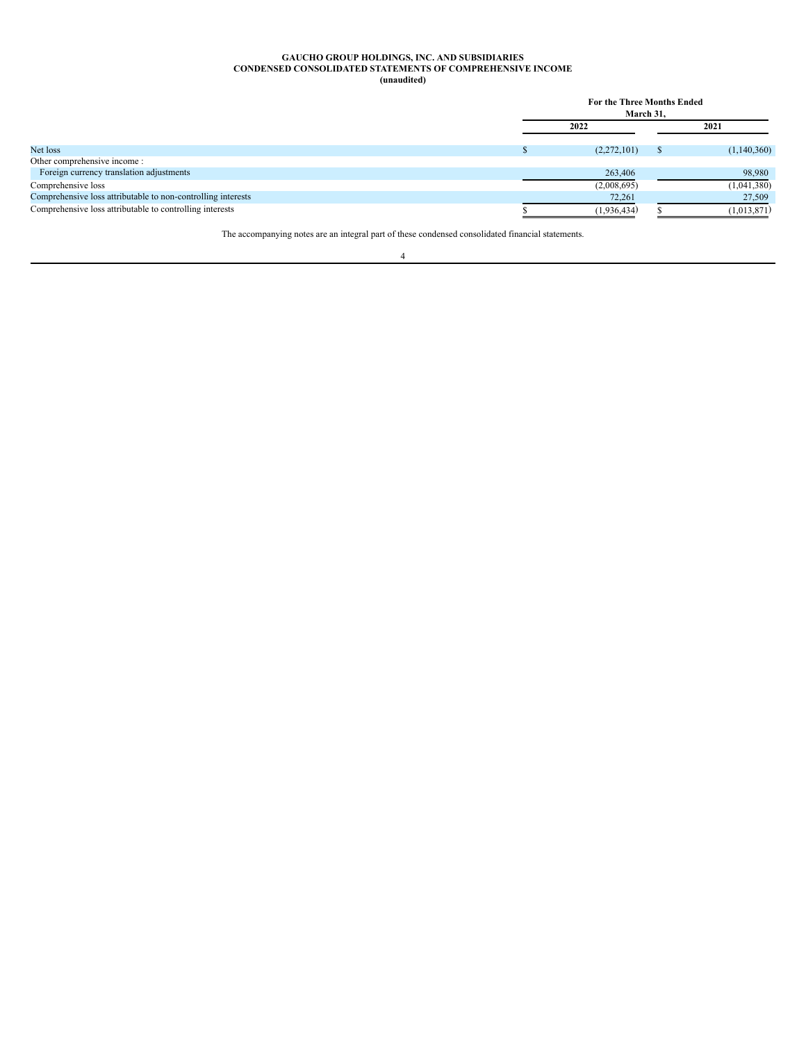**GAUCHO GROUP HOLDINGS, INC. AND SUBSIDIARIES**
**CONDENSED CONSOLIDATED STATEMENTS OF COMPREHENSIVE INCOME**
**(unaudited)**

| | For the Three Months Ended March 31, | |
|---|---|---|
| | 2022 | 2021 |
| Net loss | $ (2,272,101) | $ (1,140,360) |
| Other comprehensive income : | | |
| Foreign currency translation adjustments | 263,406 | 98,980 |
| Comprehensive loss | (2,008,695) | (1,041,380) |
| Comprehensive loss attributable to non-controlling interests | 72,261 | 27,509 |
| Comprehensive loss attributable to controlling interests | $ (1,936,434) | $ (1,013,871) |

The accompanying notes are an integral part of these condensed consolidated financial statements.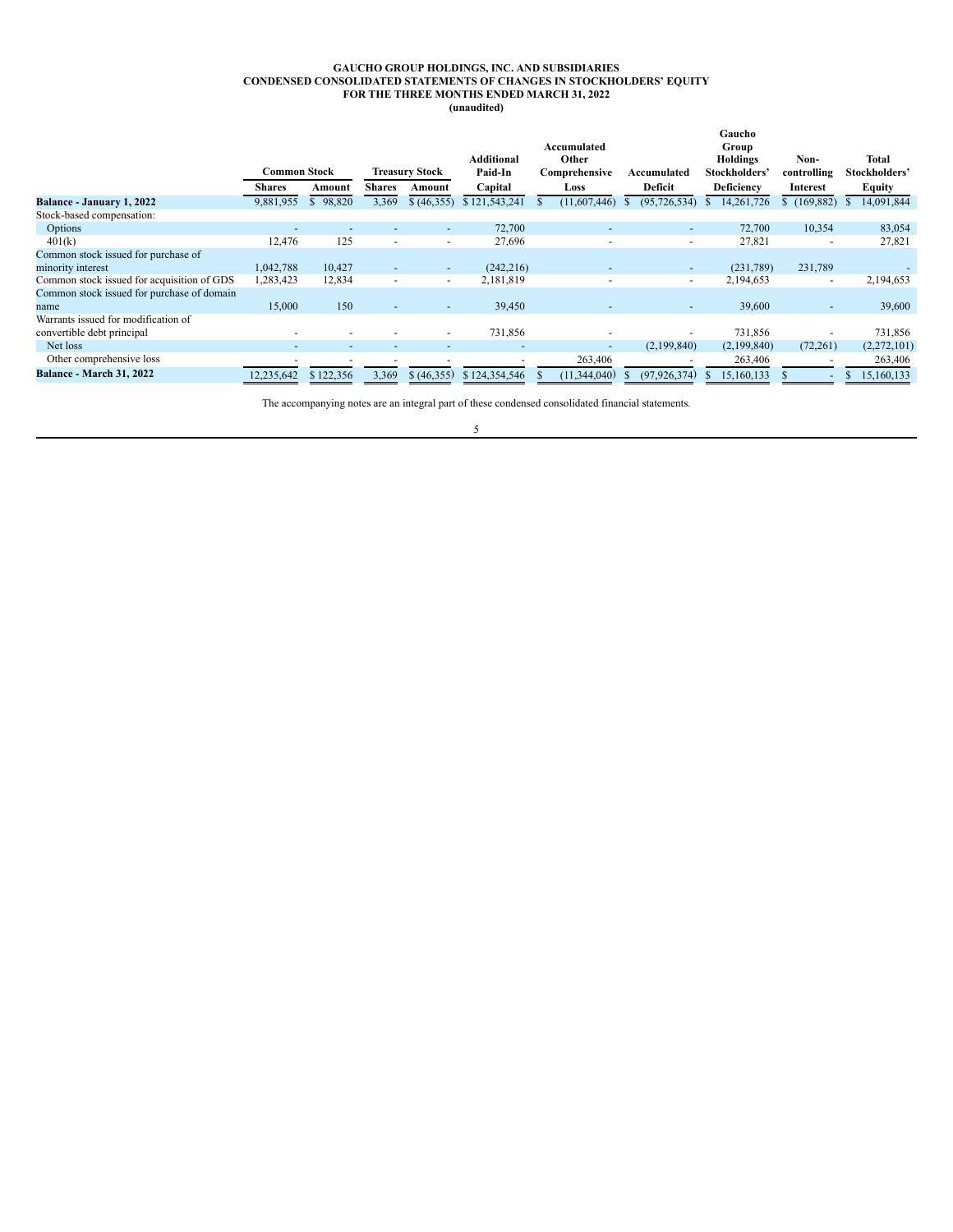**GAUCHO GROUP HOLDINGS, INC. AND SUBSIDIARIES**
**CONDENSED CONSOLIDATED STATEMENTS OF CHANGES IN STOCKHOLDERS' EQUITY**
**FOR THE THREE MONTHS ENDED MARCH 31, 2022**
**(unaudited)**

| | Common Stock | | Treasury Stock | | Additional Paid-In Capital | Accumulated Other Comprehensive Loss | Accumulated Deficit | Gaucho Group Holdings Stockholders' Deficiency | Non-controlling Interest | Total Stockholders' Equity |
|---|---|---|---|---|---|---|---|---|---|---|
| | Shares | Amount | Shares | Amount | | | | | | |
| **Balance - January 1, 2022** | 9,881,955 | $ 98,820 | 3,369 | $ (46,355) | $ 121,543,241 | $ (11,607,446) | $ (95,726,534) | $ 14,261,726 | $ (169,882) | $ 14,091,844 |
| Stock-based compensation: | | | | | | | | | | |
| Options | - | - | - | - | 72,700 | - | - | 72,700 | 10,354 | 83,054 |
| 401(k) | 12,476 | 125 | - | - | 27,696 | - | - | 27,821 | - | 27,821 |
| Common stock issued for purchase of minority interest | 1,042,788 | 10,427 | - | - | (242,216) | - | - | (231,789) | 231,789 | - |
| Common stock issued for acquisition of GDS | 1,283,423 | 12,834 | - | - | 2,181,819 | - | - | 2,194,653 | - | 2,194,653 |
| Common stock issued for purchase of domain name | 15,000 | 150 | - | - | 39,450 | - | - | 39,600 | - | 39,600 |
| Warrants issued for modification of convertible debt principal | - | - | - | - | 731,856 | - | - | 731,856 | - | 731,856 |
| Net loss | - | - | - | - | - | - | (2,199,840) | (2,199,840) | (72,261) | (2,272,101) |
| Other comprehensive loss | - | - | - | - | - | 263,406 | - | 263,406 | - | 263,406 |
| **Balance - March 31, 2022** | 12,235,642 | $ 122,356 | 3,369 | $ (46,355) | $ 124,354,546 | $ (11,344,040) | $ (97,926,374) | $ 15,160,133 | $ - | $ 15,160,133 |

The accompanying notes are an integral part of these condensed consolidated financial statements.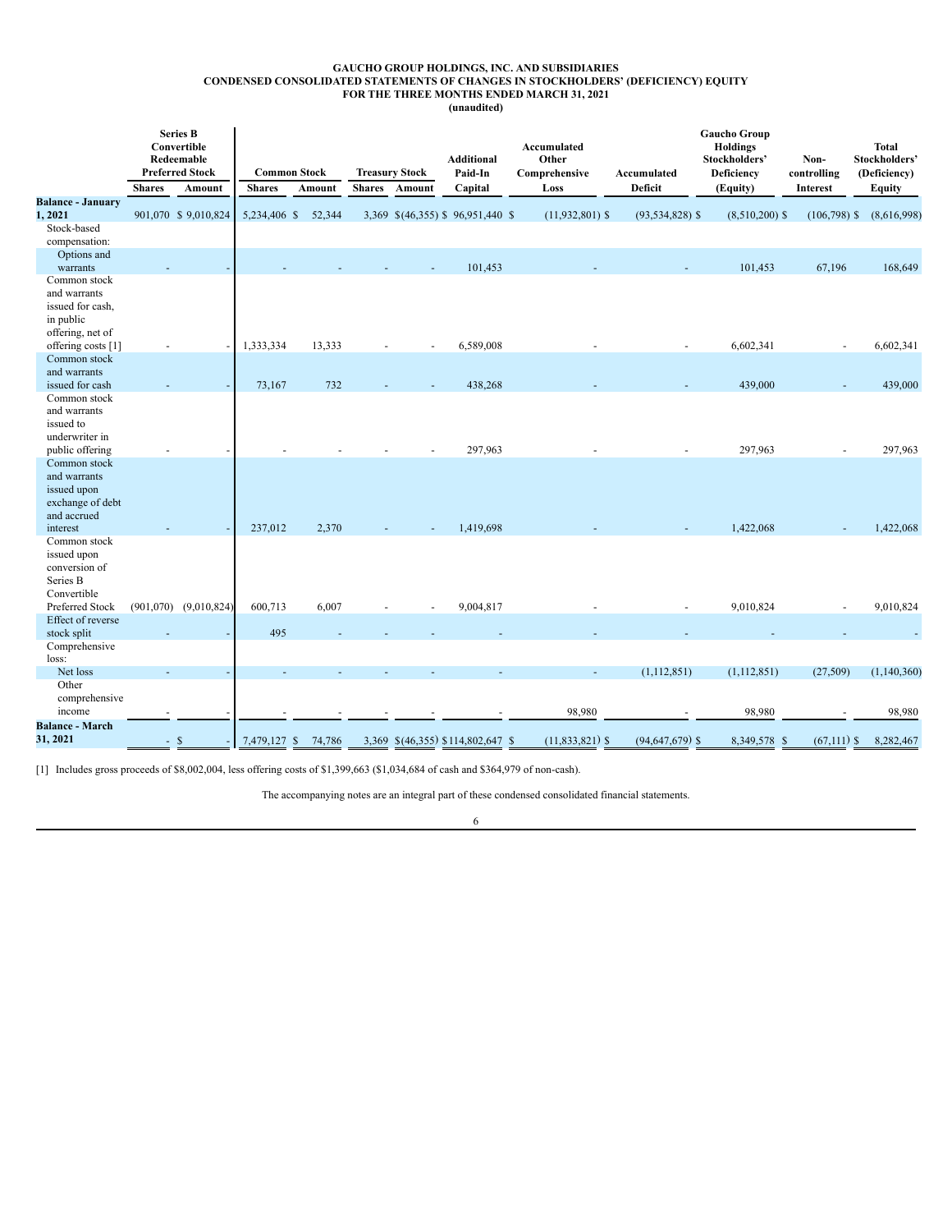**GAUCHO GROUP HOLDINGS, INC. AND SUBSIDIARIES**
**CONDENSED CONSOLIDATED STATEMENTS OF CHANGES IN STOCKHOLDERS' (DEFICIENCY) EQUITY**
**FOR THE THREE MONTHS ENDED MARCH 31, 2021**
**(unaudited)**

| | Series B Convertible Redeemable Preferred Stock | | Common Stock | | Treasury Stock | | Additional Paid-In Capital | Accumulated Other Comprehensive Loss | Accumulated Deficit | Gaucho Group Holdings Stockholders' Deficiency (Equity) | Non-controlling Interest | Total Stockholders' (Deficiency) Equity |
|---|---|---|---|---|---|---|---|---|---|---|---|---|
| | Shares | Amount | Shares | Amount | Shares | Amount | | | | | | |
| **Balance - January 1, 2021** | 901,070 | $ 9,010,824 | 5,234,406 | $ 52,344 | 3,369 | $ (46,355) | $ 96,951,440 | $ (11,932,801) | $ (93,534,828) | $ (8,510,200) | $ (106,798) | $ (8,616,998) |
| Stock-based compensation: | | | | | | | | | | | | |
| Options and warrants | - | - | - | - | - | - | 101,453 | - | - | 101,453 | 67,196 | 168,649 |
| Common stock and warrants issued for cash, in public offering, net of offering costs [1] | - | - | 1,333,334 | 13,333 | - | - | 6,589,008 | - | - | 6,602,341 | - | 6,602,341 |
| Common stock and warrants issued for cash | - | - | 73,167 | 732 | - | - | 438,268 | - | - | 439,000 | - | 439,000 |
| Common stock and warrants issued to underwriter in public offering | - | - | - | - | - | - | 297,963 | - | - | 297,963 | - | 297,963 |
| Common stock and warrants issued upon exchange of debt and accrued interest | - | - | 237,012 | 2,370 | - | - | 1,419,698 | - | - | 1,422,068 | - | 1,422,068 |
| Common stock issued upon conversion of Series B Convertible Preferred Stock | (901,070) | (9,010,824) | 600,713 | 6,007 | - | - | 9,004,817 | - | - | 9,010,824 | - | 9,010,824 |
| Effect of reverse stock split | - | - | 495 | - | - | - | - | - | - | - | - | - |
| Comprehensive loss: | | | | | | | | | | | | |
| Net loss | - | - | - | - | - | - | - | - | (1,112,851) | (1,112,851) | (27,509) | (1,140,360) |
| Other comprehensive income | - | - | - | - | - | - | - | 98,980 | - | 98,980 | - | 98,980 |
| **Balance - March 31, 2021** | - | $ - | 7,479,127 | $ 74,786 | 3,369 | $ (46,355) | $ 114,802,647 | $ (11,833,821) | $ (94,647,679) | $ 8,349,578 | $ (67,111) | $ 8,282,467 |

[1] Includes gross proceeds of $8,002,004, less offering costs of $1,399,663 ($1,034,684 of cash and $364,979 of non-cash).

The accompanying notes are an integral part of these condensed consolidated financial statements.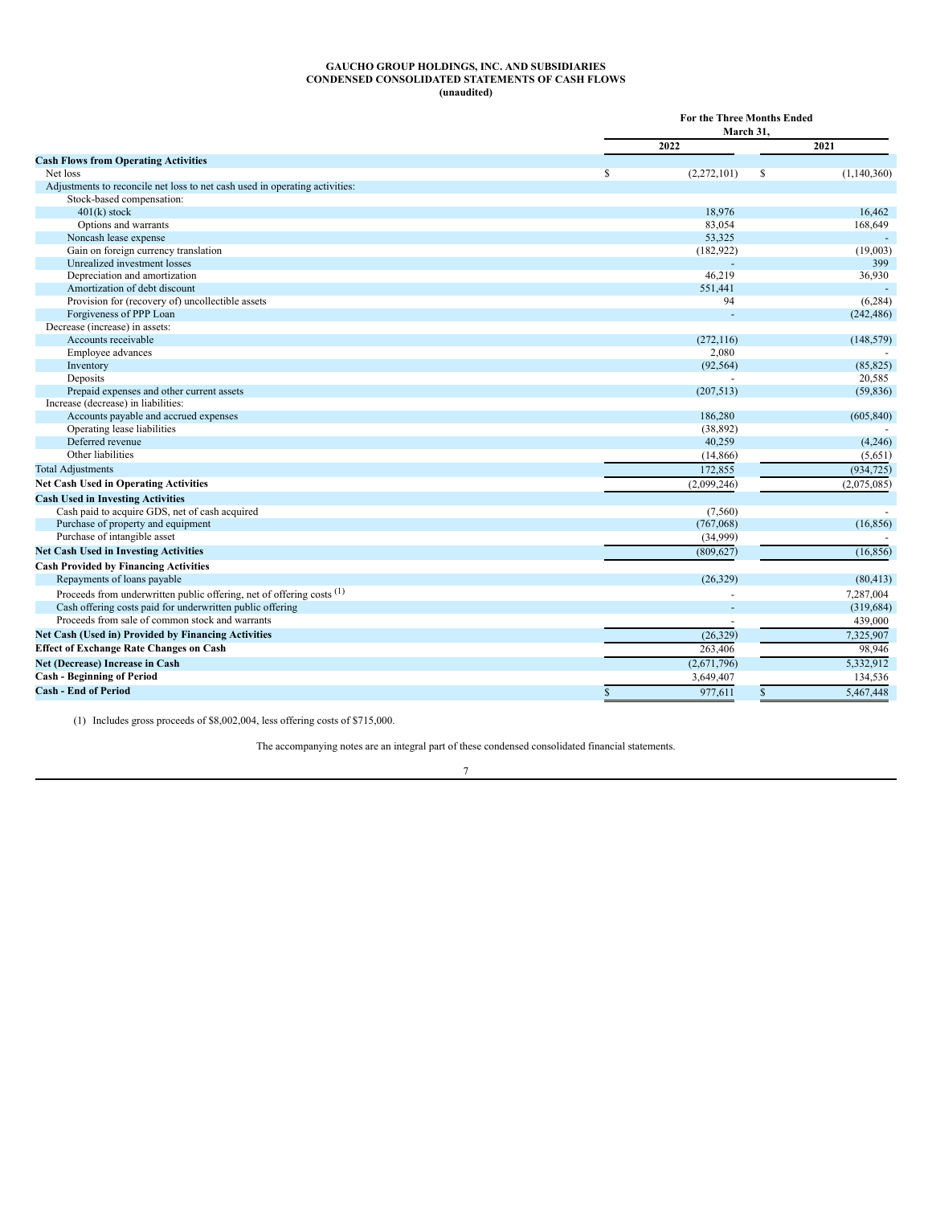**GAUCHO GROUP HOLDINGS, INC. AND SUBSIDIARIES**
**CONDENSED CONSOLIDATED STATEMENTS OF CASH FLOWS**
**(unaudited)**

| | For the Three Months Ended March 31, | |
|---|---|---|
| | 2022 | 2021 |
| **Cash Flows from Operating Activities** | | |
| Net loss | $ (2,272,101) | $ (1,140,360) |
| Adjustments to reconcile net loss to net cash used in operating activities: | | |
| Stock-based compensation: | | |
| 401(k) stock | 18,976 | 16,462 |
| Options and warrants | 83,054 | 168,649 |
| Noncash lease expense | 53,325 | - |
| Gain on foreign currency translation | (182,922) | (19,003) |
| Unrealized investment losses | - | 399 |
| Depreciation and amortization | 46,219 | 36,930 |
| Amortization of debt discount | 551,441 | - |
| Provision for (recovery of) uncollectible assets | 94 | (6,284) |
| Forgiveness of PPP Loan | - | (242,486) |
| Decrease (increase) in assets: | | |
| Accounts receivable | (272,116) | (148,579) |
| Employee advances | 2,080 | - |
| Inventory | (92,564) | (85,825) |
| Deposits | - | 20,585 |
| Prepaid expenses and other current assets | (207,513) | (59,836) |
| Increase (decrease) in liabilities: | | |
| Accounts payable and accrued expenses | 186,280 | (605,840) |
| Operating lease liabilities | (38,892) | - |
| Deferred revenue | 40,259 | (4,246) |
| Other liabilities | (14,866) | (5,651) |
| Total Adjustments | 172,855 | (934,725) |
| **Net Cash Used in Operating Activities** | (2,099,246) | (2,075,085) |
| **Cash Used in Investing Activities** | | |
| Cash paid to acquire GDS, net of cash acquired | (7,560) | - |
| Purchase of property and equipment | (767,068) | (16,856) |
| Purchase of intangible asset | (34,999) | - |
| **Net Cash Used in Investing Activities** | (809,627) | (16,856) |
| **Cash Provided by Financing Activities** | | |
| Repayments of loans payable | (26,329) | (80,413) |
| Proceeds from underwritten public offering, net of offering costs (1) | - | 7,287,004 |
| Cash offering costs paid for underwritten public offering | - | (319,684) |
| Proceeds from sale of common stock and warrants | - | 439,000 |
| **Net Cash (Used in) Provided by Financing Activities** | (26,329) | 7,325,907 |
| **Effect of Exchange Rate Changes on Cash** | 263,406 | 98,946 |
| **Net (Decrease) Increase in Cash** | (2,671,796) | 5,332,912 |
| **Cash - Beginning of Period** | 3,649,407 | 134,536 |
| **Cash - End of Period** | $ 977,611 | $ 5,467,448 |

(1) Includes gross proceeds of $8,002,004, less offering costs of $715,000.

The accompanying notes are an integral part of these condensed consolidated financial statements.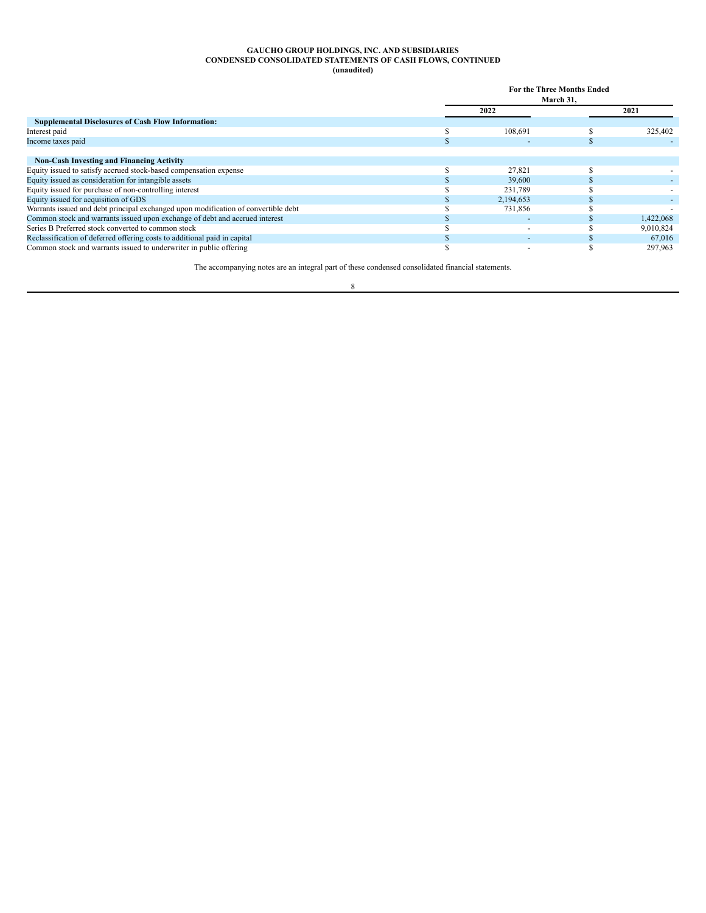**GAUCHO GROUP HOLDINGS, INC. AND SUBSIDIARIES**
**CONDENSED CONSOLIDATED STATEMENTS OF CASH FLOWS, CONTINUED**
**(unaudited)**

| | For the Three Months Ended March 31, | |
|---|---|---|
| | 2022 | 2021 |
| **Supplemental Disclosures of Cash Flow Information:** | | |
| Interest paid | $ 108,691 | $ 325,402 |
| Income taxes paid | $ - | $ - |
| | | |
| **Non-Cash Investing and Financing Activity** | | |
| Equity issued to satisfy accrued stock-based compensation expense | $ 27,821 | $ - |
| Equity issued as consideration for intangible assets | $ 39,600 | $ - |
| Equity issued for purchase of non-controlling interest | $ 231,789 | $ - |
| Equity issued for acquisition of GDS | $ 2,194,653 | $ - |
| Warrants issued and debt principal exchanged upon modification of convertible debt | $ 731,856 | $ - |
| Common stock and warrants issued upon exchange of debt and accrued interest | $ - | $ 1,422,068 |
| Series B Preferred stock converted to common stock | $ - | $ 9,010,824 |
| Reclassification of deferred offering costs to additional paid in capital | $ - | $ 67,016 |
| Common stock and warrants issued to underwriter in public offering | $ - | $ 297,963 |

The accompanying notes are an integral part of these condensed consolidated financial statements.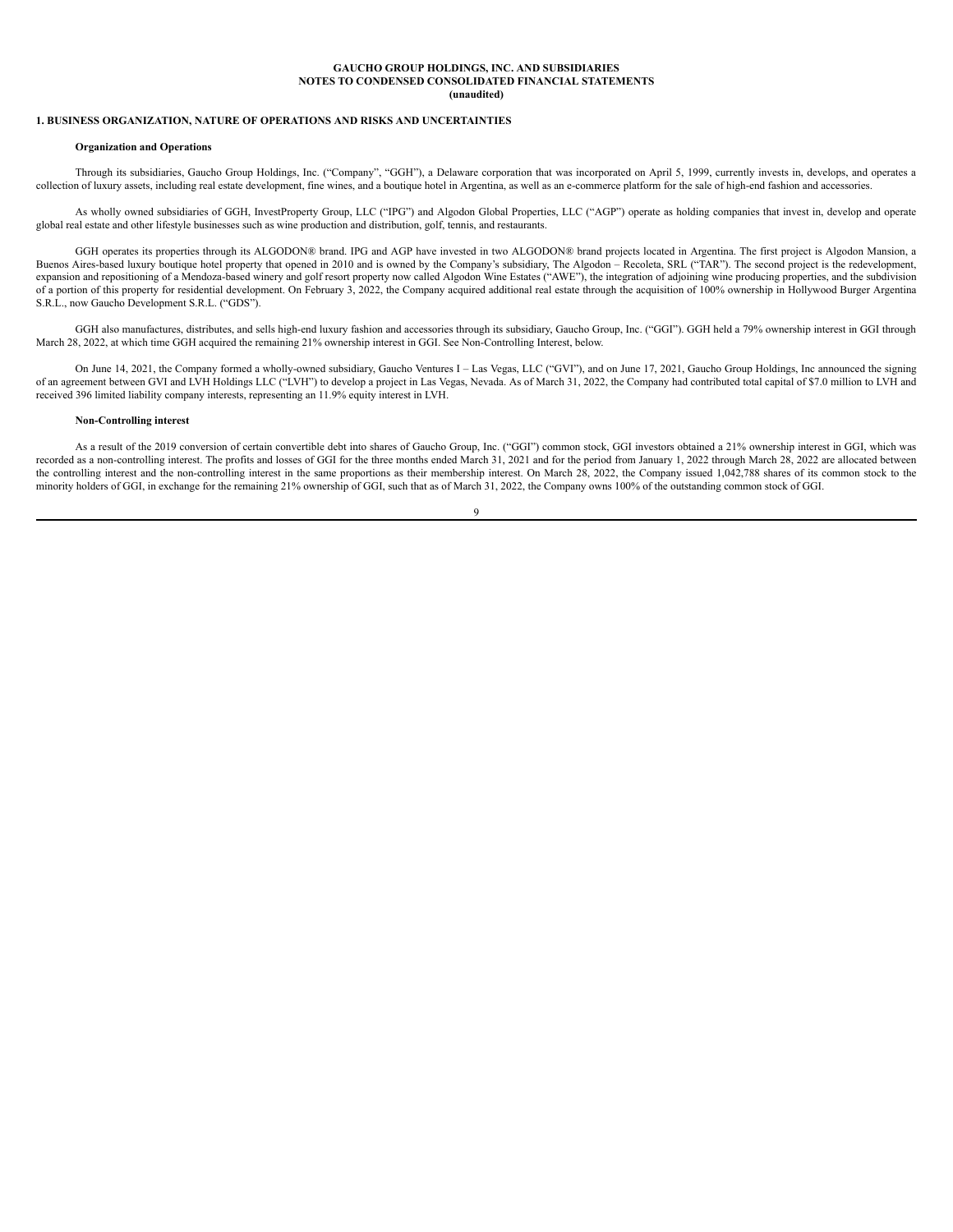**GAUCHO GROUP HOLDINGS, INC. AND SUBSIDIARIES**
**NOTES TO CONDENSED CONSOLIDATED FINANCIAL STATEMENTS**
**(unaudited)**

## 1. BUSINESS ORGANIZATION, NATURE OF OPERATIONS AND RISKS AND UNCERTAINTIES

### Organization and Operations

Through its subsidiaries, Gaucho Group Holdings, Inc. ("Company", "GGH"), a Delaware corporation that was incorporated on April 5, 1999, currently invests in, develops, and operates a collection of luxury assets, including real estate development, fine wines, and a boutique hotel in Argentina, as well as an e-commerce platform for the sale of high-end fashion and accessories.

As wholly owned subsidiaries of GGH, InvestProperty Group, LLC ("IPG") and Algodon Global Properties, LLC ("AGP") operate as holding companies that invest in, develop and operate global real estate and other lifestyle businesses such as wine production and distribution, golf, tennis, and restaurants.

GGH operates its properties through its ALGODON® brand. IPG and AGP have invested in two ALGODON® brand projects located in Argentina. The first project is Algodon Mansion, a Buenos Aires-based luxury boutique hotel property that opened in 2010 and is owned by the Company's subsidiary, The Algodon – Recoleta, SRL ("TAR"). The second project is the redevelopment, expansion and repositioning of a Mendoza-based winery and golf resort property now called Algodon Wine Estates ("AWE"), the integration of adjoining wine producing properties, and the subdivision of a portion of this property for residential development. On February 3, 2022, the Company acquired additional real estate through the acquisition of 100% ownership in Hollywood Burger Argentina S.R.L., now Gaucho Development S.R.L. ("GDS").

GGH also manufactures, distributes, and sells high-end luxury fashion and accessories through its subsidiary, Gaucho Group, Inc. ("GGI"). GGH held a 79% ownership interest in GGI through March 28, 2022, at which time GGH acquired the remaining 21% ownership interest in GGI. See Non-Controlling Interest, below.

On June 14, 2021, the Company formed a wholly-owned subsidiary, Gaucho Ventures I – Las Vegas, LLC ("GVI"), and on June 17, 2021, Gaucho Group Holdings, Inc announced the signing of an agreement between GVI and LVH Holdings LLC ("LVH") to develop a project in Las Vegas, Nevada. As of March 31, 2022, the Company had contributed total capital of $7.0 million to LVH and received 396 limited liability company interests, representing an 11.9% equity interest in LVH.

### Non-Controlling interest

As a result of the 2019 conversion of certain convertible debt into shares of Gaucho Group, Inc. ("GGI") common stock, GGI investors obtained a 21% ownership interest in GGI, which was recorded as a non-controlling interest. The profits and losses of GGI for the three months ended March 31, 2021 and for the period from January 1, 2022 through March 28, 2022 are allocated between the controlling interest and the non-controlling interest in the same proportions as their membership interest. On March 28, 2022, the Company issued 1,042,788 shares of its common stock to the minority holders of GGI, in exchange for the remaining 21% ownership of GGI, such that as of March 31, 2022, the Company owns 100% of the outstanding common stock of GGI.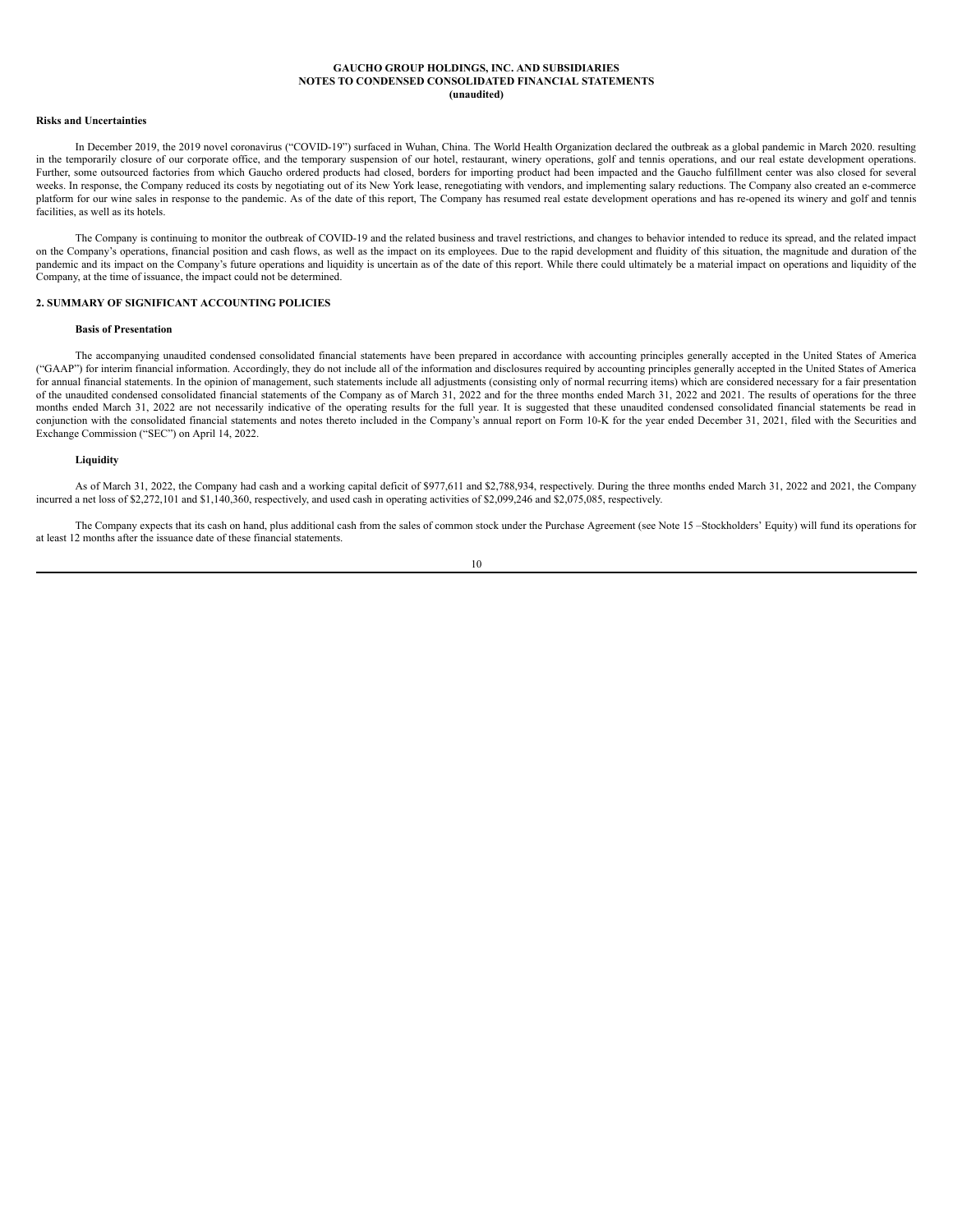**Risks and Uncertainties**

In December 2019, the 2019 novel coronavirus ("COVID-19") surfaced in Wuhan, China. The World Health Organization declared the outbreak as a global pandemic in March 2020. resulting in the temporarily closure of our corporate office, and the temporary suspension of our hotel, restaurant, winery operations, golf and tennis operations, and our real estate development operations. Further, some outsourced factories from which Gaucho ordered products had closed, borders for importing product had been impacted and the Gaucho fulfillment center was also closed for several weeks. In response, the Company reduced its costs by negotiating out of its New York lease, renegotiating with vendors, and implementing salary reductions. The Company also created an e-commerce platform for our wine sales in response to the pandemic. As of the date of this report, The Company has resumed real estate development operations and has re-opened its winery and golf and tennis facilities, as well as its hotels.

The Company is continuing to monitor the outbreak of COVID-19 and the related business and travel restrictions, and changes to behavior intended to reduce its spread, and the related impact on the Company's operations, financial position and cash flows, as well as the impact on its employees. Due to the rapid development and fluidity of this situation, the magnitude and duration of the pandemic and its impact on the Company's future operations and liquidity is uncertain as of the date of this report. While there could ultimately be a material impact on operations and liquidity of the Company, at the time of issuance, the impact could not be determined.

## 2. SUMMARY OF SIGNIFICANT ACCOUNTING POLICIES

**Basis of Presentation**

The accompanying unaudited condensed consolidated financial statements have been prepared in accordance with accounting principles generally accepted in the United States of America ("GAAP") for interim financial information. Accordingly, they do not include all of the information and disclosures required by accounting principles generally accepted in the United States of America for annual financial statements. In the opinion of management, such statements include all adjustments (consisting only of normal recurring items) which are considered necessary for a fair presentation of the unaudited condensed consolidated financial statements of the Company as of March 31, 2022 and for the three months ended March 31, 2022 and 2021. The results of operations for the three months ended March 31, 2022 are not necessarily indicative of the operating results for the full year. It is suggested that these unaudited condensed consolidated financial statements be read in conjunction with the consolidated financial statements and notes thereto included in the Company's annual report on Form 10-K for the year ended December 31, 2021, filed with the Securities and Exchange Commission ("SEC") on April 14, 2022.

**Liquidity**

As of March 31, 2022, the Company had cash and a working capital deficit of $977,611 and $2,788,934, respectively. During the three months ended March 31, 2022 and 2021, the Company incurred a net loss of $2,272,101 and $1,140,360, respectively, and used cash in operating activities of $2,099,246 and $2,075,085, respectively.

The Company expects that its cash on hand, plus additional cash from the sales of common stock under the Purchase Agreement (see Note 15 –Stockholders' Equity) will fund its operations for at least 12 months after the issuance date of these financial statements.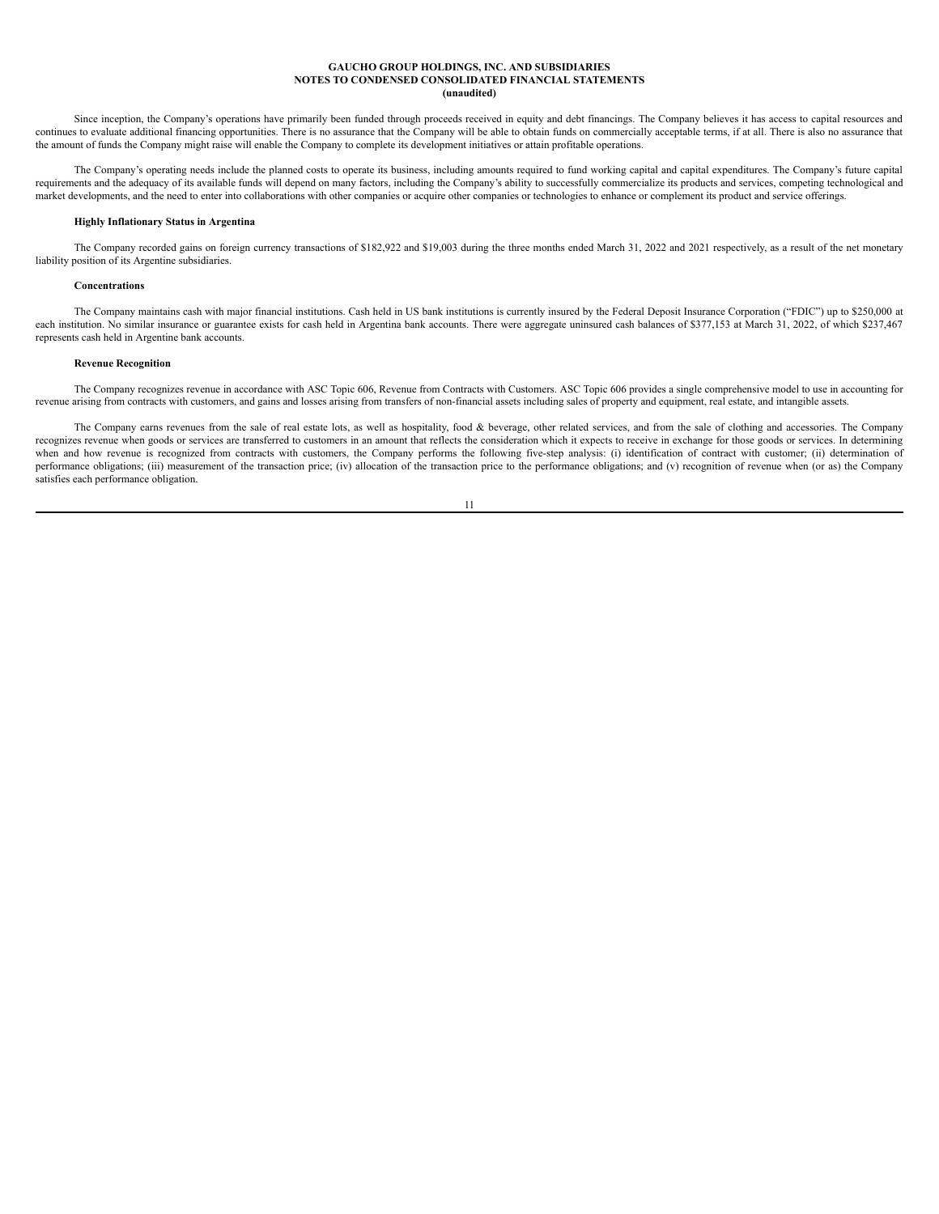# GAUCHO GROUP HOLDINGS, INC. AND SUBSIDIARIES
## NOTES TO CONDENSED CONSOLIDATED FINANCIAL STATEMENTS
**(unaudited)**

Since inception, the Company's operations have primarily been funded through proceeds received in equity and debt financings. The Company believes it has access to capital resources and continues to evaluate additional financing opportunities. There is no assurance that the Company will be able to obtain funds on commercially acceptable terms, if at all. There is also no assurance that the amount of funds the Company might raise will enable the Company to complete its development initiatives or attain profitable operations.

The Company's operating needs include the planned costs to operate its business, including amounts required to fund working capital and capital expenditures. The Company's future capital requirements and the adequacy of its available funds will depend on many factors, including the Company's ability to successfully commercialize its products and services, competing technological and market developments, and the need to enter into collaborations with other companies or acquire other companies or technologies to enhance or complement its product and service offerings.

**Highly Inflationary Status in Argentina**

The Company recorded gains on foreign currency transactions of $182,922 and $19,003 during the three months ended March 31, 2022 and 2021 respectively, as a result of the net monetary liability position of its Argentine subsidiaries.

**Concentrations**

The Company maintains cash with major financial institutions. Cash held in US bank institutions is currently insured by the Federal Deposit Insurance Corporation ("FDIC") up to $250,000 at each institution. No similar insurance or guarantee exists for cash held in Argentina bank accounts. There were aggregate uninsured cash balances of $377,153 at March 31, 2022, of which $237,467 represents cash held in Argentine bank accounts.

**Revenue Recognition**

The Company recognizes revenue in accordance with ASC Topic 606, Revenue from Contracts with Customers. ASC Topic 606 provides a single comprehensive model to use in accounting for revenue arising from contracts with customers, and gains and losses arising from transfers of non-financial assets including sales of property and equipment, real estate, and intangible assets.

The Company earns revenues from the sale of real estate lots, as well as hospitality, food & beverage, other related services, and from the sale of clothing and accessories. The Company recognizes revenue when goods or services are transferred to customers in an amount that reflects the consideration which it expects to receive in exchange for those goods or services. In determining when and how revenue is recognized from contracts with customers, the Company performs the following five-step analysis: (i) identification of contract with customer; (ii) determination of performance obligations; (iii) measurement of the transaction price; (iv) allocation of the transaction price to the performance obligations; and (v) recognition of revenue when (or as) the Company satisfies each performance obligation.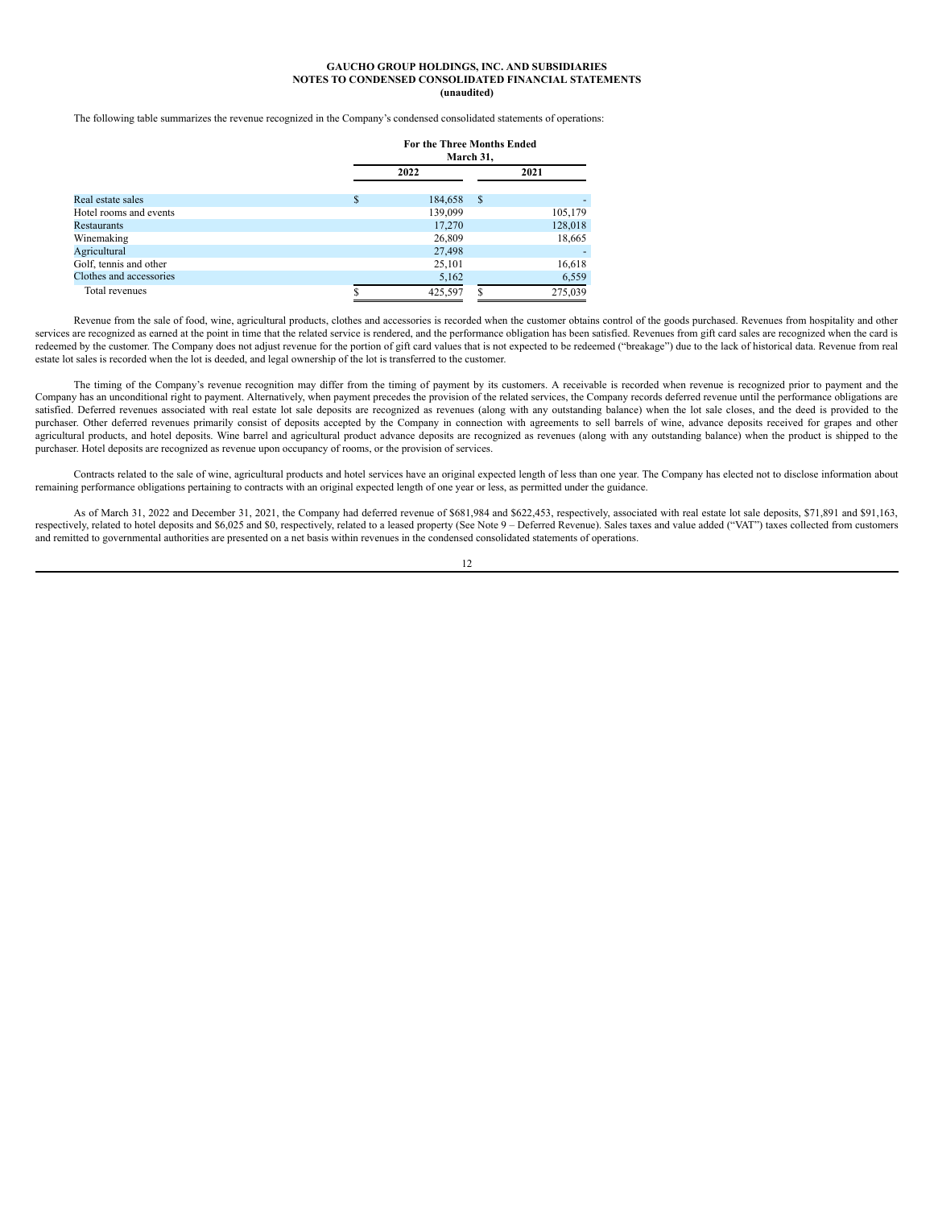The following table summarizes the revenue recognized in the Company's condensed consolidated statements of operations:

| | For the Three Months Ended March 31, | |
|---|---|---|
| | 2022 | 2021 |
| Real estate sales | $ 184,658 | $ - |
| Hotel rooms and events | 139,099 | 105,179 |
| Restaurants | 17,270 | 128,018 |
| Winemaking | 26,809 | 18,665 |
| Agricultural | 27,498 | - |
| Golf, tennis and other | 25,101 | 16,618 |
| Clothes and accessories | 5,162 | 6,559 |
| Total revenues | $ 425,597 | $ 275,039 |

Revenue from the sale of food, wine, agricultural products, clothes and accessories is recorded when the customer obtains control of the goods purchased. Revenues from hospitality and other services are recognized as earned at the point in time that the related service is rendered, and the performance obligation has been satisfied. Revenues from gift card sales are recognized when the card is redeemed by the customer. The Company does not adjust revenue for the portion of gift card values that is not expected to be redeemed ("breakage") due to the lack of historical data. Revenue from real estate lot sales is recorded when the lot is deeded, and legal ownership of the lot is transferred to the customer.

The timing of the Company's revenue recognition may differ from the timing of payment by its customers. A receivable is recorded when revenue is recognized prior to payment and the Company has an unconditional right to payment. Alternatively, when payment precedes the provision of the related services, the Company records deferred revenue until the performance obligations are satisfied. Deferred revenues associated with real estate lot sale deposits are recognized as revenues (along with any outstanding balance) when the lot sale closes, and the deed is provided to the purchaser. Other deferred revenues primarily consist of deposits accepted by the Company in connection with agreements to sell barrels of wine, advance deposits received for grapes and other agricultural products, and hotel deposits. Wine barrel and agricultural product advance deposits are recognized as revenues (along with any outstanding balance) when the product is shipped to the purchaser. Hotel deposits are recognized as revenue upon occupancy of rooms, or the provision of services.

Contracts related to the sale of wine, agricultural products and hotel services have an original expected length of less than one year. The Company has elected not to disclose information about remaining performance obligations pertaining to contracts with an original expected length of one year or less, as permitted under the guidance.

As of March 31, 2022 and December 31, 2021, the Company had deferred revenue of $681,984 and $622,453, respectively, associated with real estate lot sale deposits, $71,891 and $91,163, respectively, related to hotel deposits and $6,025 and $0, respectively, related to a leased property (See Note 9 – Deferred Revenue). Sales taxes and value added ("VAT") taxes collected from customers and remitted to governmental authorities are presented on a net basis within revenues in the condensed consolidated statements of operations.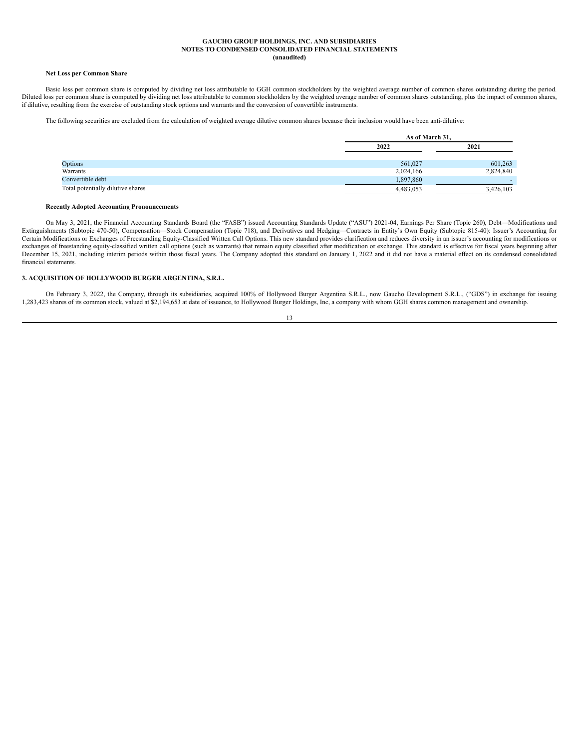#### Net Loss per Common Share

Basic loss per common share is computed by dividing net loss attributable to GGH common stockholders by the weighted average number of common shares outstanding during the period. Diluted loss per common share is computed by dividing net loss attributable to common stockholders by the weighted average number of common shares outstanding, plus the impact of common shares, if dilutive, resulting from the exercise of outstanding stock options and warrants and the conversion of convertible instruments.

The following securities are excluded from the calculation of weighted average dilutive common shares because their inclusion would have been anti-dilutive:

| | As of March 31, | |
|---|---|---|
| | 2022 | 2021 |
| Options | 561,027 | 601,263 |
| Warrants | 2,024,166 | 2,824,840 |
| Convertible debt | 1,897,860 | - |
| Total potentially dilutive shares | 4,483,053 | 3,426,103 |

#### Recently Adopted Accounting Pronouncements

On May 3, 2021, the Financial Accounting Standards Board (the "FASB") issued Accounting Standards Update ("ASU") 2021-04, Earnings Per Share (Topic 260), Debt—Modifications and Extinguishments (Subtopic 470-50), Compensation—Stock Compensation (Topic 718), and Derivatives and Hedging—Contracts in Entity's Own Equity (Subtopic 815-40): Issuer's Accounting for Certain Modifications or Exchanges of Freestanding Equity-Classified Written Call Options. This new standard provides clarification and reduces diversity in an issuer's accounting for modifications or exchanges of freestanding equity-classified written call options (such as warrants) that remain equity classified after modification or exchange. This standard is effective for fiscal years beginning after December 15, 2021, including interim periods within those fiscal years. The Company adopted this standard on January 1, 2022 and it did not have a material effect on its condensed consolidated financial statements.

### 3. ACQUISITION OF HOLLYWOOD BURGER ARGENTINA, S.R.L.

On February 3, 2022, the Company, through its subsidiaries, acquired 100% of Hollywood Burger Argentina S.R.L., now Gaucho Development S.R.L., ("GDS") in exchange for issuing 1,283,423 shares of its common stock, valued at $2,194,653 at date of issuance, to Hollywood Burger Holdings, Inc, a company with whom GGH shares common management and ownership.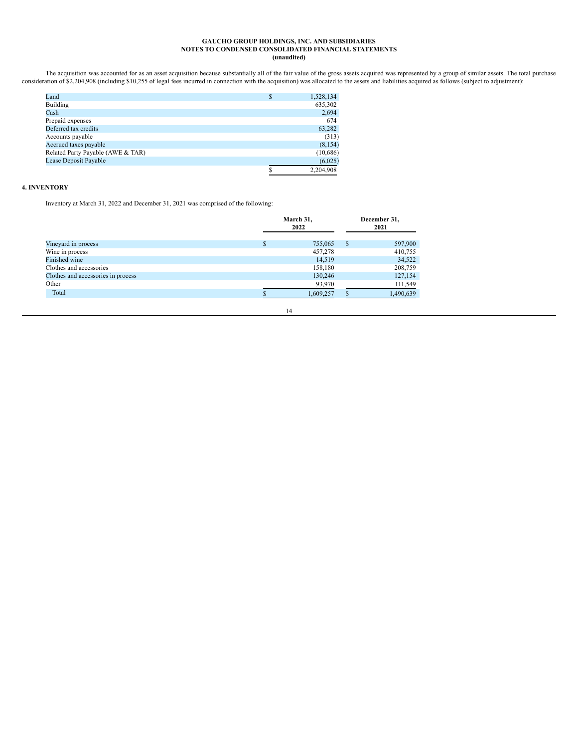The acquisition was accounted for as an asset acquisition because substantially all of the fair value of the gross assets acquired was represented by a group of similar assets. The total purchase consideration of $2,204,908 (including $10,255 of legal fees incurred in connection with the acquisition) was allocated to the assets and liabilities acquired as follows (subject to adjustment):

| | |
|---|---|
| Land | $ 1,528,134 |
| Building | 635,302 |
| Cash | 2,694 |
| Prepaid expenses | 674 |
| Deferred tax credits | 63,282 |
| Accounts payable | (313) |
| Accrued taxes payable | (8,154) |
| Related Party Payable (AWE & TAR) | (10,686) |
| Lease Deposit Payable | (6,025) |
| | $ 2,204,908 |

## 4. INVENTORY

Inventory at March 31, 2022 and December 31, 2021 was comprised of the following:

| | March 31, 2022 | December 31, 2021 |
|---|---|---|
| Vineyard in process | $ 755,065 | $ 597,900 |
| Wine in process | 457,278 | 410,755 |
| Finished wine | 14,519 | 34,522 |
| Clothes and accessories | 158,180 | 208,759 |
| Clothes and accessories in process | 130,246 | 127,154 |
| Other | 93,970 | 111,549 |
| Total | $ 1,609,257 | $ 1,490,639 |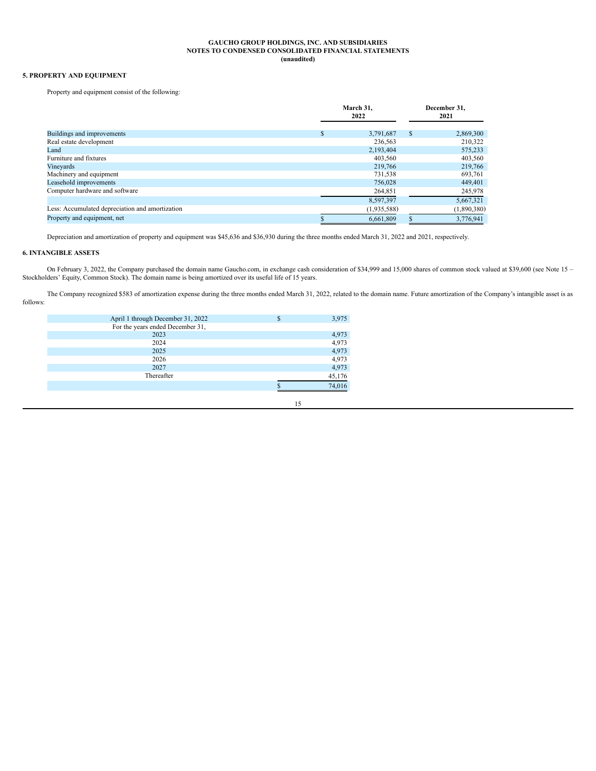**GAUCHO GROUP HOLDINGS, INC. AND SUBSIDIARIES**
**NOTES TO CONDENSED CONSOLIDATED FINANCIAL STATEMENTS**
**(unaudited)**

## 5. PROPERTY AND EQUIPMENT

Property and equipment consist of the following:

| | March 31, 2022 | December 31, 2021 |
|---|---|---|
| Buildings and improvements | $ 3,791,687 | $ 2,869,300 |
| Real estate development | 236,563 | 210,322 |
| Land | 2,193,404 | 575,233 |
| Furniture and fixtures | 403,560 | 403,560 |
| Vineyards | 219,766 | 219,766 |
| Machinery and equipment | 731,538 | 693,761 |
| Leasehold improvements | 756,028 | 449,401 |
| Computer hardware and software | 264,851 | 245,978 |
| | 8,597,397 | 5,667,321 |
| Less: Accumulated depreciation and amortization | (1,935,588) | (1,890,380) |
| Property and equipment, net | $ 6,661,809 | $ 3,776,941 |

Depreciation and amortization of property and equipment was $45,636 and $36,930 during the three months ended March 31, 2022 and 2021, respectively.

## 6. INTANGIBLE ASSETS

On February 3, 2022, the Company purchased the domain name Gaucho.com, in exchange cash consideration of $34,999 and 15,000 shares of common stock valued at $39,600 (see Note 15 – Stockholders' Equity, Common Stock). The domain name is being amortized over its useful life of 15 years.

The Company recognized $583 of amortization expense during the three months ended March 31, 2022, related to the domain name. Future amortization of the Company's intangible asset is as follows:

| | |
|---|---|
| April 1 through December 31, 2022 | $ 3,975 |
| For the years ended December 31, | |
| 2023 | 4,973 |
| 2024 | 4,973 |
| 2025 | 4,973 |
| 2026 | 4,973 |
| 2027 | 4,973 |
| Thereafter | 45,176 |
| | $ 74,016 |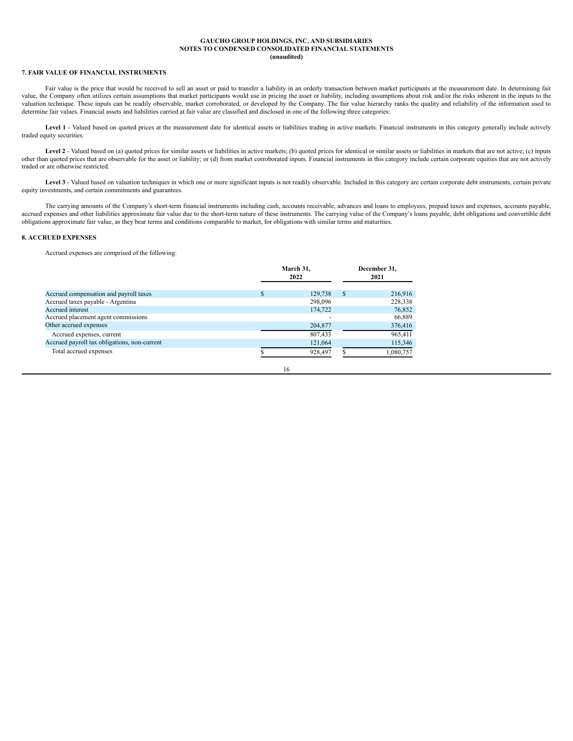## 7. FAIR VALUE OF FINANCIAL INSTRUMENTS

Fair value is the price that would be received to sell an asset or paid to transfer a liability in an orderly transaction between market participants at the measurement date. In determining fair value, the Company often utilizes certain assumptions that market participants would use in pricing the asset or liability, including assumptions about risk and/or the risks inherent in the inputs to the valuation technique. These inputs can be readily observable, market corroborated, or developed by the Company. The fair value hierarchy ranks the quality and reliability of the information used to determine fair values. Financial assets and liabilities carried at fair value are classified and disclosed in one of the following three categories:

**Level 1** - Valued based on quoted prices at the measurement date for identical assets or liabilities trading in active markets. Financial instruments in this category generally include actively traded equity securities.

**Level 2** - Valued based on (a) quoted prices for similar assets or liabilities in active markets; (b) quoted prices for identical or similar assets or liabilities in markets that are not active; (c) inputs other than quoted prices that are observable for the asset or liability; or (d) from market corroborated inputs. Financial instruments in this category include certain corporate equities that are not actively traded or are otherwise restricted.

**Level 3** - Valued based on valuation techniques in which one or more significant inputs is not readily observable. Included in this category are certain corporate debt instruments, certain private equity investments, and certain commitments and guarantees.

The carrying amounts of the Company's short-term financial instruments including cash, accounts receivable, advances and loans to employees, prepaid taxes and expenses, accounts payable, accrued expenses and other liabilities approximate fair value due to the short-term nature of these instruments. The carrying value of the Company's loans payable, debt obligations and convertible debt obligations approximate fair value, as they bear terms and conditions comparable to market, for obligations with similar terms and maturities.

## 8. ACCRUED EXPENSES

Accrued expenses are comprised of the following:

| | March 31, 2022 | December 31, 2021 |
|---|---|---|
| Accrued compensation and payroll taxes | $ 129,738 | $ 216,916 |
| Accrued taxes payable - Argentina | 298,096 | 228,338 |
| Accrued interest | 174,722 | 76,852 |
| Accrued placement agent commissions | - | 66,889 |
| Other accrued expenses | 204,877 | 376,416 |
| Accrued expenses, current | 807,433 | 965,411 |
| Accrued payroll tax obligations, non-current | 121,064 | 115,346 |
| Total accrued expenses | $ 928,497 | $ 1,080,757 |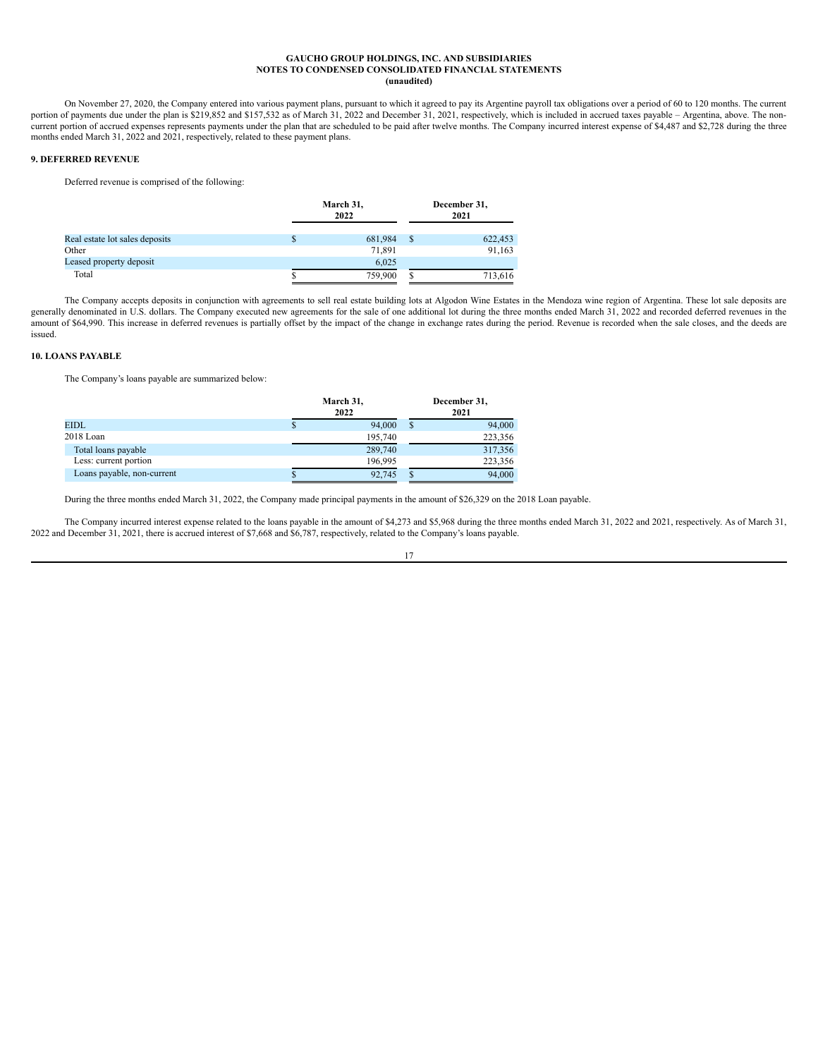On November 27, 2020, the Company entered into various payment plans, pursuant to which it agreed to pay its Argentine payroll tax obligations over a period of 60 to 120 months. The current portion of payments due under the plan is $219,852 and $157,532 as of March 31, 2022 and December 31, 2021, respectively, which is included in accrued taxes payable – Argentina, above. The non-current portion of accrued expenses represents payments under the plan that are scheduled to be paid after twelve months. The Company incurred interest expense of $4,487 and $2,728 during the three months ended March 31, 2022 and 2021, respectively, related to these payment plans.

## 9. DEFERRED REVENUE

Deferred revenue is comprised of the following:

| | March 31, 2022 | December 31, 2021 |
|---|---|---|
| Real estate lot sales deposits | $ 681,984 | $ 622,453 |
| Other | 71,891 | 91,163 |
| Leased property deposit | 6,025 | |
| Total | $ 759,900 | $ 713,616 |

The Company accepts deposits in conjunction with agreements to sell real estate building lots at Algodon Wine Estates in the Mendoza wine region of Argentina. These lot sale deposits are generally denominated in U.S. dollars. The Company executed new agreements for the sale of one additional lot during the three months ended March 31, 2022 and recorded deferred revenues in the amount of $64,990. This increase in deferred revenues is partially offset by the impact of the change in exchange rates during the period. Revenue is recorded when the sale closes, and the deeds are issued.

## 10. LOANS PAYABLE

The Company's loans payable are summarized below:

| | March 31, 2022 | December 31, 2021 |
|---|---|---|
| EIDL | $ 94,000 | $ 94,000 |
| 2018 Loan | 195,740 | 223,356 |
| Total loans payable | 289,740 | 317,356 |
| Less: current portion | 196,995 | 223,356 |
| Loans payable, non-current | $ 92,745 | $ 94,000 |

During the three months ended March 31, 2022, the Company made principal payments in the amount of $26,329 on the 2018 Loan payable.

The Company incurred interest expense related to the loans payable in the amount of $4,273 and $5,968 during the three months ended March 31, 2022 and 2021, respectively. As of March 31, 2022 and December 31, 2021, there is accrued interest of $7,668 and $6,787, respectively, related to the Company's loans payable.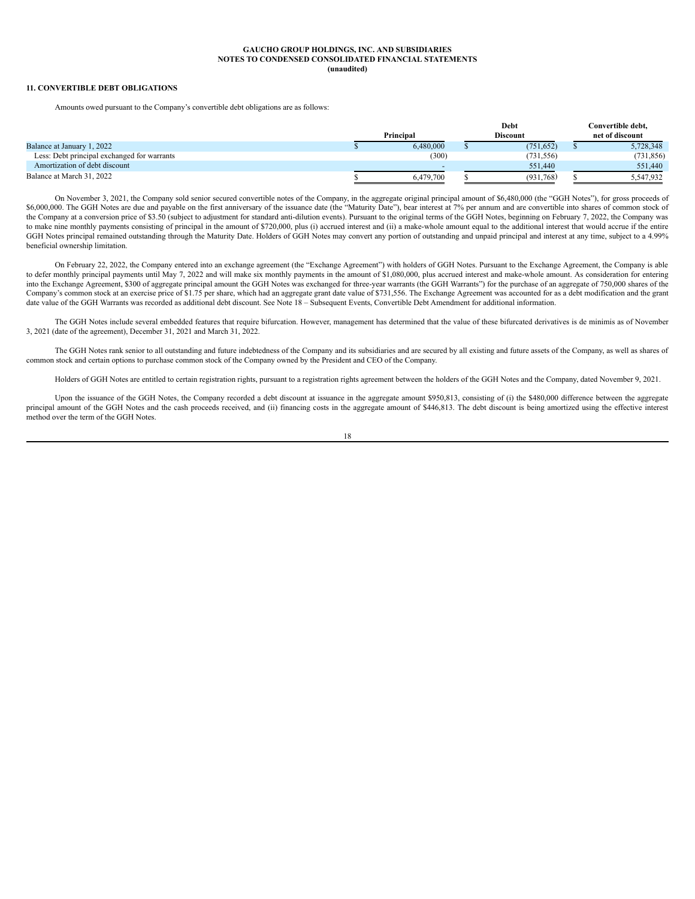GAUCHO GROUP HOLDINGS, INC. AND SUBSIDIARIES
NOTES TO CONDENSED CONSOLIDATED FINANCIAL STATEMENTS
(unaudited)

## 11. CONVERTIBLE DEBT OBLIGATIONS

Amounts owed pursuant to the Company's convertible debt obligations are as follows:

| | Principal | Debt Discount | Convertible debt, net of discount |
|---|---|---|---|
| Balance at January 1, 2022 | $ 6,480,000 | $ (751,652) | $ 5,728,348 |
| Less: Debt principal exchanged for warrants | (300) | (731,556) | (731,856) |
| Amortization of debt discount | - | 551,440 | 551,440 |
| Balance at March 31, 2022 | $ 6,479,700 | $ (931,768) | $ 5,547,932 |

On November 3, 2021, the Company sold senior secured convertible notes of the Company, in the aggregate original principal amount of $6,480,000 (the "GGH Notes"), for gross proceeds of $6,000,000. The GGH Notes are due and payable on the first anniversary of the issuance date (the "Maturity Date"), bear interest at 7% per annum and are convertible into shares of common stock of the Company at a conversion price of $3.50 (subject to adjustment for standard anti-dilution events). Pursuant to the original terms of the GGH Notes, beginning on February 7, 2022, the Company was to make nine monthly payments consisting of principal in the amount of $720,000, plus (i) accrued interest and (ii) a make-whole amount equal to the additional interest that would accrue if the entire GGH Notes principal remained outstanding through the Maturity Date. Holders of GGH Notes may convert any portion of outstanding and unpaid principal and interest at any time, subject to a 4.99% beneficial ownership limitation.

On February 22, 2022, the Company entered into an exchange agreement (the "Exchange Agreement") with holders of GGH Notes. Pursuant to the Exchange Agreement, the Company is able to defer monthly principal payments until May 7, 2022 and will make six monthly payments in the amount of $1,080,000, plus accrued interest and make-whole amount. As consideration for entering into the Exchange Agreement, $300 of aggregate principal amount the GGH Notes was exchanged for three-year warrants (the GGH Warrants") for the purchase of an aggregate of 750,000 shares of the Company's common stock at an exercise price of $1.75 per share, which had an aggregate grant date value of $731,556. The Exchange Agreement was accounted for as a debt modification and the grant date value of the GGH Warrants was recorded as additional debt discount. See Note 18 – Subsequent Events, Convertible Debt Amendment for additional information.

The GGH Notes include several embedded features that require bifurcation. However, management has determined that the value of these bifurcated derivatives is de minimis as of November 3, 2021 (date of the agreement), December 31, 2021 and March 31, 2022.

The GGH Notes rank senior to all outstanding and future indebtedness of the Company and its subsidiaries and are secured by all existing and future assets of the Company, as well as shares of common stock and certain options to purchase common stock of the Company owned by the President and CEO of the Company.

Holders of GGH Notes are entitled to certain registration rights, pursuant to a registration rights agreement between the holders of the GGH Notes and the Company, dated November 9, 2021.

Upon the issuance of the GGH Notes, the Company recorded a debt discount at issuance in the aggregate amount $950,813, consisting of (i) the $480,000 difference between the aggregate principal amount of the GGH Notes and the cash proceeds received, and (ii) financing costs in the aggregate amount of $446,813. The debt discount is being amortized using the effective interest method over the term of the GGH Notes.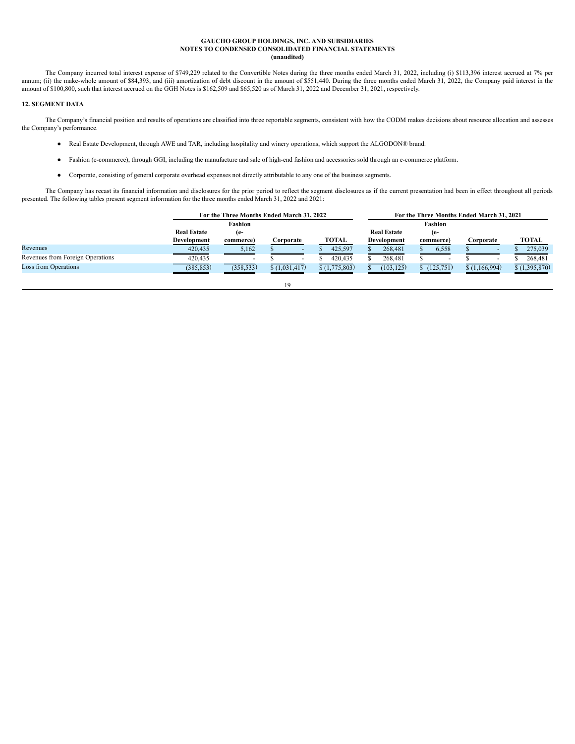The Company incurred total interest expense of $749,229 related to the Convertible Notes during the three months ended March 31, 2022, including (i) $113,396 interest accrued at 7% per annum; (ii) the make-whole amount of $84,393, and (iii) amortization of debt discount in the amount of $551,440. During the three months ended March 31, 2022, the Company paid interest in the amount of $100,800, such that interest accrued on the GGH Notes is $162,509 and $65,520 as of March 31, 2022 and December 31, 2021, respectively.

## 12. SEGMENT DATA

The Company's financial position and results of operations are classified into three reportable segments, consistent with how the CODM makes decisions about resource allocation and assesses the Company's performance.

- Real Estate Development, through AWE and TAR, including hospitality and winery operations, which support the ALGODON® brand.
- Fashion (e-commerce), through GGI, including the manufacture and sale of high-end fashion and accessories sold through an e-commerce platform.
- Corporate, consisting of general corporate overhead expenses not directly attributable to any one of the business segments.

The Company has recast its financial information and disclosures for the prior period to reflect the segment disclosures as if the current presentation had been in effect throughout all periods presented. The following tables present segment information for the three months ended March 31, 2022 and 2021:

| | For the Three Months Ended March 31, 2022 | | | | For the Three Months Ended March 31, 2021 | | | |
|---|---|---|---|---|---|---|---|---|
| | Real Estate Development | Fashion (e-commerce) | Corporate | TOTAL | Real Estate Development | Fashion (e-commerce) | Corporate | TOTAL |
| Revenues | 420,435 | 5,162 | $ - | $ 425,597 | $ 268,481 | $ 6,558 | $ - | $ 275,039 |
| Revenues from Foreign Operations | 420,435 | - | $ - | $ 420,435 | $ 268,481 | $ - | $ - | $ 268,481 |
| Loss from Operations | (385,853) | (358,533) | $ (1,031,417) | $ (1,775,803) | $ (103,125) | $ (125,751) | $ (1,166,994) | $ (1,395,870) |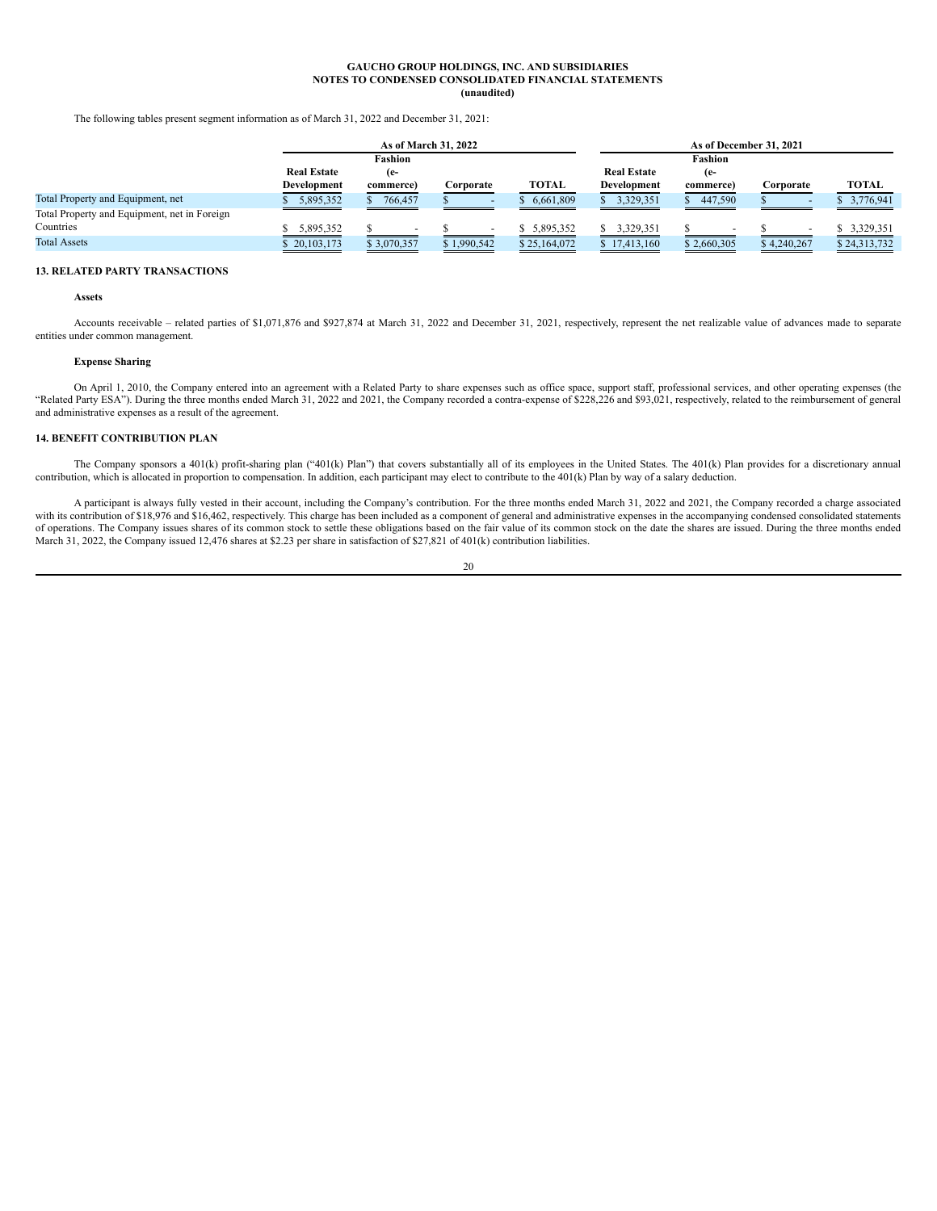The following tables present segment information as of March 31, 2022 and December 31, 2021:

| | As of March 31, 2022 | | | | As of December 31, 2021 | | | |
|---|---|---|---|---|---|---|---|---|
| | Real Estate Development | Fashion (e-commerce) | Corporate | TOTAL | Real Estate Development | Fashion (e-commerce) | Corporate | TOTAL |
| Total Property and Equipment, net | $ 5,895,352 | $ 766,457 | $ - | $ 6,661,809 | $ 3,329,351 | $ 447,590 | $ - | $ 3,776,941 |
| Total Property and Equipment, net in Foreign Countries | $ 5,895,352 | $ - | $ - | $ 5,895,352 | $ 3,329,351 | $ - | $ - | $ 3,329,351 |
| Total Assets | $ 20,103,173 | $ 3,070,357 | $ 1,990,542 | $ 25,164,072 | $ 17,413,160 | $ 2,660,305 | $ 4,240,267 | $ 24,313,732 |

## 13. RELATED PARTY TRANSACTIONS

**Assets**

Accounts receivable – related parties of $1,071,876 and $927,874 at March 31, 2022 and December 31, 2021, respectively, represent the net realizable value of advances made to separate entities under common management.

**Expense Sharing**

On April 1, 2010, the Company entered into an agreement with a Related Party to share expenses such as office space, support staff, professional services, and other operating expenses (the "Related Party ESA"). During the three months ended March 31, 2022 and 2021, the Company recorded a contra-expense of $228,226 and $93,021, respectively, related to the reimbursement of general and administrative expenses as a result of the agreement.

## 14. BENEFIT CONTRIBUTION PLAN

The Company sponsors a 401(k) profit-sharing plan ("401(k) Plan") that covers substantially all of its employees in the United States. The 401(k) Plan provides for a discretionary annual contribution, which is allocated in proportion to compensation. In addition, each participant may elect to contribute to the 401(k) Plan by way of a salary deduction.

A participant is always fully vested in their account, including the Company's contribution. For the three months ended March 31, 2022 and 2021, the Company recorded a charge associated with its contribution of $18,976 and $16,462, respectively. This charge has been included as a component of general and administrative expenses in the accompanying condensed consolidated statements of operations. The Company issues shares of its common stock to settle these obligations based on the fair value of its common stock on the date the shares are issued. During the three months ended March 31, 2022, the Company issued 12,476 shares at $2.23 per share in satisfaction of $27,821 of 401(k) contribution liabilities.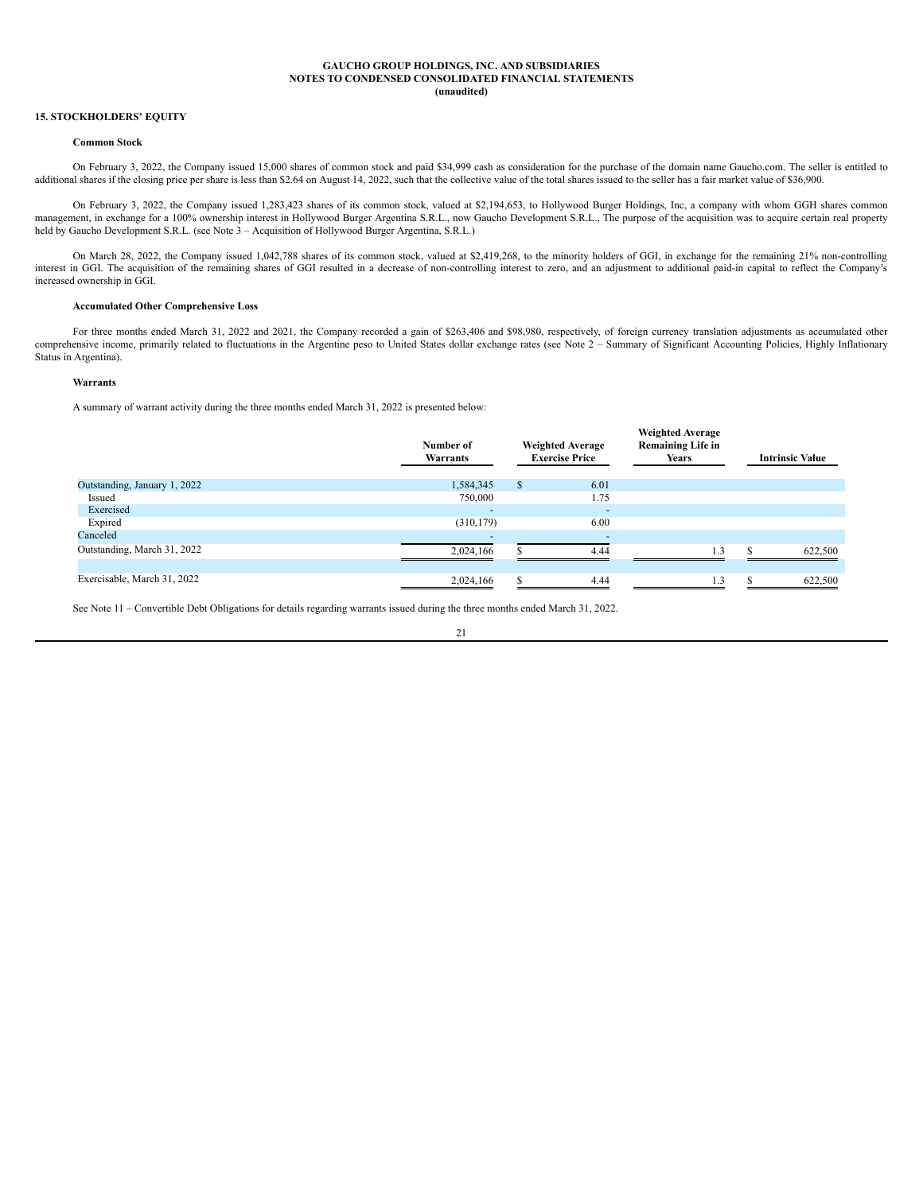GAUCHO GROUP HOLDINGS, INC. AND SUBSIDIARIES
NOTES TO CONDENSED CONSOLIDATED FINANCIAL STATEMENTS
(unaudited)

## 15. STOCKHOLDERS' EQUITY

### Common Stock

On February 3, 2022, the Company issued 15,000 shares of common stock and paid $34,999 cash as consideration for the purchase of the domain name Gaucho.com. The seller is entitled to additional shares if the closing price per share is less than $2.64 on August 14, 2022, such that the collective value of the total shares issued to the seller has a fair market value of $36,900.

On February 3, 2022, the Company issued 1,283,423 shares of its common stock, valued at $2,194,653, to Hollywood Burger Holdings, Inc, a company with whom GGH shares common management, in exchange for a 100% ownership interest in Hollywood Burger Argentina S.R.L., now Gaucho Development S.R.L., The purpose of the acquisition was to acquire certain real property held by Gaucho Development S.R.L. (see Note 3 – Acquisition of Hollywood Burger Argentina, S.R.L.)

On March 28, 2022, the Company issued 1,042,788 shares of its common stock, valued at $2,419,268, to the minority holders of GGI, in exchange for the remaining 21% non-controlling interest in GGI. The acquisition of the remaining shares of GGI resulted in a decrease of non-controlling interest to zero, and an adjustment to additional paid-in capital to reflect the Company's increased ownership in GGI.

### Accumulated Other Comprehensive Loss

For three months ended March 31, 2022 and 2021, the Company recorded a gain of $263,406 and $98,980, respectively, of foreign currency translation adjustments as accumulated other comprehensive income, primarily related to fluctuations in the Argentine peso to United States dollar exchange rates (see Note 2 – Summary of Significant Accounting Policies, Highly Inflationary Status in Argentina).

### Warrants

A summary of warrant activity during the three months ended March 31, 2022 is presented below:

| | Number of Warrants | Weighted Average Exercise Price | Weighted Average Remaining Life in Years | Intrinsic Value |
|---|---|---|---|---|
| Outstanding, January 1, 2022 | 1,584,345 | $ 6.01 | | |
| Issued | 750,000 | 1.75 | | |
| Exercised | - | - | | |
| Expired | (310,179) | 6.00 | | |
| Canceled | - | - | | |
| Outstanding, March 31, 2022 | 2,024,166 | $ 4.44 | 1.3 | $ 622,500 |
| | | | | |
| Exercisable, March 31, 2022 | 2,024,166 | $ 4.44 | 1.3 | $ 622,500 |

See Note 11 – Convertible Debt Obligations for details regarding warrants issued during the three months ended March 31, 2022.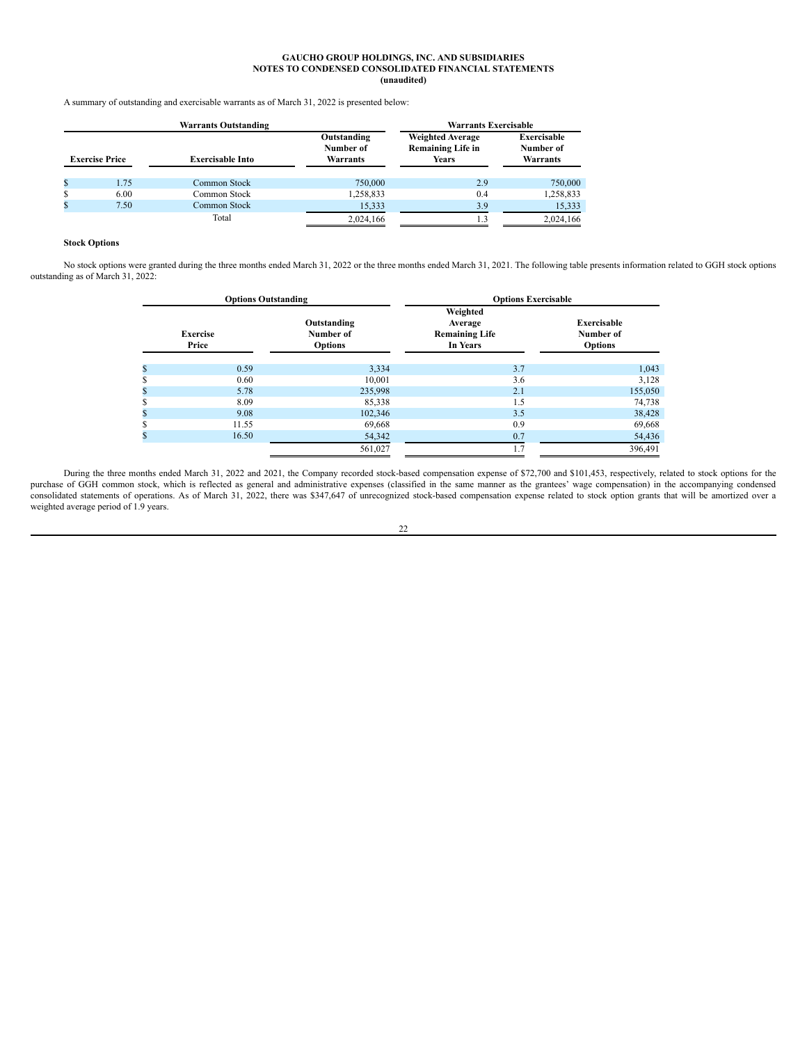A summary of outstanding and exercisable warrants as of March 31, 2022 is presented below:

| Warrants Outstanding | | | Warrants Exercisable | |
|---|---|---|---|---|
| Exercise Price | Exercisable Into | Outstanding Number of Warrants | Weighted Average Remaining Life in Years | Exercisable Number of Warrants |
| $ 1.75 | Common Stock | 750,000 | 2.9 | 750,000 |
| $ 6.00 | Common Stock | 1,258,833 | 0.4 | 1,258,833 |
| $ 7.50 | Common Stock | 15,333 | 3.9 | 15,333 |
| | Total | 2,024,166 | 1.3 | 2,024,166 |

**Stock Options**

No stock options were granted during the three months ended March 31, 2022 or the three months ended March 31, 2021. The following table presents information related to GGH stock options outstanding as of March 31, 2022:

| Options Outstanding | | Options Exercisable | |
|---|---|---|---|
| Exercise Price | Outstanding Number of Options | Weighted Average Remaining Life In Years | Exercisable Number of Options |
| $ 0.59 | 3,334 | 3.7 | 1,043 |
| $ 0.60 | 10,001 | 3.6 | 3,128 |
| $ 5.78 | 235,998 | 2.1 | 155,050 |
| $ 8.09 | 85,338 | 1.5 | 74,738 |
| $ 9.08 | 102,346 | 3.5 | 38,428 |
| $ 11.55 | 69,668 | 0.9 | 69,668 |
| $ 16.50 | 54,342 | 0.7 | 54,436 |
| | 561,027 | 1.7 | 396,491 |

During the three months ended March 31, 2022 and 2021, the Company recorded stock-based compensation expense of $72,700 and $101,453, respectively, related to stock options for the purchase of GGH common stock, which is reflected as general and administrative expenses (classified in the same manner as the grantees' wage compensation) in the accompanying condensed consolidated statements of operations. As of March 31, 2022, there was $347,647 of unrecognized stock-based compensation expense related to stock option grants that will be amortized over a weighted average period of 1.9 years.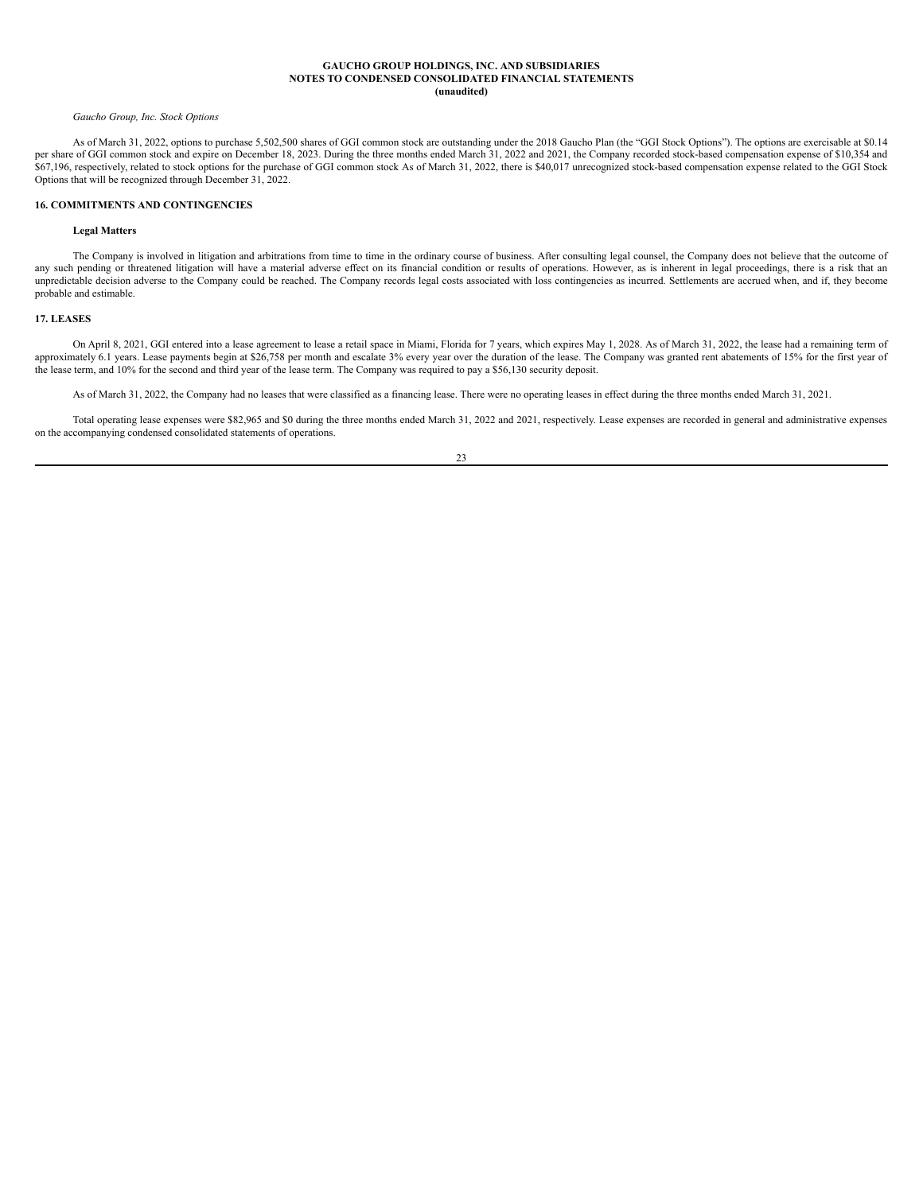*Gaucho Group, Inc. Stock Options*

As of March 31, 2022, options to purchase 5,502,500 shares of GGI common stock are outstanding under the 2018 Gaucho Plan (the "GGI Stock Options"). The options are exercisable at $0.14 per share of GGI common stock and expire on December 18, 2023. During the three months ended March 31, 2022 and 2021, the Company recorded stock-based compensation expense of $10,354 and $67,196, respectively, related to stock options for the purchase of GGI common stock As of March 31, 2022, there is $40,017 unrecognized stock-based compensation expense related to the GGI Stock Options that will be recognized through December 31, 2022.

## 16. COMMITMENTS AND CONTINGENCIES

### Legal Matters

The Company is involved in litigation and arbitrations from time to time in the ordinary course of business. After consulting legal counsel, the Company does not believe that the outcome of any such pending or threatened litigation will have a material adverse effect on its financial condition or results of operations. However, as is inherent in legal proceedings, there is a risk that an unpredictable decision adverse to the Company could be reached. The Company records legal costs associated with loss contingencies as incurred. Settlements are accrued when, and if, they become probable and estimable.

## 17. LEASES

On April 8, 2021, GGI entered into a lease agreement to lease a retail space in Miami, Florida for 7 years, which expires May 1, 2028. As of March 31, 2022, the lease had a remaining term of approximately 6.1 years. Lease payments begin at $26,758 per month and escalate 3% every year over the duration of the lease. The Company was granted rent abatements of 15% for the first year of the lease term, and 10% for the second and third year of the lease term. The Company was required to pay a $56,130 security deposit.

As of March 31, 2022, the Company had no leases that were classified as a financing lease. There were no operating leases in effect during the three months ended March 31, 2021.

Total operating lease expenses were $82,965 and $0 during the three months ended March 31, 2022 and 2021, respectively. Lease expenses are recorded in general and administrative expenses on the accompanying condensed consolidated statements of operations.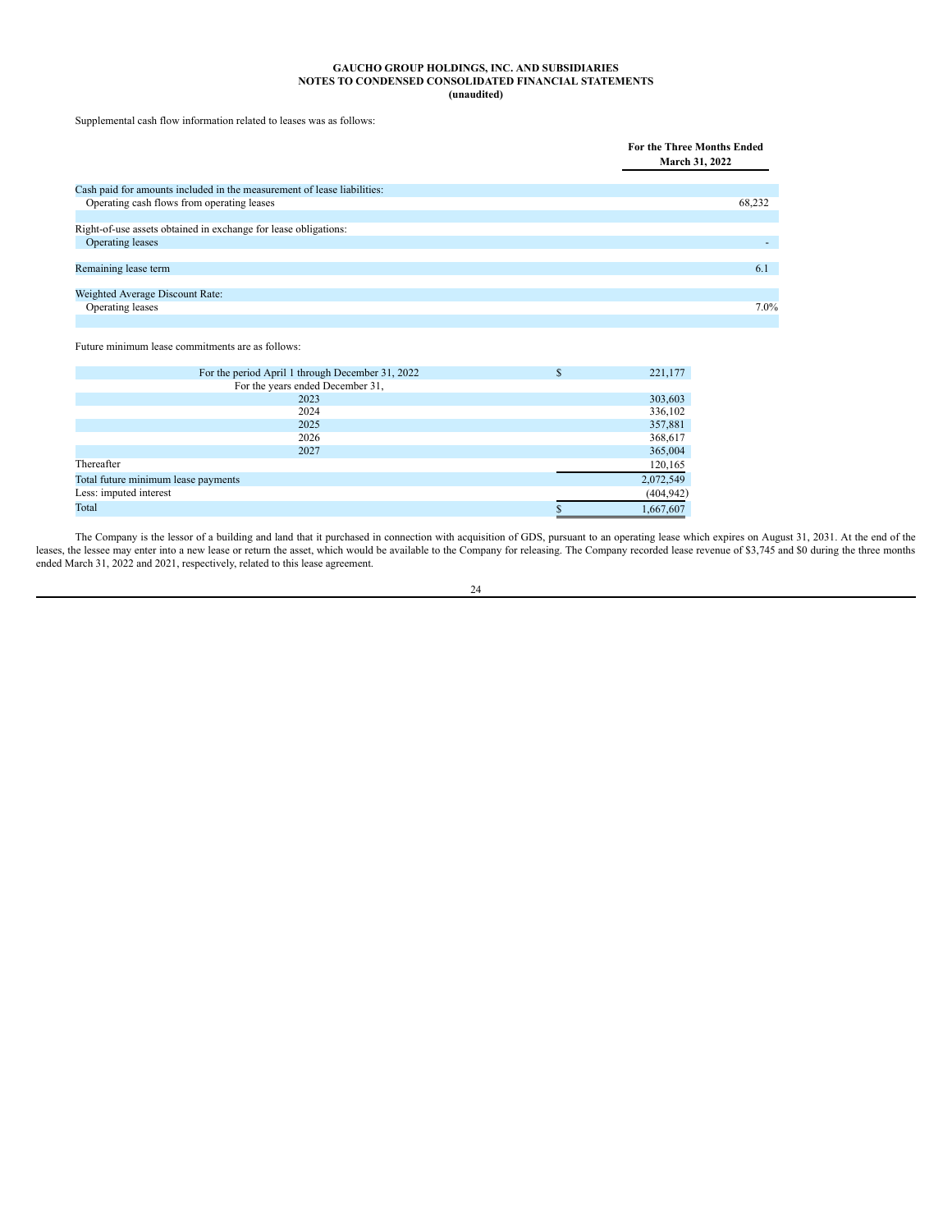**GAUCHO GROUP HOLDINGS, INC. AND SUBSIDIARIES**
**NOTES TO CONDENSED CONSOLIDATED FINANCIAL STATEMENTS**
**(unaudited)**

Supplemental cash flow information related to leases was as follows:

| | For the Three Months Ended March 31, 2022 |
|---|---|
| Cash paid for amounts included in the measurement of lease liabilities: | |
| Operating cash flows from operating leases | 68,232 |
| | |
| Right-of-use assets obtained in exchange for lease obligations: | |
| Operating leases | - |
| | |
| Remaining lease term | 6.1 |
| | |
| Weighted Average Discount Rate: | |
| Operating leases | 7.0% |

Future minimum lease commitments are as follows:

| | |
|---|---|
| For the period April 1 through December 31, 2022 | $ 221,177 |
| For the years ended December 31, | |
| 2023 | 303,603 |
| 2024 | 336,102 |
| 2025 | 357,881 |
| 2026 | 368,617 |
| 2027 | 365,004 |
| Thereafter | 120,165 |
| Total future minimum lease payments | 2,072,549 |
| Less: imputed interest | (404,942) |
| Total | $ 1,667,607 |

The Company is the lessor of a building and land that it purchased in connection with acquisition of GDS, pursuant to an operating lease which expires on August 31, 2031. At the end of the leases, the lessee may enter into a new lease or return the asset, which would be available to the Company for releasing. The Company recorded lease revenue of $3,745 and $0 during the three months ended March 31, 2022 and 2021, respectively, related to this lease agreement.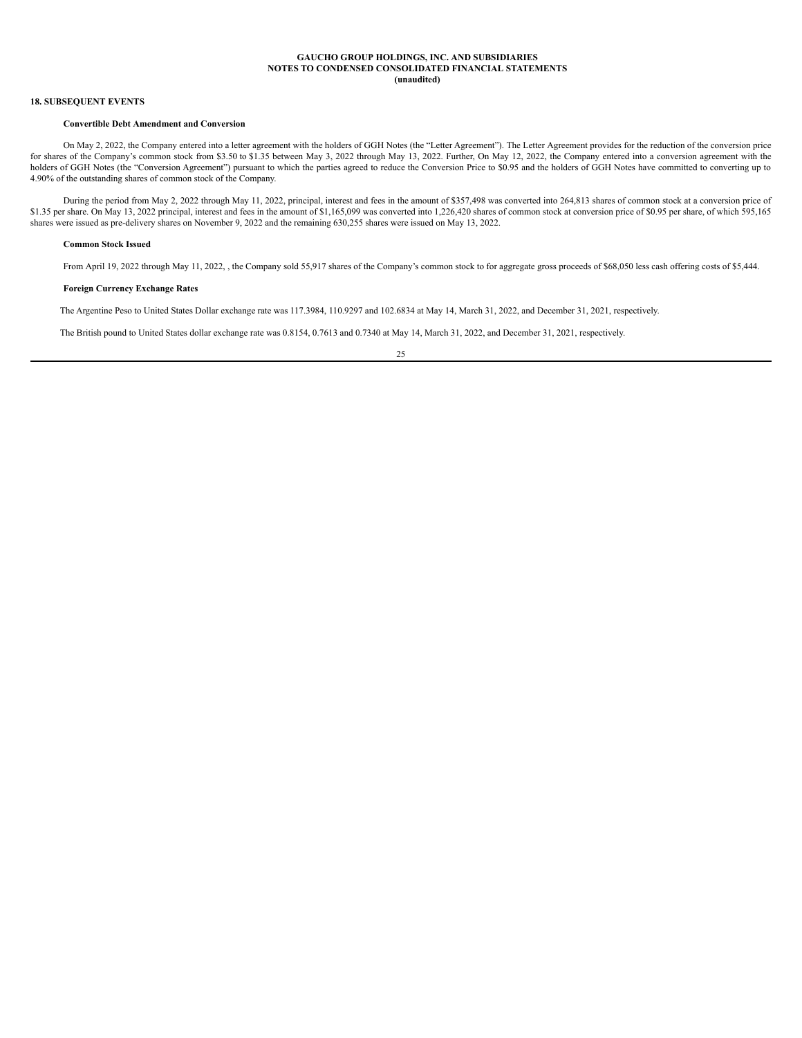**GAUCHO GROUP HOLDINGS, INC. AND SUBSIDIARIES**
**NOTES TO CONDENSED CONSOLIDATED FINANCIAL STATEMENTS**
**(unaudited)**

## 18. SUBSEQUENT EVENTS

### Convertible Debt Amendment and Conversion

On May 2, 2022, the Company entered into a letter agreement with the holders of GGH Notes (the "Letter Agreement"). The Letter Agreement provides for the reduction of the conversion price for shares of the Company's common stock from $3.50 to $1.35 between May 3, 2022 through May 13, 2022. Further, On May 12, 2022, the Company entered into a conversion agreement with the holders of GGH Notes (the "Conversion Agreement") pursuant to which the parties agreed to reduce the Conversion Price to $0.95 and the holders of GGH Notes have committed to converting up to 4.90% of the outstanding shares of common stock of the Company.

During the period from May 2, 2022 through May 11, 2022, principal, interest and fees in the amount of $357,498 was converted into 264,813 shares of common stock at a conversion price of $1.35 per share. On May 13, 2022 principal, interest and fees in the amount of $1,165,099 was converted into 1,226,420 shares of common stock at conversion price of $0.95 per share, of which 595,165 shares were issued as pre-delivery shares on November 9, 2022 and the remaining 630,255 shares were issued on May 13, 2022.

### Common Stock Issued

From April 19, 2022 through May 11, 2022, , the Company sold 55,917 shares of the Company's common stock to for aggregate gross proceeds of $68,050 less cash offering costs of $5,444.

### Foreign Currency Exchange Rates

The Argentine Peso to United States Dollar exchange rate was 117.3984, 110.9297 and 102.6834 at May 14, March 31, 2022, and December 31, 2021, respectively.

The British pound to United States dollar exchange rate was 0.8154, 0.7613 and 0.7340 at May 14, March 31, 2022, and December 31, 2021, respectively.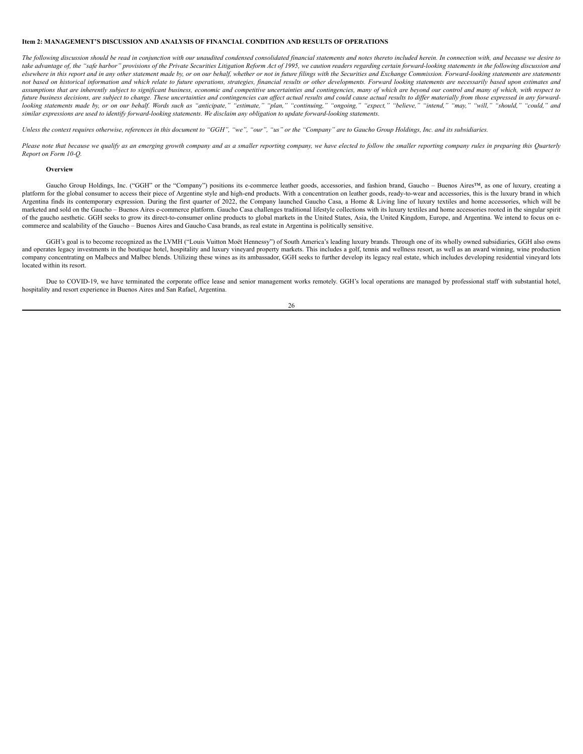**Item 2: MANAGEMENT'S DISCUSSION AND ANALYSIS OF FINANCIAL CONDITION AND RESULTS OF OPERATIONS**

*The following discussion should be read in conjunction with our unaudited condensed consolidated financial statements and notes thereto included herein. In connection with, and because we desire to take advantage of, the "safe harbor" provisions of the Private Securities Litigation Reform Act of 1995, we caution readers regarding certain forward-looking statements in the following discussion and elsewhere in this report and in any other statement made by, or on our behalf, whether or not in future filings with the Securities and Exchange Commission. Forward-looking statements are statements not based on historical information and which relate to future operations, strategies, financial results or other developments. Forward looking statements are necessarily based upon estimates and assumptions that are inherently subject to significant business, economic and competitive uncertainties and contingencies, many of which are beyond our control and many of which, with respect to future business decisions, are subject to change. These uncertainties and contingencies can affect actual results and could cause actual results to differ materially from those expressed in any forward-looking statements made by, or on our behalf. Words such as "anticipate," "estimate," "plan," "continuing," "ongoing," "expect," "believe," "intend," "may," "will," "should," "could," and similar expressions are used to identify forward-looking statements. We disclaim any obligation to update forward-looking statements.*

*Unless the context requires otherwise, references in this document to "GGH", "we", "our", "us" or the "Company" are to Gaucho Group Holdings, Inc. and its subsidiaries.*

*Please note that because we qualify as an emerging growth company and as a smaller reporting company, we have elected to follow the smaller reporting company rules in preparing this Quarterly Report on Form 10-Q.*

**Overview**

Gaucho Group Holdings, Inc. ("GGH" or the "Company") positions its e-commerce leather goods, accessories, and fashion brand, Gaucho – Buenos Aires™, as one of luxury, creating a platform for the global consumer to access their piece of Argentine style and high-end products. With a concentration on leather goods, ready-to-wear and accessories, this is the luxury brand in which Argentina finds its contemporary expression. During the first quarter of 2022, the Company launched Gaucho Casa, a Home & Living line of luxury textiles and home accessories, which will be marketed and sold on the Gaucho – Buenos Aires e-commerce platform. Gaucho Casa challenges traditional lifestyle collections with its luxury textiles and home accessories rooted in the singular spirit of the gaucho aesthetic. GGH seeks to grow its direct-to-consumer online products to global markets in the United States, Asia, the United Kingdom, Europe, and Argentina. We intend to focus on e-commerce and scalability of the Gaucho – Buenos Aires and Gaucho Casa brands, as real estate in Argentina is politically sensitive.

GGH's goal is to become recognized as the LVMH ("Louis Vuitton Moët Hennessy") of South America's leading luxury brands. Through one of its wholly owned subsidiaries, GGH also owns and operates legacy investments in the boutique hotel, hospitality and luxury vineyard property markets. This includes a golf, tennis and wellness resort, as well as an award winning, wine production company concentrating on Malbecs and Malbec blends. Utilizing these wines as its ambassador, GGH seeks to further develop its legacy real estate, which includes developing residential vineyard lots located within its resort.

Due to COVID-19, we have terminated the corporate office lease and senior management works remotely. GGH's local operations are managed by professional staff with substantial hotel, hospitality and resort experience in Buenos Aires and San Rafael, Argentina.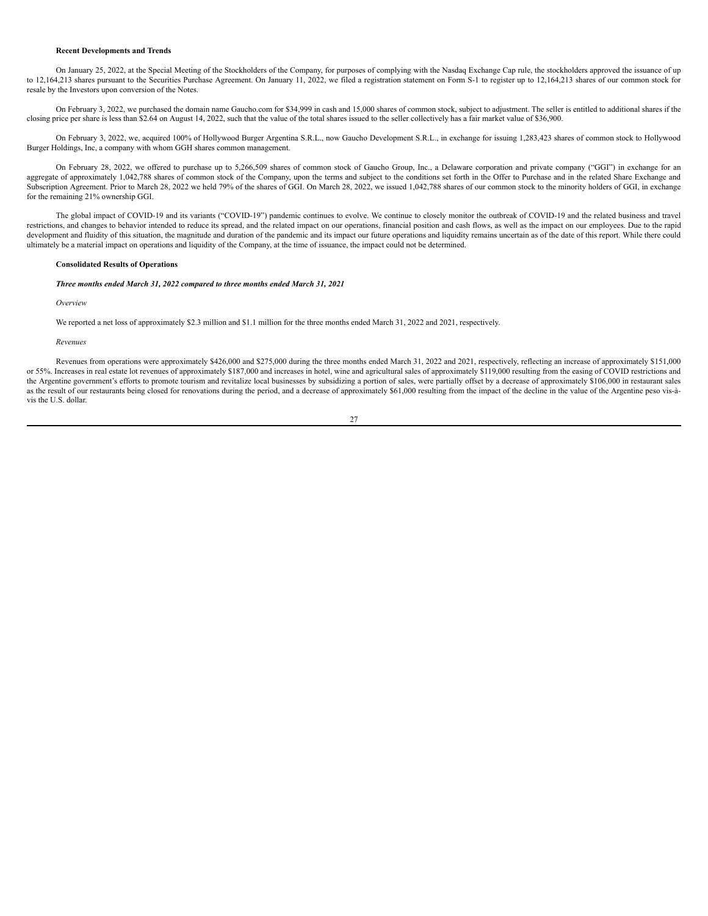**Recent Developments and Trends**

On January 25, 2022, at the Special Meeting of the Stockholders of the Company, for purposes of complying with the Nasdaq Exchange Cap rule, the stockholders approved the issuance of up to 12,164,213 shares pursuant to the Securities Purchase Agreement. On January 11, 2022, we filed a registration statement on Form S-1 to register up to 12,164,213 shares of our common stock for resale by the Investors upon conversion of the Notes.

On February 3, 2022, we purchased the domain name Gaucho.com for $34,999 in cash and 15,000 shares of common stock, subject to adjustment. The seller is entitled to additional shares if the closing price per share is less than $2.64 on August 14, 2022, such that the value of the total shares issued to the seller collectively has a fair market value of $36,900.

On February 3, 2022, we, acquired 100% of Hollywood Burger Argentina S.R.L., now Gaucho Development S.R.L., in exchange for issuing 1,283,423 shares of common stock to Hollywood Burger Holdings, Inc, a company with whom GGH shares common management.

On February 28, 2022, we offered to purchase up to 5,266,509 shares of common stock of Gaucho Group, Inc., a Delaware corporation and private company ("GGI") in exchange for an aggregate of approximately 1,042,788 shares of common stock of the Company, upon the terms and subject to the conditions set forth in the Offer to Purchase and in the related Share Exchange and Subscription Agreement. Prior to March 28, 2022 we held 79% of the shares of GGI. On March 28, 2022, we issued 1,042,788 shares of our common stock to the minority holders of GGI, in exchange for the remaining 21% ownership GGI.

The global impact of COVID-19 and its variants ("COVID-19") pandemic continues to evolve. We continue to closely monitor the outbreak of COVID-19 and the related business and travel restrictions, and changes to behavior intended to reduce its spread, and the related impact on our operations, financial position and cash flows, as well as the impact on our employees. Due to the rapid development and fluidity of this situation, the magnitude and duration of the pandemic and its impact our future operations and liquidity remains uncertain as of the date of this report. While there could ultimately be a material impact on operations and liquidity of the Company, at the time of issuance, the impact could not be determined.

**Consolidated Results of Operations**

***Three months ended March 31, 2022 compared to three months ended March 31, 2021***

*Overview*

We reported a net loss of approximately $2.3 million and $1.1 million for the three months ended March 31, 2022 and 2021, respectively.

*Revenues*

Revenues from operations were approximately $426,000 and $275,000 during the three months ended March 31, 2022 and 2021, respectively, reflecting an increase of approximately $151,000 or 55%. Increases in real estate lot revenues of approximately $187,000 and increases in hotel, wine and agricultural sales of approximately $119,000 resulting from the easing of COVID restrictions and the Argentine government's efforts to promote tourism and revitalize local businesses by subsidizing a portion of sales, were partially offset by a decrease of approximately $106,000 in restaurant sales as the result of our restaurants being closed for renovations during the period, and a decrease of approximately $61,000 resulting from the impact of the decline in the value of the Argentine peso vis-à-vis the U.S. dollar.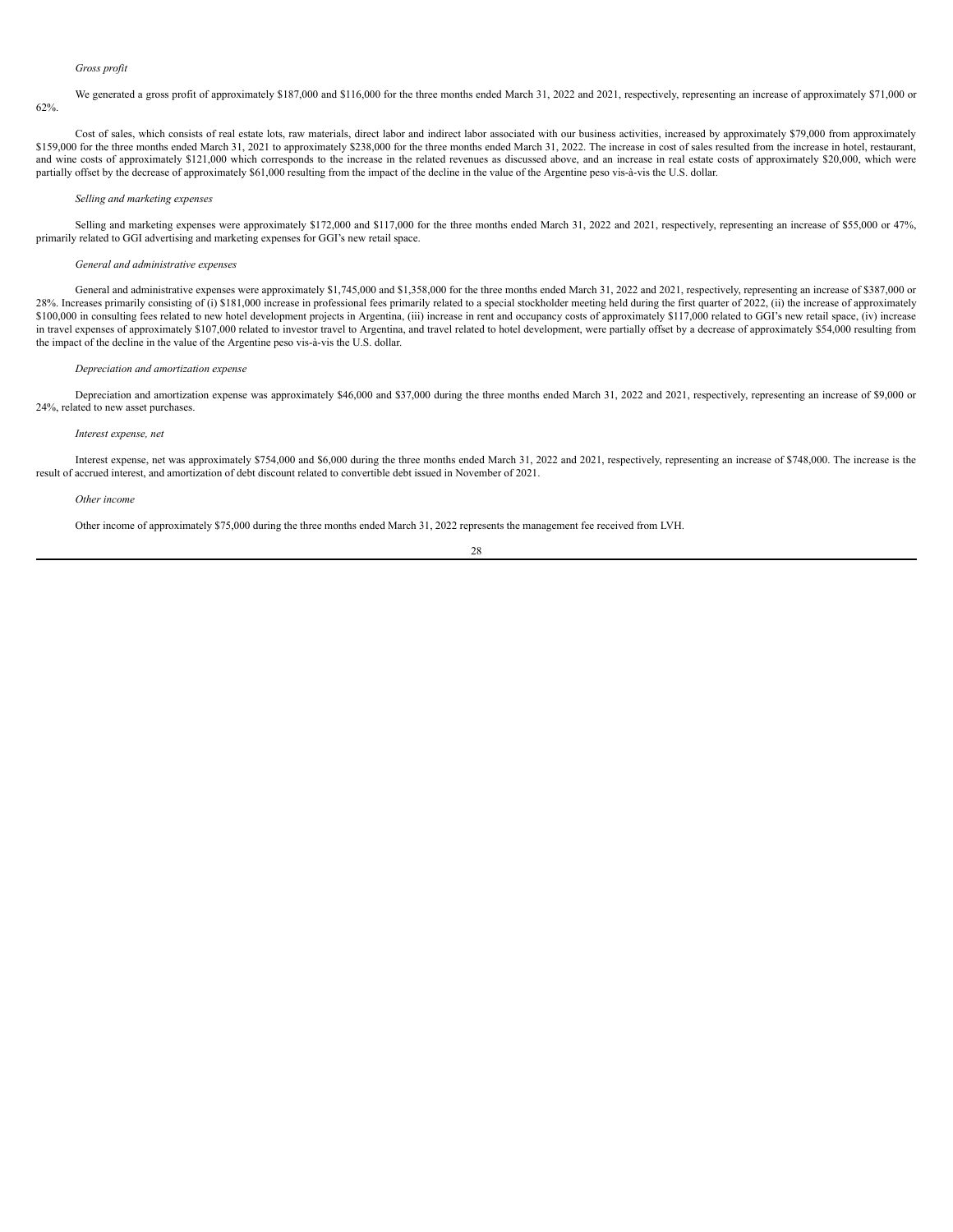*Gross profit*

We generated a gross profit of approximately $187,000 and $116,000 for the three months ended March 31, 2022 and 2021, respectively, representing an increase of approximately $71,000 or 62%.

Cost of sales, which consists of real estate lots, raw materials, direct labor and indirect labor associated with our business activities, increased by approximately $79,000 from approximately $159,000 for the three months ended March 31, 2021 to approximately $238,000 for the three months ended March 31, 2022. The increase in cost of sales resulted from the increase in hotel, restaurant, and wine costs of approximately $121,000 which corresponds to the increase in the related revenues as discussed above, and an increase in real estate costs of approximately $20,000, which were partially offset by the decrease of approximately $61,000 resulting from the impact of the decline in the value of the Argentine peso vis-à-vis the U.S. dollar.

*Selling and marketing expenses*

Selling and marketing expenses were approximately $172,000 and $117,000 for the three months ended March 31, 2022 and 2021, respectively, representing an increase of $55,000 or 47%, primarily related to GGI advertising and marketing expenses for GGI's new retail space.

*General and administrative expenses*

General and administrative expenses were approximately $1,745,000 and $1,358,000 for the three months ended March 31, 2022 and 2021, respectively, representing an increase of $387,000 or 28%. Increases primarily consisting of (i) $181,000 increase in professional fees primarily related to a special stockholder meeting held during the first quarter of 2022, (ii) the increase of approximately $100,000 in consulting fees related to new hotel development projects in Argentina, (iii) increase in rent and occupancy costs of approximately $117,000 related to GGI's new retail space, (iv) increase in travel expenses of approximately $107,000 related to investor travel to Argentina, and travel related to hotel development, were partially offset by a decrease of approximately $54,000 resulting from the impact of the decline in the value of the Argentine peso vis-à-vis the U.S. dollar.

*Depreciation and amortization expense*

Depreciation and amortization expense was approximately $46,000 and $37,000 during the three months ended March 31, 2022 and 2021, respectively, representing an increase of $9,000 or 24%, related to new asset purchases.

*Interest expense, net*

Interest expense, net was approximately $754,000 and $6,000 during the three months ended March 31, 2022 and 2021, respectively, representing an increase of $748,000. The increase is the result of accrued interest, and amortization of debt discount related to convertible debt issued in November of 2021.

*Other income*

Other income of approximately $75,000 during the three months ended March 31, 2022 represents the management fee received from LVH.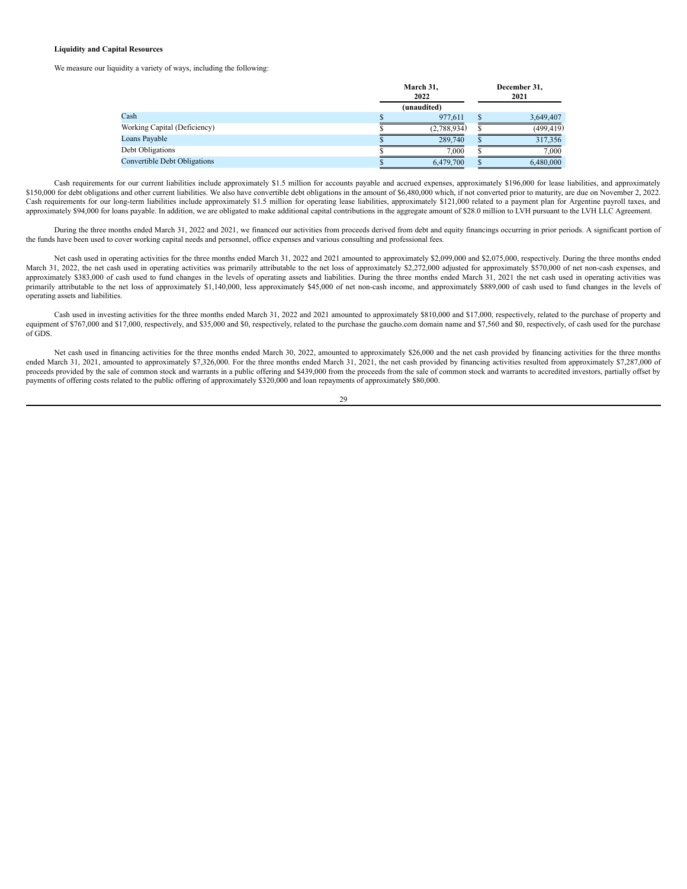**Liquidity and Capital Resources**

We measure our liquidity a variety of ways, including the following:

| | March 31, 2022 | December 31, 2021 |
|---|---|---|
| | (unaudited) | |
| Cash | $ 977,611 | $ 3,649,407 |
| Working Capital (Deficiency) | $ (2,788,934) | $ (499,419) |
| Loans Payable | $ 289,740 | $ 317,356 |
| Debt Obligations | $ 7,000 | $ 7,000 |
| Convertible Debt Obligations | $ 6,479,700 | $ 6,480,000 |

Cash requirements for our current liabilities include approximately $1.5 million for accounts payable and accrued expenses, approximately $196,000 for lease liabilities, and approximately $150,000 for debt obligations and other current liabilities. We also have convertible debt obligations in the amount of $6,480,000 which, if not converted prior to maturity, are due on November 2, 2022. Cash requirements for our long-term liabilities include approximately $1.5 million for operating lease liabilities, approximately $121,000 related to a payment plan for Argentine payroll taxes, and approximately $94,000 for loans payable. In addition, we are obligated to make additional capital contributions in the aggregate amount of $28.0 million to LVH pursuant to the LVH LLC Agreement.

During the three months ended March 31, 2022 and 2021, we financed our activities from proceeds derived from debt and equity financings occurring in prior periods. A significant portion of the funds have been used to cover working capital needs and personnel, office expenses and various consulting and professional fees.

Net cash used in operating activities for the three months ended March 31, 2022 and 2021 amounted to approximately $2,099,000 and $2,075,000, respectively. During the three months ended March 31, 2022, the net cash used in operating activities was primarily attributable to the net loss of approximately $2,272,000 adjusted for approximately $570,000 of net non-cash expenses, and approximately $383,000 of cash used to fund changes in the levels of operating assets and liabilities. During the three months ended March 31, 2021 the net cash used in operating activities was primarily attributable to the net loss of approximately $1,140,000, less approximately $45,000 of net non-cash income, and approximately $889,000 of cash used to fund changes in the levels of operating assets and liabilities.

Cash used in investing activities for the three months ended March 31, 2022 and 2021 amounted to approximately $810,000 and $17,000, respectively, related to the purchase of property and equipment of $767,000 and $17,000, respectively, and $35,000 and $0, respectively, related to the purchase the gaucho.com domain name and $7,560 and $0, respectively, of cash used for the purchase of GDS.

Net cash used in financing activities for the three months ended March 30, 2022, amounted to approximately $26,000 and the net cash provided by financing activities for the three months ended March 31, 2021, amounted to approximately $7,326,000. For the three months ended March 31, 2021, the net cash provided by financing activities resulted from approximately $7,287,000 of proceeds provided by the sale of common stock and warrants in a public offering and $439,000 from the proceeds from the sale of common stock and warrants to accredited investors, partially offset by payments of offering costs related to the public offering of approximately $320,000 and loan repayments of approximately $80,000.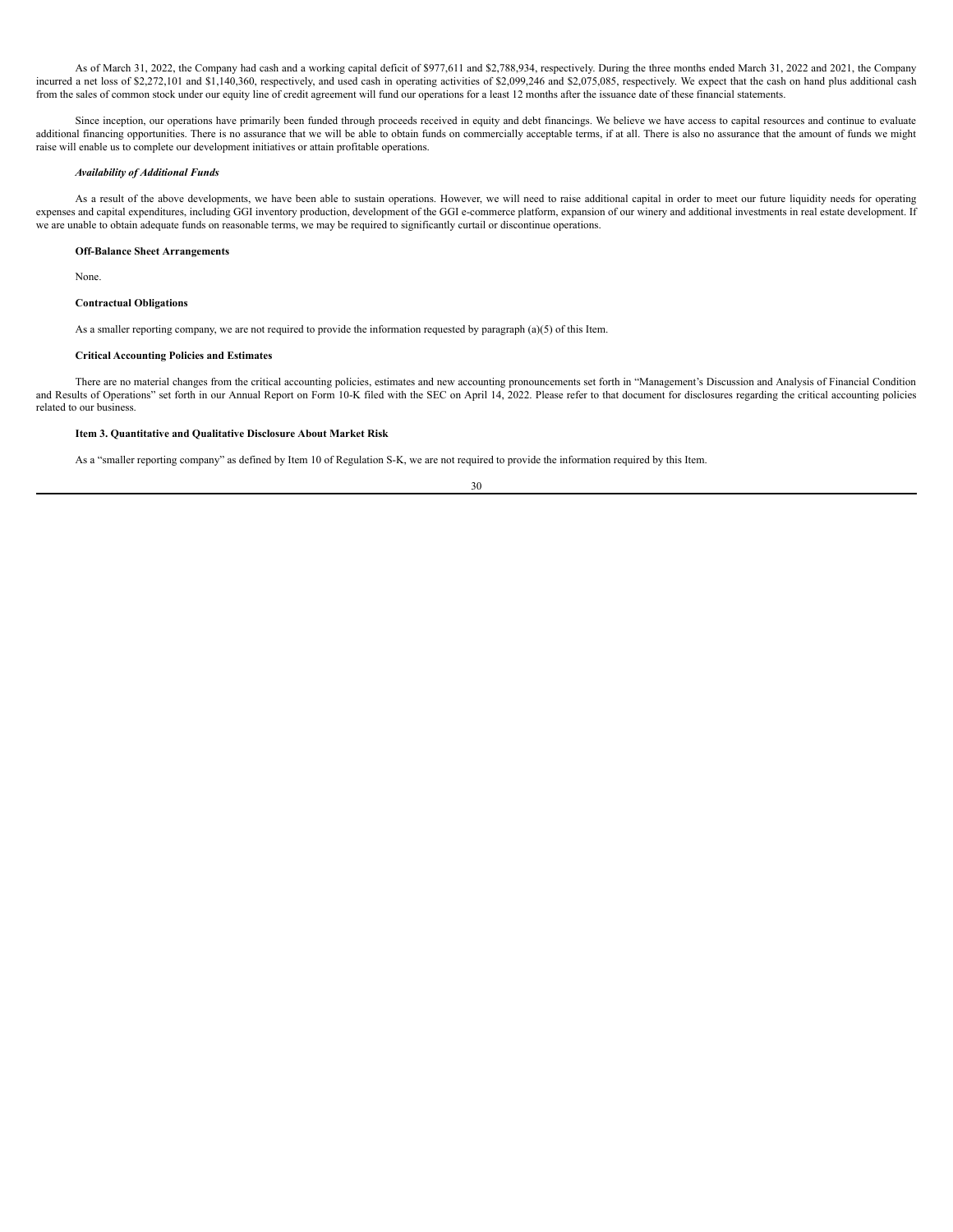As of March 31, 2022, the Company had cash and a working capital deficit of $977,611 and $2,788,934, respectively. During the three months ended March 31, 2022 and 2021, the Company incurred a net loss of $2,272,101 and $1,140,360, respectively, and used cash in operating activities of $2,099,246 and $2,075,085, respectively. We expect that the cash on hand plus additional cash from the sales of common stock under our equity line of credit agreement will fund our operations for a least 12 months after the issuance date of these financial statements.

Since inception, our operations have primarily been funded through proceeds received in equity and debt financings. We believe we have access to capital resources and continue to evaluate additional financing opportunities. There is no assurance that we will be able to obtain funds on commercially acceptable terms, if at all. There is also no assurance that the amount of funds we might raise will enable us to complete our development initiatives or attain profitable operations.

***Availability of Additional Funds***

As a result of the above developments, we have been able to sustain operations. However, we will need to raise additional capital in order to meet our future liquidity needs for operating expenses and capital expenditures, including GGI inventory production, development of the GGI e-commerce platform, expansion of our winery and additional investments in real estate development. If we are unable to obtain adequate funds on reasonable terms, we may be required to significantly curtail or discontinue operations.

**Off-Balance Sheet Arrangements**

None.

**Contractual Obligations**

As a smaller reporting company, we are not required to provide the information requested by paragraph (a)(5) of this Item.

**Critical Accounting Policies and Estimates**

There are no material changes from the critical accounting policies, estimates and new accounting pronouncements set forth in "Management's Discussion and Analysis of Financial Condition and Results of Operations" set forth in our Annual Report on Form 10-K filed with the SEC on April 14, 2022. Please refer to that document for disclosures regarding the critical accounting policies related to our business.

**Item 3. Quantitative and Qualitative Disclosure About Market Risk**

As a "smaller reporting company" as defined by Item 10 of Regulation S-K, we are not required to provide the information required by this Item.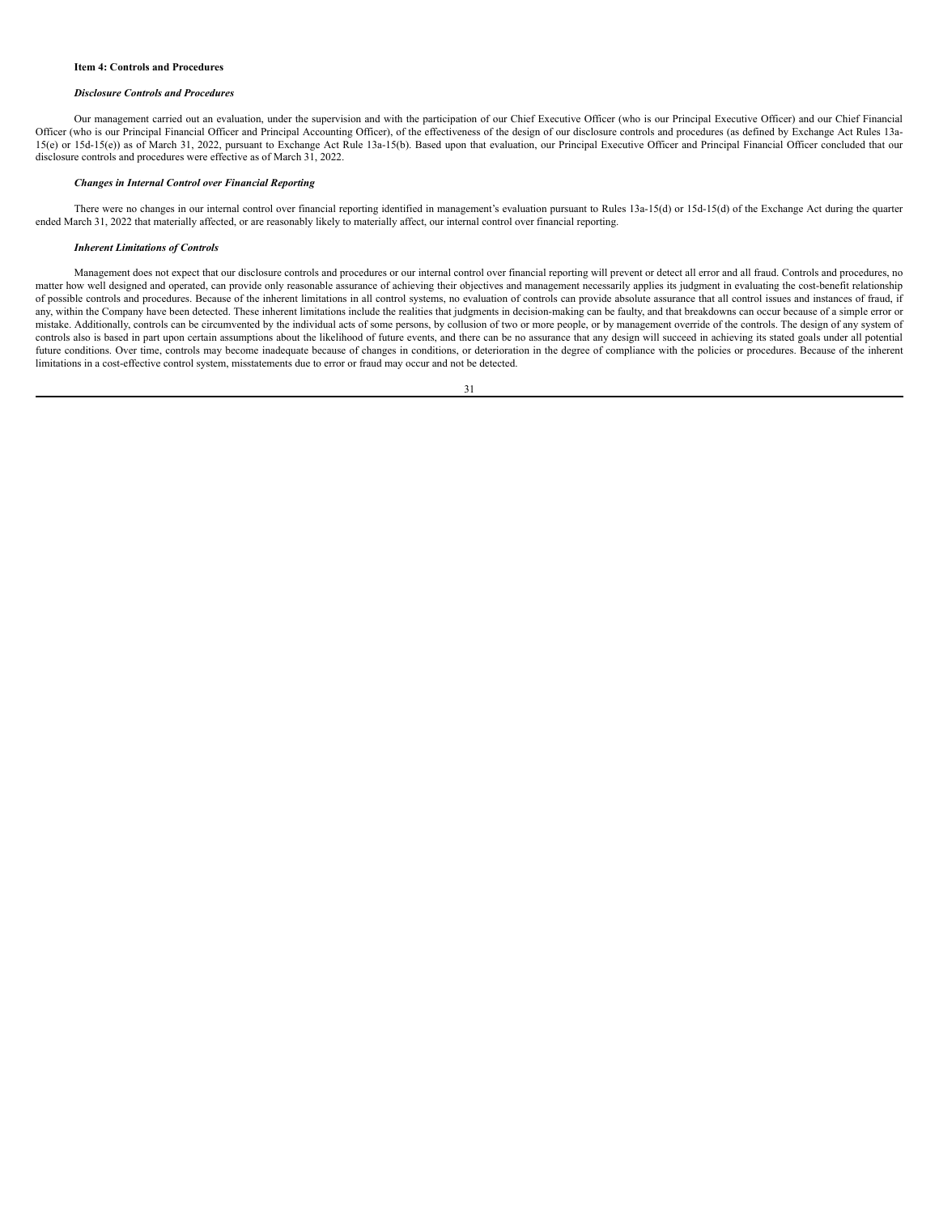### Item 4: Controls and Procedures

***Disclosure Controls and Procedures***

Our management carried out an evaluation, under the supervision and with the participation of our Chief Executive Officer (who is our Principal Executive Officer) and our Chief Financial Officer (who is our Principal Financial Officer and Principal Accounting Officer), of the effectiveness of the design of our disclosure controls and procedures (as defined by Exchange Act Rules 13a-15(e) or 15d-15(e)) as of March 31, 2022, pursuant to Exchange Act Rule 13a-15(b). Based upon that evaluation, our Principal Executive Officer and Principal Financial Officer concluded that our disclosure controls and procedures were effective as of March 31, 2022.

***Changes in Internal Control over Financial Reporting***

There were no changes in our internal control over financial reporting identified in management's evaluation pursuant to Rules 13a-15(d) or 15d-15(d) of the Exchange Act during the quarter ended March 31, 2022 that materially affected, or are reasonably likely to materially affect, our internal control over financial reporting.

***Inherent Limitations of Controls***

Management does not expect that our disclosure controls and procedures or our internal control over financial reporting will prevent or detect all error and all fraud. Controls and procedures, no matter how well designed and operated, can provide only reasonable assurance of achieving their objectives and management necessarily applies its judgment in evaluating the cost-benefit relationship of possible controls and procedures. Because of the inherent limitations in all control systems, no evaluation of controls can provide absolute assurance that all control issues and instances of fraud, if any, within the Company have been detected. These inherent limitations include the realities that judgments in decision-making can be faulty, and that breakdowns can occur because of a simple error or mistake. Additionally, controls can be circumvented by the individual acts of some persons, by collusion of two or more people, or by management override of the controls. The design of any system of controls also is based in part upon certain assumptions about the likelihood of future events, and there can be no assurance that any design will succeed in achieving its stated goals under all potential future conditions. Over time, controls may become inadequate because of changes in conditions, or deterioration in the degree of compliance with the policies or procedures. Because of the inherent limitations in a cost-effective control system, misstatements due to error or fraud may occur and not be detected.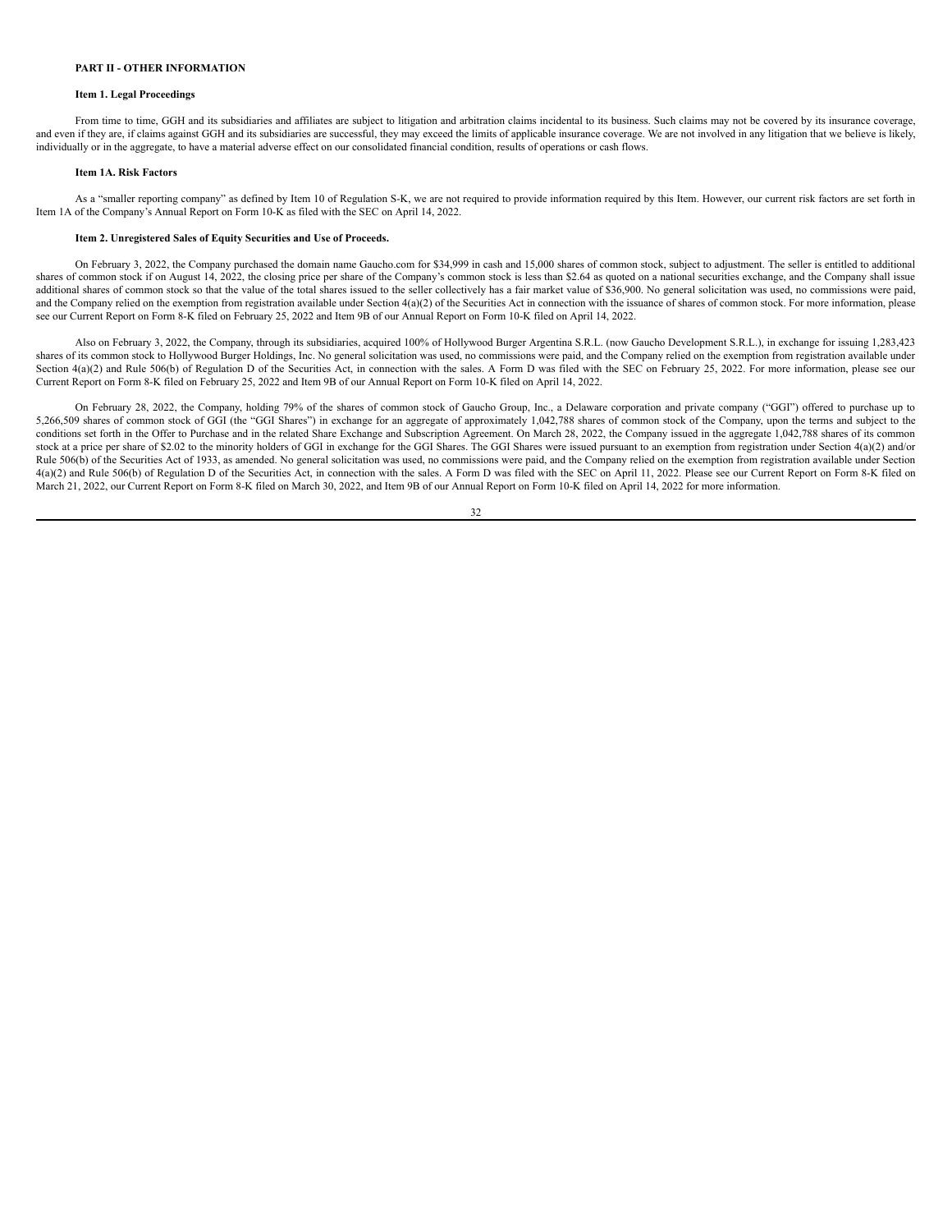## PART II - OTHER INFORMATION

### Item 1. Legal Proceedings

From time to time, GGH and its subsidiaries and affiliates are subject to litigation and arbitration claims incidental to its business. Such claims may not be covered by its insurance coverage, and even if they are, if claims against GGH and its subsidiaries are successful, they may exceed the limits of applicable insurance coverage. We are not involved in any litigation that we believe is likely, individually or in the aggregate, to have a material adverse effect on our consolidated financial condition, results of operations or cash flows.

### Item 1A. Risk Factors

As a "smaller reporting company" as defined by Item 10 of Regulation S-K, we are not required to provide information required by this Item. However, our current risk factors are set forth in Item 1A of the Company's Annual Report on Form 10-K as filed with the SEC on April 14, 2022.

### Item 2. Unregistered Sales of Equity Securities and Use of Proceeds.

On February 3, 2022, the Company purchased the domain name Gaucho.com for $34,999 in cash and 15,000 shares of common stock, subject to adjustment. The seller is entitled to additional shares of common stock if on August 14, 2022, the closing price per share of the Company's common stock is less than $2.64 as quoted on a national securities exchange, and the Company shall issue additional shares of common stock so that the value of the total shares issued to the seller collectively has a fair market value of $36,900. No general solicitation was used, no commissions were paid, and the Company relied on the exemption from registration available under Section 4(a)(2) of the Securities Act in connection with the issuance of shares of common stock. For more information, please see our Current Report on Form 8-K filed on February 25, 2022 and Item 9B of our Annual Report on Form 10-K filed on April 14, 2022.

Also on February 3, 2022, the Company, through its subsidiaries, acquired 100% of Hollywood Burger Argentina S.R.L. (now Gaucho Development S.R.L.), in exchange for issuing 1,283,423 shares of its common stock to Hollywood Burger Holdings, Inc. No general solicitation was used, no commissions were paid, and the Company relied on the exemption from registration available under Section 4(a)(2) and Rule 506(b) of Regulation D of the Securities Act, in connection with the sales. A Form D was filed with the SEC on February 25, 2022. For more information, please see our Current Report on Form 8-K filed on February 25, 2022 and Item 9B of our Annual Report on Form 10-K filed on April 14, 2022.

On February 28, 2022, the Company, holding 79% of the shares of common stock of Gaucho Group, Inc., a Delaware corporation and private company ("GGI") offered to purchase up to 5,266,509 shares of common stock of GGI (the "GGI Shares") in exchange for an aggregate of approximately 1,042,788 shares of common stock of the Company, upon the terms and subject to the conditions set forth in the Offer to Purchase and in the related Share Exchange and Subscription Agreement. On March 28, 2022, the Company issued in the aggregate 1,042,788 shares of its common stock at a price per share of $2.02 to the minority holders of GGI in exchange for the GGI Shares. The GGI Shares were issued pursuant to an exemption from registration under Section 4(a)(2) and/or Rule 506(b) of the Securities Act of 1933, as amended. No general solicitation was used, no commissions were paid, and the Company relied on the exemption from registration available under Section 4(a)(2) and Rule 506(b) of Regulation D of the Securities Act, in connection with the sales. A Form D was filed with the SEC on April 11, 2022. Please see our Current Report on Form 8-K filed on March 21, 2022, our Current Report on Form 8-K filed on March 30, 2022, and Item 9B of our Annual Report on Form 10-K filed on April 14, 2022 for more information.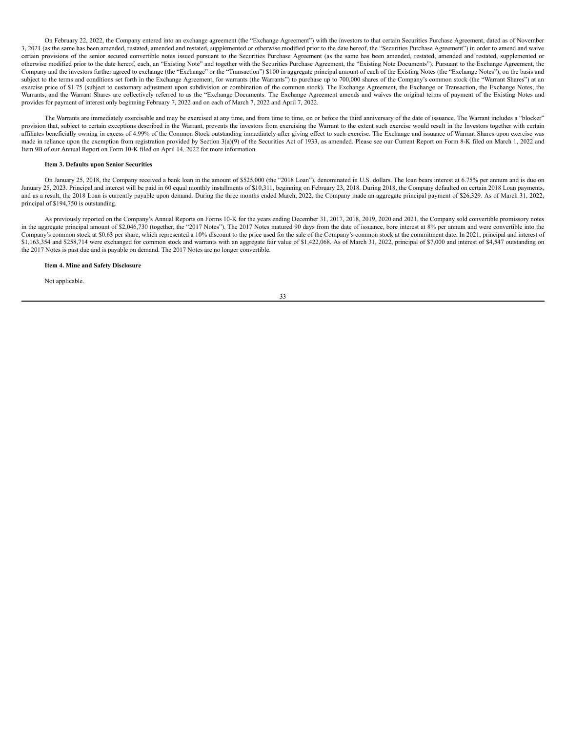On February 22, 2022, the Company entered into an exchange agreement (the "Exchange Agreement") with the investors to that certain Securities Purchase Agreement, dated as of November 3, 2021 (as the same has been amended, restated, amended and restated, supplemented or otherwise modified prior to the date hereof, the "Securities Purchase Agreement") in order to amend and waive certain provisions of the senior secured convertible notes issued pursuant to the Securities Purchase Agreement (as the same has been amended, restated, amended and restated, supplemented or otherwise modified prior to the date hereof, each, an "Existing Note" and together with the Securities Purchase Agreement, the "Existing Note Documents"). Pursuant to the Exchange Agreement, the Company and the investors further agreed to exchange (the "Exchange" or the "Transaction") $100 in aggregate principal amount of each of the Existing Notes (the "Exchange Notes"), on the basis and subject to the terms and conditions set forth in the Exchange Agreement, for warrants (the Warrants") to purchase up to 700,000 shares of the Company's common stock (the "Warrant Shares") at an exercise price of $1.75 (subject to customary adjustment upon subdivision or combination of the common stock). The Exchange Agreement, the Exchange or Transaction, the Exchange Notes, the Warrants, and the Warrant Shares are collectively referred to as the "Exchange Documents. The Exchange Agreement amends and waives the original terms of payment of the Existing Notes and provides for payment of interest only beginning February 7, 2022 and on each of March 7, 2022 and April 7, 2022.

The Warrants are immediately exercisable and may be exercised at any time, and from time to time, on or before the third anniversary of the date of issuance. The Warrant includes a "blocker" provision that, subject to certain exceptions described in the Warrant, prevents the investors from exercising the Warrant to the extent such exercise would result in the Investors together with certain affiliates beneficially owning in excess of 4.99% of the Common Stock outstanding immediately after giving effect to such exercise. The Exchange and issuance of Warrant Shares upon exercise was made in reliance upon the exemption from registration provided by Section 3(a)(9) of the Securities Act of 1933, as amended. Please see our Current Report on Form 8-K filed on March 1, 2022 and Item 9B of our Annual Report on Form 10-K filed on April 14, 2022 for more information.

**Item 3. Defaults upon Senior Securities**

On January 25, 2018, the Company received a bank loan in the amount of $525,000 (the "2018 Loan"), denominated in U.S. dollars. The loan bears interest at 6.75% per annum and is due on January 25, 2023. Principal and interest will be paid in 60 equal monthly installments of $10,311, beginning on February 23, 2018. During 2018, the Company defaulted on certain 2018 Loan payments, and as a result, the 2018 Loan is currently payable upon demand. During the three months ended March, 2022, the Company made an aggregate principal payment of $26,329. As of March 31, 2022, principal of $194,750 is outstanding.

As previously reported on the Company's Annual Reports on Forms 10-K for the years ending December 31, 2017, 2018, 2019, 2020 and 2021, the Company sold convertible promissory notes in the aggregate principal amount of $2,046,730 (together, the "2017 Notes"). The 2017 Notes matured 90 days from the date of issuance, bore interest at 8% per annum and were convertible into the Company's common stock at $0.63 per share, which represented a 10% discount to the price used for the sale of the Company's common stock at the commitment date. In 2021, principal and interest of $1,163,354 and $258,714 were exchanged for common stock and warrants with an aggregate fair value of $1,422,068. As of March 31, 2022, principal of $7,000 and interest of $4,547 outstanding on the 2017 Notes is past due and is payable on demand. The 2017 Notes are no longer convertible.

**Item 4. Mine and Safety Disclosure**

Not applicable.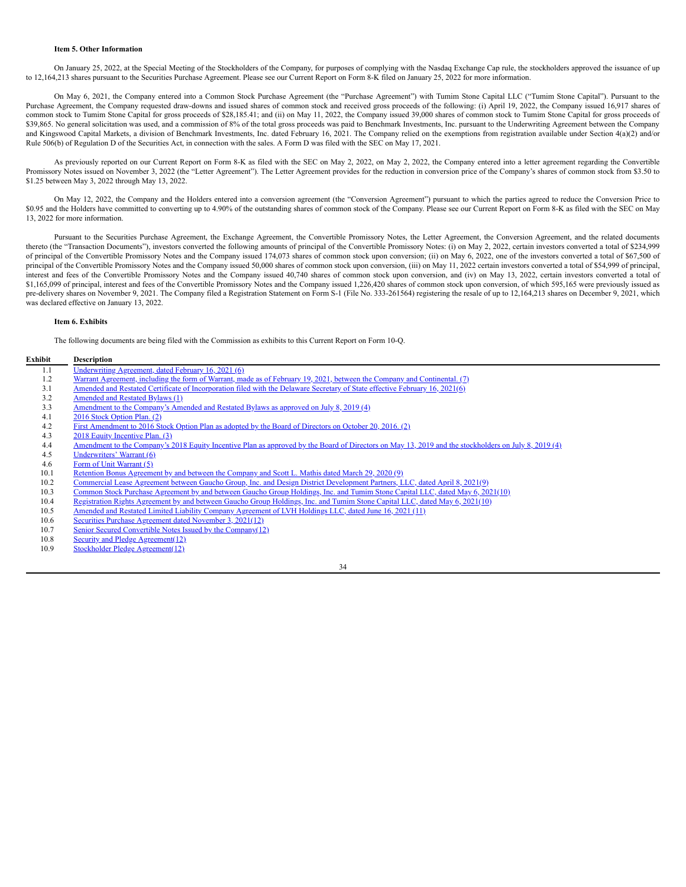### Item 5. Other Information

On January 25, 2022, at the Special Meeting of the Stockholders of the Company, for purposes of complying with the Nasdaq Exchange Cap rule, the stockholders approved the issuance of up to 12,164,213 shares pursuant to the Securities Purchase Agreement. Please see our Current Report on Form 8-K filed on January 25, 2022 for more information.

On May 6, 2021, the Company entered into a Common Stock Purchase Agreement (the "Purchase Agreement") with Tumim Stone Capital LLC ("Tumim Stone Capital"). Pursuant to the Purchase Agreement, the Company requested draw-downs and issued shares of common stock and received gross proceeds of the following: (i) April 19, 2022, the Company issued 16,917 shares of common stock to Tumim Stone Capital for gross proceeds of $28,185.41; and (ii) on May 11, 2022, the Company issued 39,000 shares of common stock to Tumim Stone Capital for gross proceeds of $39,865. No general solicitation was used, and a commission of 8% of the total gross proceeds was paid to Benchmark Investments, Inc. pursuant to the Underwriting Agreement between the Company and Kingswood Capital Markets, a division of Benchmark Investments, Inc. dated February 16, 2021. The Company relied on the exemptions from registration available under Section 4(a)(2) and/or Rule 506(b) of Regulation D of the Securities Act, in connection with the sales. A Form D was filed with the SEC on May 17, 2021.

As previously reported on our Current Report on Form 8-K as filed with the SEC on May 2, 2022, on May 2, 2022, the Company entered into a letter agreement regarding the Convertible Promissory Notes issued on November 3, 2022 (the "Letter Agreement"). The Letter Agreement provides for the reduction in conversion price of the Company's shares of common stock from $3.50 to $1.25 between May 3, 2022 through May 13, 2022.

On May 12, 2022, the Company and the Holders entered into a conversion agreement (the "Conversion Agreement") pursuant to which the parties agreed to reduce the Conversion Price to $0.95 and the Holders have committed to converting up to 4.90% of the outstanding shares of common stock of the Company. Please see our Current Report on Form 8-K as filed with the SEC on May 13, 2022 for more information.

Pursuant to the Securities Purchase Agreement, the Exchange Agreement, the Convertible Promissory Notes, the Letter Agreement, the Conversion Agreement, and the related documents thereto (the "Transaction Documents"), investors converted the following amounts of principal of the Convertible Promissory Notes: (i) on May 2, 2022, certain investors converted a total of $234,999 of principal of the Convertible Promissory Notes and the Company issued 174,073 shares of common stock upon conversion; (ii) on May 6, 2022, one of the investors converted a total of $67,500 of principal of the Convertible Promissory Notes and the Company issued 50,000 shares of common stock upon conversion, (iii) on May 11, 2022 certain investors converted a total of $54,999 of principal, interest and fees of the Convertible Promissory Notes and the Company issued 40,740 shares of common stock upon conversion, and (iv) on May 13, 2022, certain investors converted a total of $1,165,099 of principal, interest and fees of the Convertible Promissory Notes and the Company issued 1,226,420 shares of common stock upon conversion, of which 595,165 were previously issued as pre-delivery shares on November 9, 2021. The Company filed a Registration Statement on Form S-1 (File No. 333-261564) registering the resale of up to 12,164,213 shares on December 9, 2021, which was declared effective on January 13, 2022.

### Item 6. Exhibits

The following documents are being filed with the Commission as exhibits to this Current Report on Form 10-Q.

| Exhibit | Description |
|---|---|
| 1.1 | Underwriting Agreement, dated February 16, 2021 (6) |
| 1.2 | Warrant Agreement, including the form of Warrant, made as of February 19, 2021, between the Company and Continental. (7) |
| 3.1 | Amended and Restated Certificate of Incorporation filed with the Delaware Secretary of State effective February 16, 2021(6) |
| 3.2 | Amended and Restated Bylaws (1) |
| 3.3 | Amendment to the Company's Amended and Restated Bylaws as approved on July 8, 2019 (4) |
| 4.1 | 2016 Stock Option Plan. (2) |
| 4.2 | First Amendment to 2016 Stock Option Plan as adopted by the Board of Directors on October 20, 2016. (2) |
| 4.3 | 2018 Equity Incentive Plan. (3) |
| 4.4 | Amendment to the Company's 2018 Equity Incentive Plan as approved by the Board of Directors on May 13, 2019 and the stockholders on July 8, 2019 (4) |
| 4.5 | Underwriters' Warrant (6) |
| 4.6 | Form of Unit Warrant (5) |
| 10.1 | Retention Bonus Agreement by and between the Company and Scott L. Mathis dated March 29, 2020 (9) |
| 10.2 | Commercial Lease Agreement between Gaucho Group, Inc. and Design District Development Partners, LLC, dated April 8, 2021(9) |
| 10.3 | Common Stock Purchase Agreement by and between Gaucho Group Holdings, Inc. and Tumim Stone Capital LLC, dated May 6, 2021(10) |
| 10.4 | Registration Rights Agreement by and between Gaucho Group Holdings, Inc. and Tumim Stone Capital LLC, dated May 6, 2021(10) |
| 10.5 | Amended and Restated Limited Liability Company Agreement of LVH Holdings LLC, dated June 16, 2021 (11) |
| 10.6 | Securities Purchase Agreement dated November 3, 2021(12) |
| 10.7 | Senior Secured Convertible Notes Issued by the Company(12) |
| 10.8 | Security and Pledge Agreement(12) |
| 10.9 | Stockholder Pledge Agreement(12) |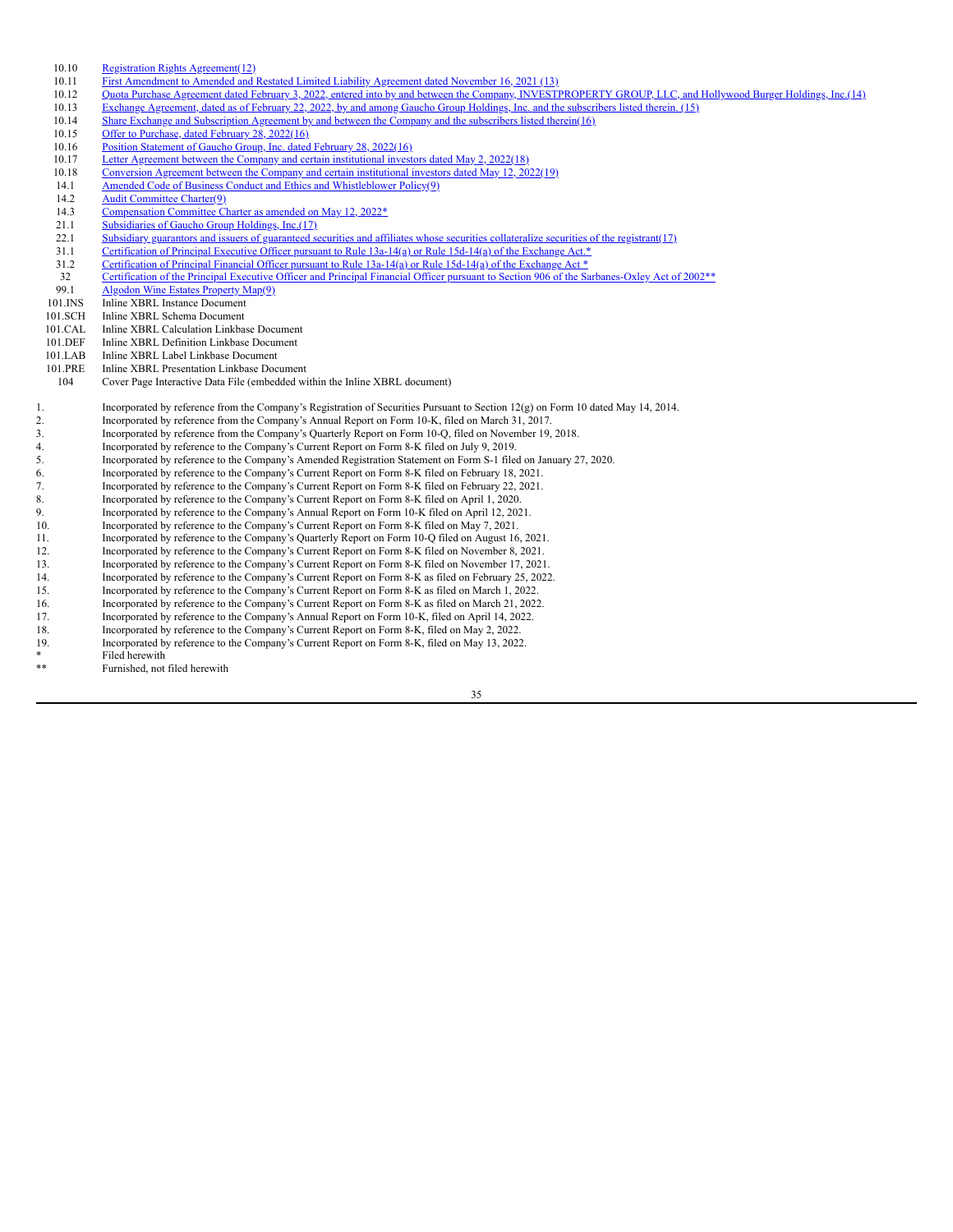| | |
|---|---|
| 10.10 | Registration Rights Agreement(12) |
| 10.11 | First Amendment to Amended and Restated Limited Liability Agreement dated November 16, 2021 (13) |
| 10.12 | Quota Purchase Agreement dated February 3, 2022, entered into by and between the Company, INVESTPROPERTY GROUP, LLC, and Hollywood Burger Holdings, Inc.(14) |
| 10.13 | Exchange Agreement, dated as of February 22, 2022, by and among Gaucho Group Holdings, Inc. and the subscribers listed therein. (15) |
| 10.14 | Share Exchange and Subscription Agreement by and between the Company and the subscribers listed therein(16) |
| 10.15 | Offer to Purchase, dated February 28, 2022(16) |
| 10.16 | Position Statement of Gaucho Group, Inc. dated February 28, 2022(16) |
| 10.17 | Letter Agreement between the Company and certain institutional investors dated May 2, 2022(18) |
| 10.18 | Conversion Agreement between the Company and certain institutional investors dated May 12, 2022(19) |
| 14.1 | Amended Code of Business Conduct and Ethics and Whistleblower Policy(9) |
| 14.2 | Audit Committee Charter(9) |
| 14.3 | Compensation Committee Charter as amended on May 12, 2022* |
| 21.1 | Subsidiaries of Gaucho Group Holdings, Inc.(17) |
| 22.1 | Subsidiary guarantors and issuers of guaranteed securities and affiliates whose securities collateralize securities of the registrant(17) |
| 31.1 | Certification of Principal Executive Officer pursuant to Rule 13a-14(a) or Rule 15d-14(a) of the Exchange Act.* |
| 31.2 | Certification of Principal Financial Officer pursuant to Rule 13a-14(a) or Rule 15d-14(a) of the Exchange Act * |
| 32 | Certification of the Principal Executive Officer and Principal Financial Officer pursuant to Section 906 of the Sarbanes-Oxley Act of 2002** |
| 99.1 | Algodon Wine Estates Property Map(9) |
| 101.INS | Inline XBRL Instance Document |
| 101.SCH | Inline XBRL Schema Document |
| 101.CAL | Inline XBRL Calculation Linkbase Document |
| 101.DEF | Inline XBRL Definition Linkbase Document |
| 101.LAB | Inline XBRL Label Linkbase Document |
| 101.PRE | Inline XBRL Presentation Linkbase Document |
| 104 | Cover Page Interactive Data File (embedded within the Inline XBRL document) |

1. Incorporated by reference from the Company's Registration of Securities Pursuant to Section 12(g) on Form 10 dated May 14, 2014.
2. Incorporated by reference from the Company's Annual Report on Form 10-K, filed on March 31, 2017.
3. Incorporated by reference from the Company's Quarterly Report on Form 10-Q, filed on November 19, 2018.
4. Incorporated by reference to the Company's Current Report on Form 8-K filed on July 9, 2019.
5. Incorporated by reference to the Company's Amended Registration Statement on Form S-1 filed on January 27, 2020.
6. Incorporated by reference to the Company's Current Report on Form 8-K filed on February 18, 2021.
7. Incorporated by reference to the Company's Current Report on Form 8-K filed on February 22, 2021.
8. Incorporated by reference to the Company's Current Report on Form 8-K filed on April 1, 2020.
9. Incorporated by reference to the Company's Annual Report on Form 10-K filed on April 12, 2021.
10. Incorporated by reference to the Company's Current Report on Form 8-K filed on May 7, 2021.
11. Incorporated by reference to the Company's Quarterly Report on Form 10-Q filed on August 16, 2021.
12. Incorporated by reference to the Company's Current Report on Form 8-K filed on November 8, 2021.
13. Incorporated by reference to the Company's Current Report on Form 8-K filed on November 17, 2021.
14. Incorporated by reference to the Company's Current Report on Form 8-K as filed on February 25, 2022.
15. Incorporated by reference to the Company's Current Report on Form 8-K as filed on March 1, 2022.
16. Incorporated by reference to the Company's Current Report on Form 8-K as filed on March 21, 2022.
17. Incorporated by reference to the Company's Annual Report on Form 10-K, filed on April 14, 2022.
18. Incorporated by reference to the Company's Current Report on Form 8-K, filed on May 2, 2022.
19. Incorporated by reference to the Company's Current Report on Form 8-K, filed on May 13, 2022.

\* Filed herewith

\** Furnished, not filed herewith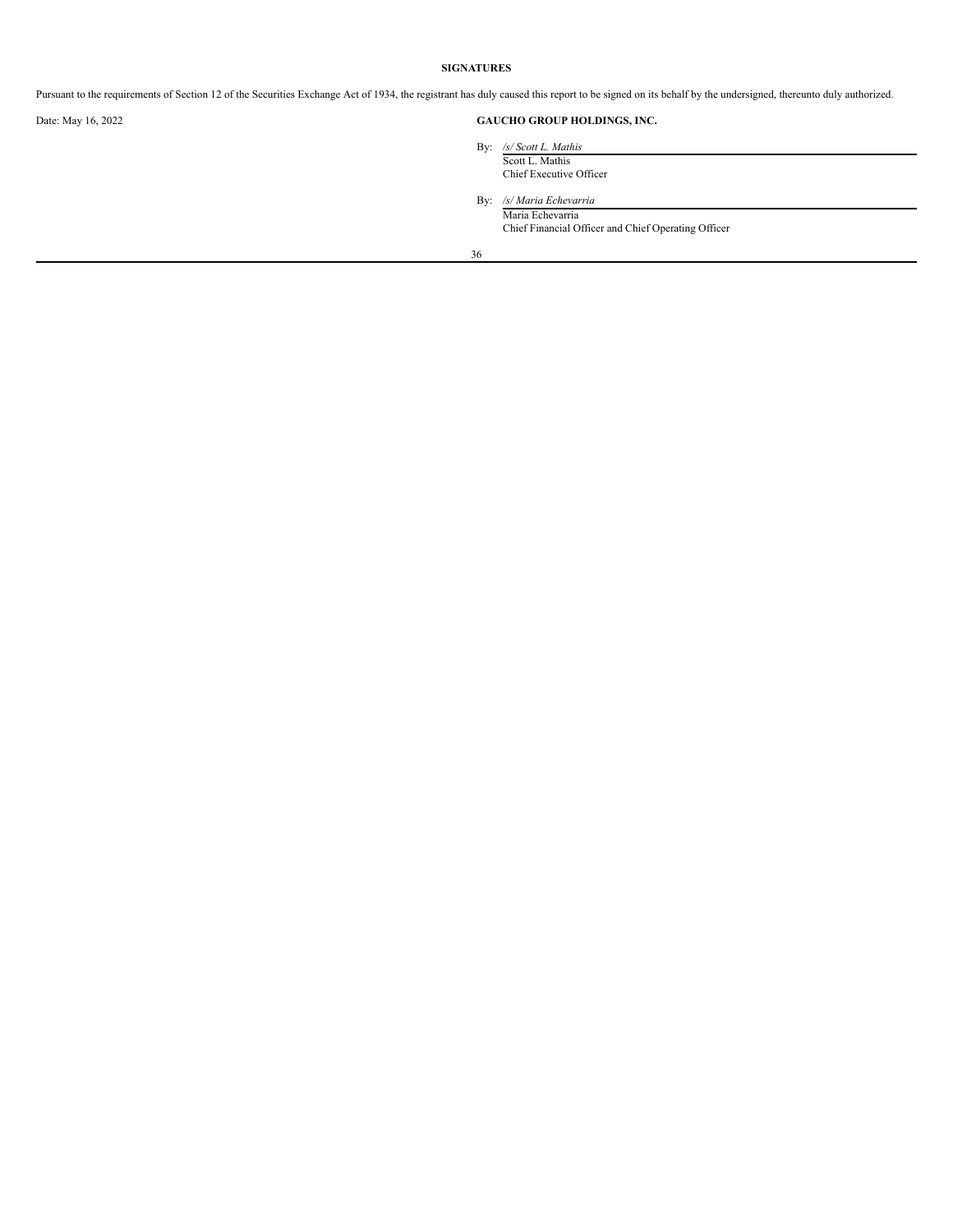**SIGNATURES**

Pursuant to the requirements of Section 12 of the Securities Exchange Act of 1934, the registrant has duly caused this report to be signed on its behalf by the undersigned, thereunto duly authorized.

Date: May 16, 2022

**GAUCHO GROUP HOLDINGS, INC.**

By: */s/ Scott L. Mathis*
Scott L. Mathis
Chief Executive Officer

By: */s/ Maria Echevarria*
Maria Echevarria
Chief Financial Officer and Chief Operating Officer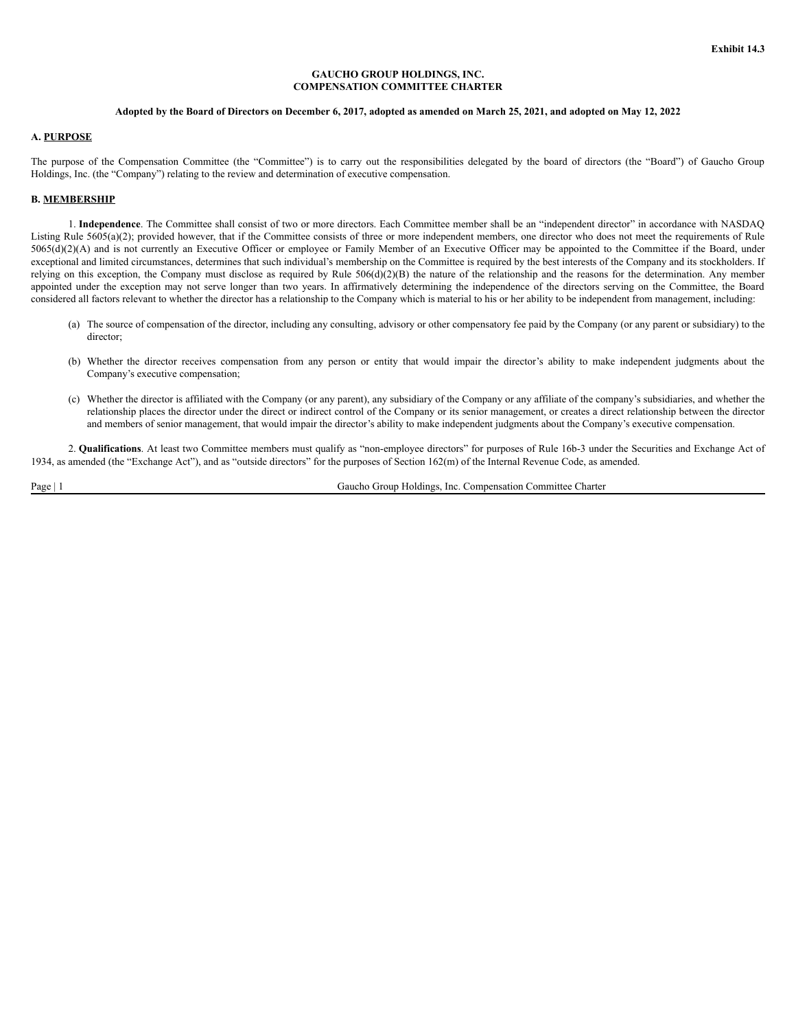**Exhibit 14.3**

**GAUCHO GROUP HOLDINGS, INC.**
**COMPENSATION COMMITTEE CHARTER**

**Adopted by the Board of Directors on December 6, 2017, adopted as amended on March 25, 2021, and adopted on May 12, 2022**

## A. PURPOSE

The purpose of the Compensation Committee (the "Committee") is to carry out the responsibilities delegated by the board of directors (the "Board") of Gaucho Group Holdings, Inc. (the "Company") relating to the review and determination of executive compensation.

## B. MEMBERSHIP

1. **Independence**. The Committee shall consist of two or more directors. Each Committee member shall be an "independent director" in accordance with NASDAQ Listing Rule 5605(a)(2); provided however, that if the Committee consists of three or more independent members, one director who does not meet the requirements of Rule 5065(d)(2)(A) and is not currently an Executive Officer or employee or Family Member of an Executive Officer may be appointed to the Committee if the Board, under exceptional and limited circumstances, determines that such individual's membership on the Committee is required by the best interests of the Company and its stockholders. If relying on this exception, the Company must disclose as required by Rule 506(d)(2)(B) the nature of the relationship and the reasons for the determination. Any member appointed under the exception may not serve longer than two years. In affirmatively determining the independence of the directors serving on the Committee, the Board considered all factors relevant to whether the director has a relationship to the Company which is material to his or her ability to be independent from management, including:

(a) The source of compensation of the director, including any consulting, advisory or other compensatory fee paid by the Company (or any parent or subsidiary) to the director;

(b) Whether the director receives compensation from any person or entity that would impair the director's ability to make independent judgments about the Company's executive compensation;

(c) Whether the director is affiliated with the Company (or any parent), any subsidiary of the Company or any affiliate of the company's subsidiaries, and whether the relationship places the director under the direct or indirect control of the Company or its senior management, or creates a direct relationship between the director and members of senior management, that would impair the director's ability to make independent judgments about the Company's executive compensation.

2. **Qualifications**. At least two Committee members must qualify as "non-employee directors" for purposes of Rule 16b-3 under the Securities and Exchange Act of 1934, as amended (the "Exchange Act"), and as "outside directors" for the purposes of Section 162(m) of the Internal Revenue Code, as amended.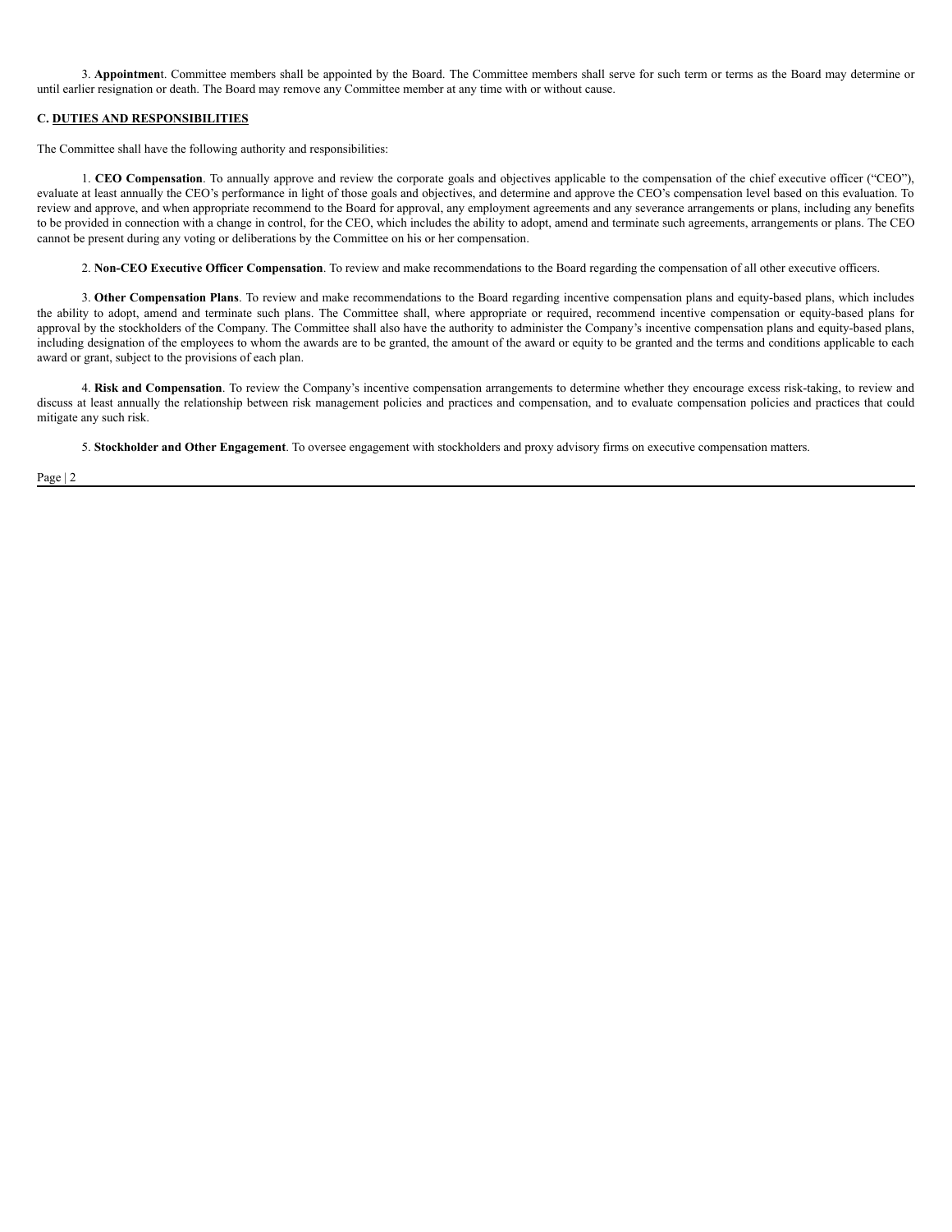3. **Appointment**. Committee members shall be appointed by the Board. The Committee members shall serve for such term or terms as the Board may determine or until earlier resignation or death. The Board may remove any Committee member at any time with or without cause.

**C. DUTIES AND RESPONSIBILITIES**

The Committee shall have the following authority and responsibilities:

1. **CEO Compensation**. To annually approve and review the corporate goals and objectives applicable to the compensation of the chief executive officer ("CEO"), evaluate at least annually the CEO's performance in light of those goals and objectives, and determine and approve the CEO's compensation level based on this evaluation. To review and approve, and when appropriate recommend to the Board for approval, any employment agreements and any severance arrangements or plans, including any benefits to be provided in connection with a change in control, for the CEO, which includes the ability to adopt, amend and terminate such agreements, arrangements or plans. The CEO cannot be present during any voting or deliberations by the Committee on his or her compensation.

2. **Non-CEO Executive Officer Compensation**. To review and make recommendations to the Board regarding the compensation of all other executive officers.

3. **Other Compensation Plans**. To review and make recommendations to the Board regarding incentive compensation plans and equity-based plans, which includes the ability to adopt, amend and terminate such plans. The Committee shall, where appropriate or required, recommend incentive compensation or equity-based plans for approval by the stockholders of the Company. The Committee shall also have the authority to administer the Company's incentive compensation plans and equity-based plans, including designation of the employees to whom the awards are to be granted, the amount of the award or equity to be granted and the terms and conditions applicable to each award or grant, subject to the provisions of each plan.

4. **Risk and Compensation**. To review the Company's incentive compensation arrangements to determine whether they encourage excess risk-taking, to review and discuss at least annually the relationship between risk management policies and practices and compensation, and to evaluate compensation policies and practices that could mitigate any such risk.

5. **Stockholder and Other Engagement**. To oversee engagement with stockholders and proxy advisory firms on executive compensation matters.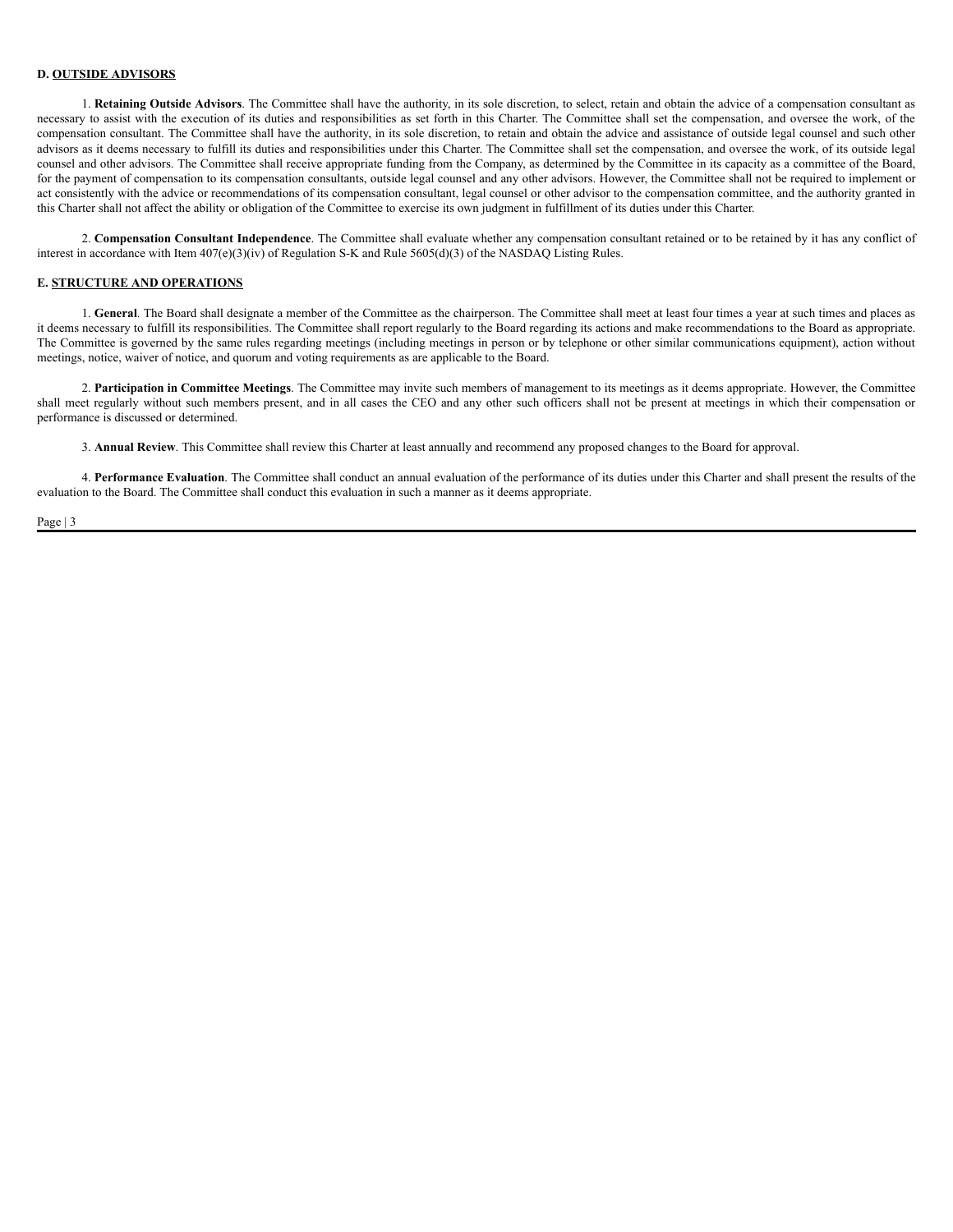### D. OUTSIDE ADVISORS

1. **Retaining Outside Advisors**. The Committee shall have the authority, in its sole discretion, to select, retain and obtain the advice of a compensation consultant as necessary to assist with the execution of its duties and responsibilities as set forth in this Charter. The Committee shall set the compensation, and oversee the work, of the compensation consultant. The Committee shall have the authority, in its sole discretion, to retain and obtain the advice and assistance of outside legal counsel and such other advisors as it deems necessary to fulfill its duties and responsibilities under this Charter. The Committee shall set the compensation, and oversee the work, of its outside legal counsel and other advisors. The Committee shall receive appropriate funding from the Company, as determined by the Committee in its capacity as a committee of the Board, for the payment of compensation to its compensation consultants, outside legal counsel and any other advisors. However, the Committee shall not be required to implement or act consistently with the advice or recommendations of its compensation consultant, legal counsel or other advisor to the compensation committee, and the authority granted in this Charter shall not affect the ability or obligation of the Committee to exercise its own judgment in fulfillment of its duties under this Charter.

2. **Compensation Consultant Independence**. The Committee shall evaluate whether any compensation consultant retained or to be retained by it has any conflict of interest in accordance with Item 407(e)(3)(iv) of Regulation S-K and Rule 5605(d)(3) of the NASDAQ Listing Rules.

### E. STRUCTURE AND OPERATIONS

1. **General**. The Board shall designate a member of the Committee as the chairperson. The Committee shall meet at least four times a year at such times and places as it deems necessary to fulfill its responsibilities. The Committee shall report regularly to the Board regarding its actions and make recommendations to the Board as appropriate. The Committee is governed by the same rules regarding meetings (including meetings in person or by telephone or other similar communications equipment), action without meetings, notice, waiver of notice, and quorum and voting requirements as are applicable to the Board.

2. **Participation in Committee Meetings**. The Committee may invite such members of management to its meetings as it deems appropriate. However, the Committee shall meet regularly without such members present, and in all cases the CEO and any other such officers shall not be present at meetings in which their compensation or performance is discussed or determined.

3. **Annual Review**. This Committee shall review this Charter at least annually and recommend any proposed changes to the Board for approval.

4. **Performance Evaluation**. The Committee shall conduct an annual evaluation of the performance of its duties under this Charter and shall present the results of the evaluation to the Board. The Committee shall conduct this evaluation in such a manner as it deems appropriate.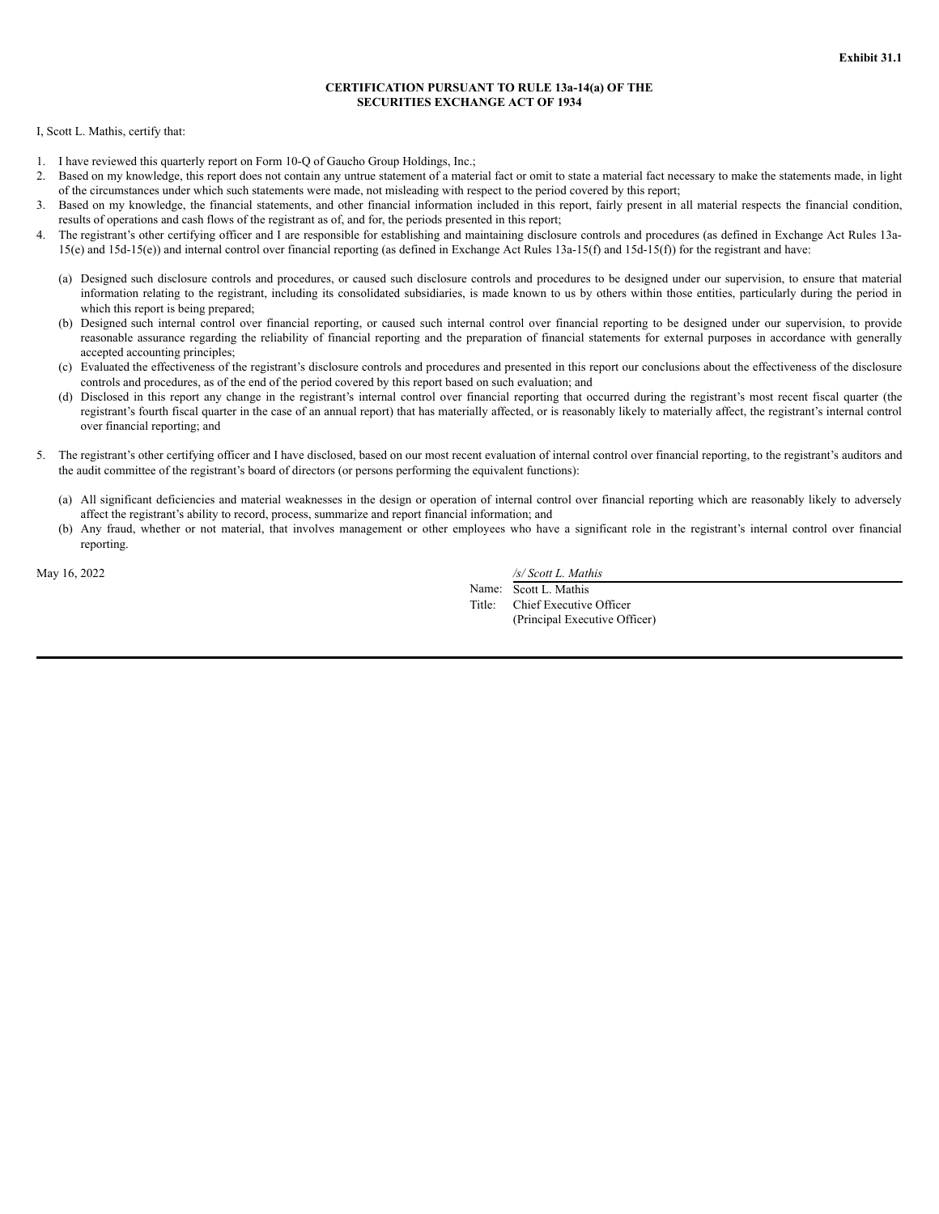**Exhibit 31.1**

**CERTIFICATION PURSUANT TO RULE 13a-14(a) OF THE SECURITIES EXCHANGE ACT OF 1934**

I, Scott L. Mathis, certify that:

1. I have reviewed this quarterly report on Form 10-Q of Gaucho Group Holdings, Inc.;
2. Based on my knowledge, this report does not contain any untrue statement of a material fact or omit to state a material fact necessary to make the statements made, in light of the circumstances under which such statements were made, not misleading with respect to the period covered by this report;
3. Based on my knowledge, the financial statements, and other financial information included in this report, fairly present in all material respects the financial condition, results of operations and cash flows of the registrant as of, and for, the periods presented in this report;
4. The registrant's other certifying officer and I are responsible for establishing and maintaining disclosure controls and procedures (as defined in Exchange Act Rules 13a-15(e) and 15d-15(e)) and internal control over financial reporting (as defined in Exchange Act Rules 13a-15(f) and 15d-15(f)) for the registrant and have:

   (a) Designed such disclosure controls and procedures, or caused such disclosure controls and procedures to be designed under our supervision, to ensure that material information relating to the registrant, including its consolidated subsidiaries, is made known to us by others within those entities, particularly during the period in which this report is being prepared;

   (b) Designed such internal control over financial reporting, or caused such internal control over financial reporting to be designed under our supervision, to provide reasonable assurance regarding the reliability of financial reporting and the preparation of financial statements for external purposes in accordance with generally accepted accounting principles;

   (c) Evaluated the effectiveness of the registrant's disclosure controls and procedures and presented in this report our conclusions about the effectiveness of the disclosure controls and procedures, as of the end of the period covered by this report based on such evaluation; and

   (d) Disclosed in this report any change in the registrant's internal control over financial reporting that occurred during the registrant's most recent fiscal quarter (the registrant's fourth fiscal quarter in the case of an annual report) that has materially affected, or is reasonably likely to materially affect, the registrant's internal control over financial reporting; and

5. The registrant's other certifying officer and I have disclosed, based on our most recent evaluation of internal control over financial reporting, to the registrant's auditors and the audit committee of the registrant's board of directors (or persons performing the equivalent functions):

   (a) All significant deficiencies and material weaknesses in the design or operation of internal control over financial reporting which are reasonably likely to adversely affect the registrant's ability to record, process, summarize and report financial information; and

   (b) Any fraud, whether or not material, that involves management or other employees who have a significant role in the registrant's internal control over financial reporting.

May 16, 2022

*/s/ Scott L. Mathis*

Name: Scott L. Mathis
Title: Chief Executive Officer
(Principal Executive Officer)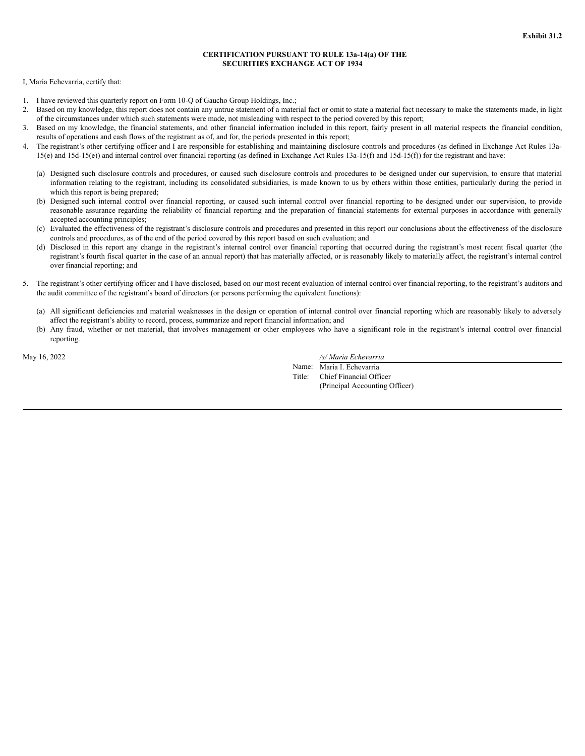**Exhibit 31.2**

**CERTIFICATION PURSUANT TO RULE 13a-14(a) OF THE SECURITIES EXCHANGE ACT OF 1934**

I, Maria Echevarria, certify that:

1. I have reviewed this quarterly report on Form 10-Q of Gaucho Group Holdings, Inc.;
2. Based on my knowledge, this report does not contain any untrue statement of a material fact or omit to state a material fact necessary to make the statements made, in light of the circumstances under which such statements were made, not misleading with respect to the period covered by this report;
3. Based on my knowledge, the financial statements, and other financial information included in this report, fairly present in all material respects the financial condition, results of operations and cash flows of the registrant as of, and for, the periods presented in this report;
4. The registrant's other certifying officer and I are responsible for establishing and maintaining disclosure controls and procedures (as defined in Exchange Act Rules 13a-15(e) and 15d-15(e)) and internal control over financial reporting (as defined in Exchange Act Rules 13a-15(f) and 15d-15(f)) for the registrant and have:

   (a) Designed such disclosure controls and procedures, or caused such disclosure controls and procedures to be designed under our supervision, to ensure that material information relating to the registrant, including its consolidated subsidiaries, is made known to us by others within those entities, particularly during the period in which this report is being prepared;

   (b) Designed such internal control over financial reporting, or caused such internal control over financial reporting to be designed under our supervision, to provide reasonable assurance regarding the reliability of financial reporting and the preparation of financial statements for external purposes in accordance with generally accepted accounting principles;

   (c) Evaluated the effectiveness of the registrant's disclosure controls and procedures and presented in this report our conclusions about the effectiveness of the disclosure controls and procedures, as of the end of the period covered by this report based on such evaluation; and

   (d) Disclosed in this report any change in the registrant's internal control over financial reporting that occurred during the registrant's most recent fiscal quarter (the registrant's fourth fiscal quarter in the case of an annual report) that has materially affected, or is reasonably likely to materially affect, the registrant's internal control over financial reporting; and

5. The registrant's other certifying officer and I have disclosed, based on our most recent evaluation of internal control over financial reporting, to the registrant's auditors and the audit committee of the registrant's board of directors (or persons performing the equivalent functions):

   (a) All significant deficiencies and material weaknesses in the design or operation of internal control over financial reporting which are reasonably likely to adversely affect the registrant's ability to record, process, summarize and report financial information; and

   (b) Any fraud, whether or not material, that involves management or other employees who have a significant role in the registrant's internal control over financial reporting.

May 16, 2022

*/s/ Maria Echevarria*

Name: Maria I. Echevarria

Title: Chief Financial Officer
(Principal Accounting Officer)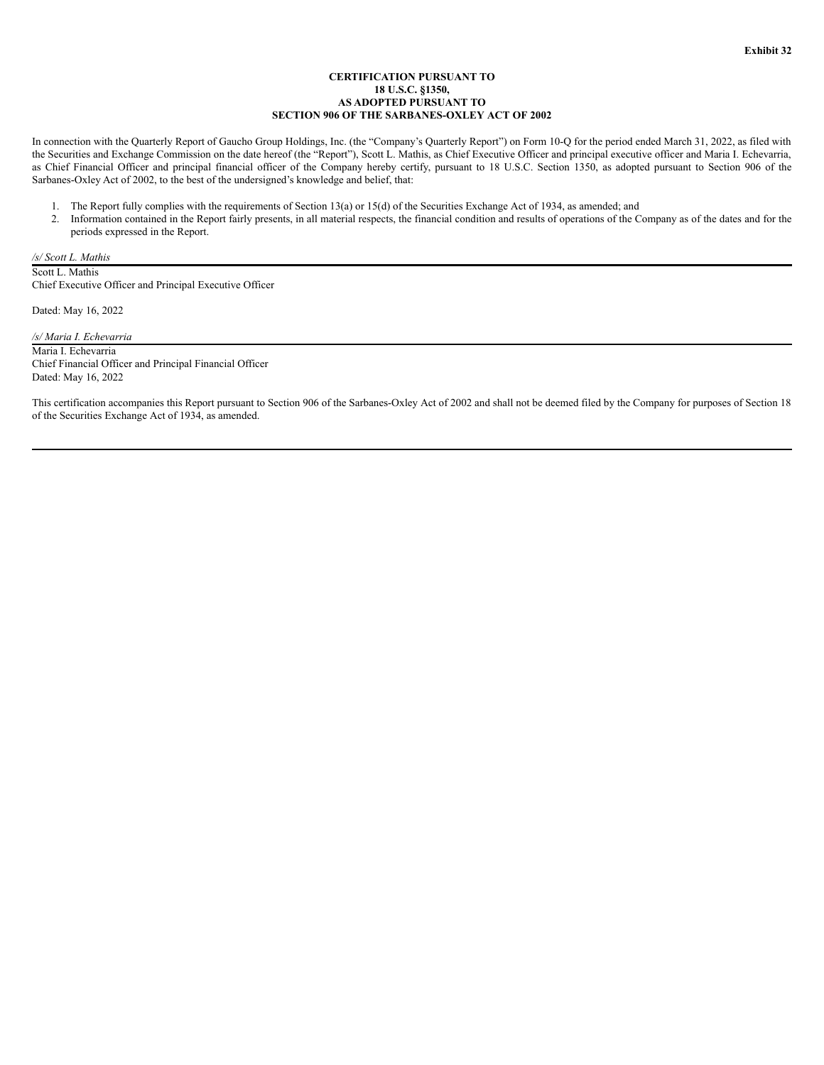**Exhibit 32**

**CERTIFICATION PURSUANT TO**
**18 U.S.C. §1350,**
**AS ADOPTED PURSUANT TO**
**SECTION 906 OF THE SARBANES-OXLEY ACT OF 2002**

In connection with the Quarterly Report of Gaucho Group Holdings, Inc. (the "Company's Quarterly Report") on Form 10-Q for the period ended March 31, 2022, as filed with the Securities and Exchange Commission on the date hereof (the "Report"), Scott L. Mathis, as Chief Executive Officer and principal executive officer and Maria I. Echevarria, as Chief Financial Officer and principal financial officer of the Company hereby certify, pursuant to 18 U.S.C. Section 1350, as adopted pursuant to Section 906 of the Sarbanes-Oxley Act of 2002, to the best of the undersigned's knowledge and belief, that:

1. The Report fully complies with the requirements of Section 13(a) or 15(d) of the Securities Exchange Act of 1934, as amended; and
2. Information contained in the Report fairly presents, in all material respects, the financial condition and results of operations of the Company as of the dates and for the periods expressed in the Report.

*/s/ Scott L. Mathis*

Scott L. Mathis
Chief Executive Officer and Principal Executive Officer

Dated: May 16, 2022

*/s/ Maria I. Echevarria*

Maria I. Echevarria
Chief Financial Officer and Principal Financial Officer
Dated: May 16, 2022

This certification accompanies this Report pursuant to Section 906 of the Sarbanes-Oxley Act of 2002 and shall not be deemed filed by the Company for purposes of Section 18 of the Securities Exchange Act of 1934, as amended.